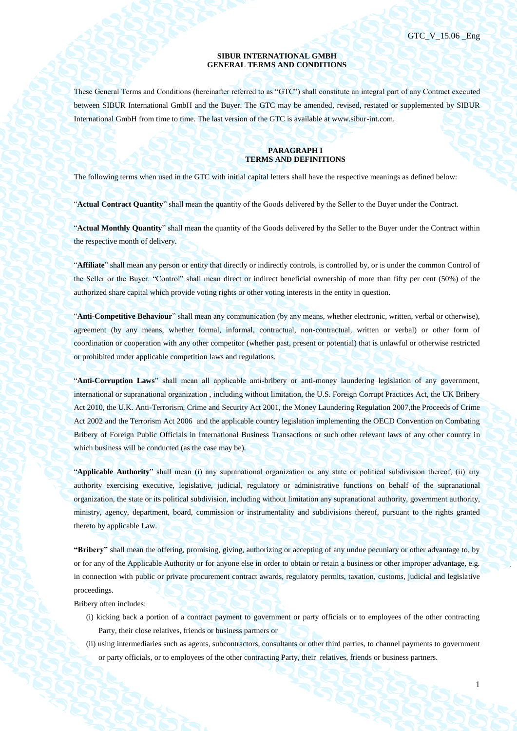**SIBUR INTERNATIONAL GMBH**
**GENERAL TERMS AND CONDITIONS**

These General Terms and Conditions (hereinafter referred to as "GTC") shall constitute an integral part of any Contract executed between SIBUR International GmbH and the Buyer. The GTC may be amended, revised, restated or supplemented by SIBUR International GmbH from time to time. The last version of the GTC is available at www.sibur-int.com.

## PARAGRAPH I
## TERMS AND DEFINITIONS

The following terms when used in the GTC with initial capital letters shall have the respective meanings as defined below:

"**Actual Contract Quantity**" shall mean the quantity of the Goods delivered by the Seller to the Buyer under the Contract.

"**Actual Monthly Quantity**" shall mean the quantity of the Goods delivered by the Seller to the Buyer under the Contract within the respective month of delivery.

"**Affiliate**" shall mean any person or entity that directly or indirectly controls, is controlled by, or is under the common Control of the Seller or the Buyer. "Control" shall mean direct or indirect beneficial ownership of more than fifty per cent (50%) of the authorized share capital which provide voting rights or other voting interests in the entity in question.

"**Anti-Competitive Behaviour**" shall mean any communication (by any means, whether electronic, written, verbal or otherwise), agreement (by any means, whether formal, informal, contractual, non-contractual, written or verbal) or other form of coordination or cooperation with any other competitor (whether past, present or potential) that is unlawful or otherwise restricted or prohibited under applicable competition laws and regulations.

"**Anti-Corruption Laws**" shall mean all applicable anti-bribery or anti-money laundering legislation of any government, international or supranational organization , including without limitation, the U.S. Foreign Corrupt Practices Act, the UK Bribery Act 2010, the U.K. Anti-Terrorism, Crime and Security Act 2001, the Money Laundering Regulation 2007,the Proceeds of Crime Act 2002 and the Terrorism Act 2006 and the applicable country legislation implementing the OECD Convention on Combating Bribery of Foreign Public Officials in International Business Transactions or such other relevant laws of any other country in which business will be conducted (as the case may be).

"**Applicable Authority**" shall mean (i) any supranational organization or any state or political subdivision thereof, (ii) any authority exercising executive, legislative, judicial, regulatory or administrative functions on behalf of the supranational organization, the state or its political subdivision, including without limitation any supranational authority, government authority, ministry, agency, department, board, commission or instrumentality and subdivisions thereof, pursuant to the rights granted thereto by applicable Law.

**"Bribery"** shall mean the offering, promising, giving, authorizing or accepting of any undue pecuniary or other advantage to, by or for any of the Applicable Authority or for anyone else in order to obtain or retain a business or other improper advantage, e.g. in connection with public or private procurement contract awards, regulatory permits, taxation, customs, judicial and legislative proceedings.

Bribery often includes:

(i) kicking back a portion of a contract payment to government or party officials or to employees of the other contracting Party, their close relatives, friends or business partners or

(ii) using intermediaries such as agents, subcontractors, consultants or other third parties, to channel payments to government or party officials, or to employees of the other contracting Party, their relatives, friends or business partners.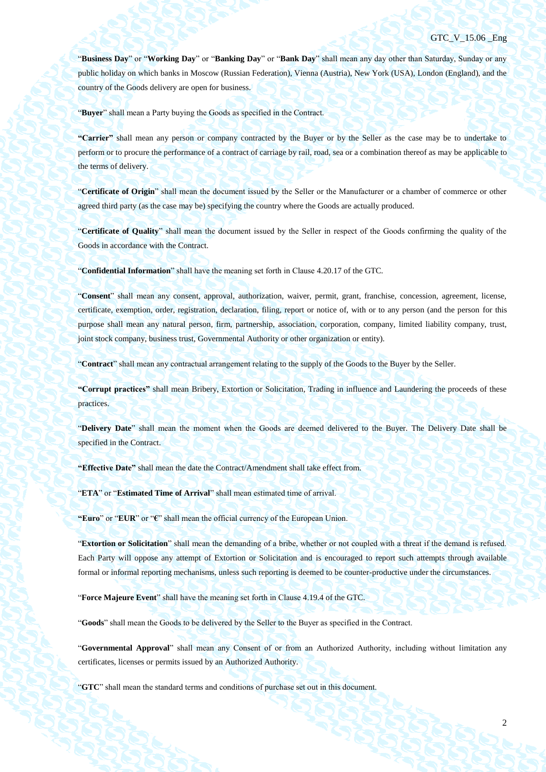"**Business Day**" or "**Working Day**" or "**Banking Day**" or "**Bank Day**" shall mean any day other than Saturday, Sunday or any public holiday on which banks in Moscow (Russian Federation), Vienna (Austria), New York (USA), London (England), and the country of the Goods delivery are open for business.

"**Buyer**" shall mean a Party buying the Goods as specified in the Contract.

**"Carrier"** shall mean any person or company contracted by the Buyer or by the Seller as the case may be to undertake to perform or to procure the performance of a contract of carriage by rail, road, sea or a combination thereof as may be applicable to the terms of delivery.

"**Certificate of Origin**" shall mean the document issued by the Seller or the Manufacturer or a chamber of commerce or other agreed third party (as the case may be) specifying the country where the Goods are actually produced.

"**Certificate of Quality**" shall mean the document issued by the Seller in respect of the Goods confirming the quality of the Goods in accordance with the Contract.

"**Confidential Information**" shall have the meaning set forth in Clause 4.20.17 of the GTC.

"**Consent**" shall mean any consent, approval, authorization, waiver, permit, grant, franchise, concession, agreement, license, certificate, exemption, order, registration, declaration, filing, report or notice of, with or to any person (and the person for this purpose shall mean any natural person, firm, partnership, association, corporation, company, limited liability company, trust, joint stock company, business trust, Governmental Authority or other organization or entity).

"**Contract**" shall mean any contractual arrangement relating to the supply of the Goods to the Buyer by the Seller.

**"Corrupt practices"** shall mean Bribery, Extortion or Solicitation, Trading in influence and Laundering the proceeds of these practices.

"**Delivery Date**" shall mean the moment when the Goods are deemed delivered to the Buyer. The Delivery Date shall be specified in the Contract.

**"Effective Date"** shall mean the date the Contract/Amendment shall take effect from.

"**ETA**" or "**Estimated Time of Arrival**" shall mean estimated time of arrival.

**"Euro**" or "**EUR**" or "**€**" shall mean the official currency of the European Union.

"**Extortion or Solicitation**" shall mean the demanding of a bribe, whether or not coupled with a threat if the demand is refused. Each Party will oppose any attempt of Extortion or Solicitation and is encouraged to report such attempts through available formal or informal reporting mechanisms, unless such reporting is deemed to be counter-productive under the circumstances.

"**Force Majeure Event**" shall have the meaning set forth in Clause 4.19.4 of the GTC.

"**Goods**" shall mean the Goods to be delivered by the Seller to the Buyer as specified in the Contract.

"**Governmental Approval**" shall mean any Consent of or from an Authorized Authority, including without limitation any certificates, licenses or permits issued by an Authorized Authority.

"**GTC**" shall mean the standard terms and conditions of purchase set out in this document.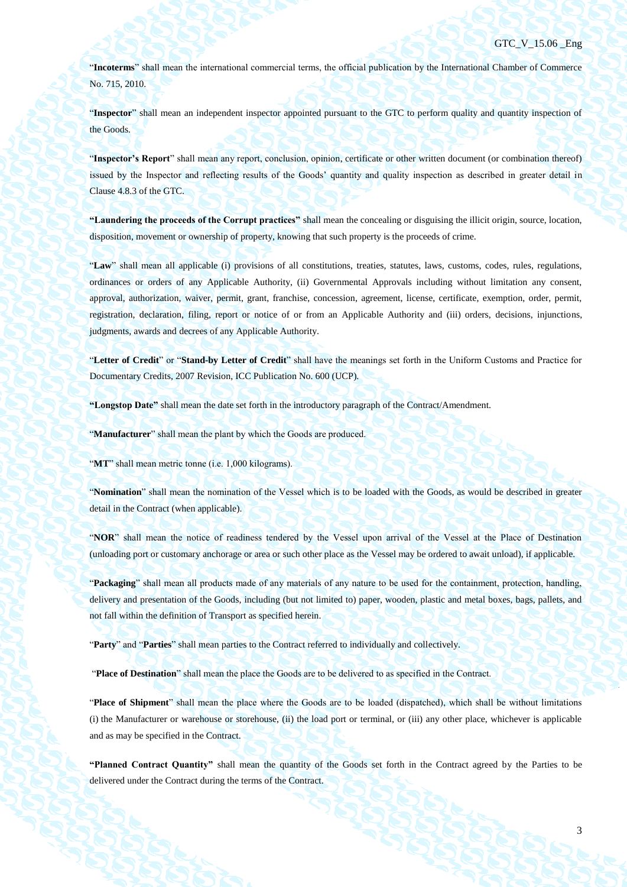"**Incoterms**" shall mean the international commercial terms, the official publication by the International Chamber of Commerce No. 715, 2010.

"**Inspector**" shall mean an independent inspector appointed pursuant to the GTC to perform quality and quantity inspection of the Goods.

"**Inspector's Report**" shall mean any report, conclusion, opinion, certificate or other written document (or combination thereof) issued by the Inspector and reflecting results of the Goods' quantity and quality inspection as described in greater detail in Clause 4.8.3 of the GTC.

**"Laundering the proceeds of the Corrupt practices"** shall mean the concealing or disguising the illicit origin, source, location, disposition, movement or ownership of property, knowing that such property is the proceeds of crime.

"**Law**" shall mean all applicable (i) provisions of all constitutions, treaties, statutes, laws, customs, codes, rules, regulations, ordinances or orders of any Applicable Authority, (ii) Governmental Approvals including without limitation any consent, approval, authorization, waiver, permit, grant, franchise, concession, agreement, license, certificate, exemption, order, permit, registration, declaration, filing, report or notice of or from an Applicable Authority and (iii) orders, decisions, injunctions, judgments, awards and decrees of any Applicable Authority.

"**Letter of Credit**" or "**Stand-by Letter of Credit**" shall have the meanings set forth in the Uniform Customs and Practice for Documentary Credits, 2007 Revision, ICC Publication No. 600 (UCP).

**"Longstop Date"** shall mean the date set forth in the introductory paragraph of the Contract/Amendment.

"**Manufacturer**" shall mean the plant by which the Goods are produced.

"**MT**" shall mean metric tonne (i.e. 1,000 kilograms).

"**Nomination**" shall mean the nomination of the Vessel which is to be loaded with the Goods, as would be described in greater detail in the Contract (when applicable).

"**NOR**" shall mean the notice of readiness tendered by the Vessel upon arrival of the Vessel at the Place of Destination (unloading port or customary anchorage or area or such other place as the Vessel may be ordered to await unload), if applicable.

"**Packaging**" shall mean all products made of any materials of any nature to be used for the containment, protection, handling, delivery and presentation of the Goods, including (but not limited to) paper, wooden, plastic and metal boxes, bags, pallets, and not fall within the definition of Transport as specified herein.

"**Party**" and "**Parties**" shall mean parties to the Contract referred to individually and collectively.

"**Place of Destination**" shall mean the place the Goods are to be delivered to as specified in the Contract.

"**Place of Shipment**" shall mean the place where the Goods are to be loaded (dispatched), which shall be without limitations (i) the Manufacturer or warehouse or storehouse, (ii) the load port or terminal, or (iii) any other place, whichever is applicable and as may be specified in the Contract.

**"Planned Contract Quantity"** shall mean the quantity of the Goods set forth in the Contract agreed by the Parties to be delivered under the Contract during the terms of the Contract.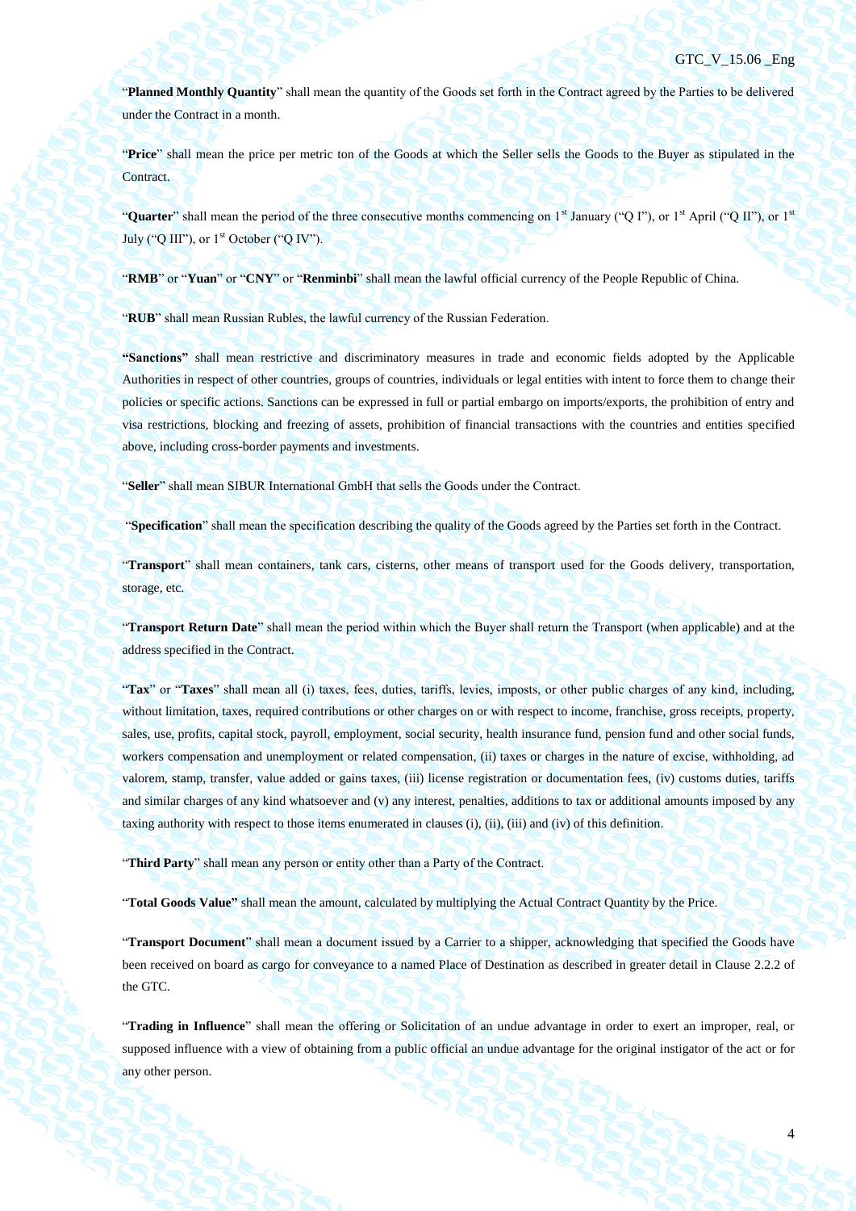"**Planned Monthly Quantity**" shall mean the quantity of the Goods set forth in the Contract agreed by the Parties to be delivered under the Contract in a month.

"**Price**" shall mean the price per metric ton of the Goods at which the Seller sells the Goods to the Buyer as stipulated in the Contract.

"**Quarter**" shall mean the period of the three consecutive months commencing on 1st January ("Q I"), or 1st April ("Q II"), or 1st July ("Q III"), or 1st October ("Q IV").

"**RMB**" or "**Yuan**" or "**CNY**" or "**Renminbi**" shall mean the lawful official currency of the People Republic of China.

"**RUB**" shall mean Russian Rubles, the lawful currency of the Russian Federation.

**"Sanctions"** shall mean restrictive and discriminatory measures in trade and economic fields adopted by the Applicable Authorities in respect of other countries, groups of countries, individuals or legal entities with intent to force them to change their policies or specific actions. Sanctions can be expressed in full or partial embargo on imports/exports, the prohibition of entry and visa restrictions, blocking and freezing of assets, prohibition of financial transactions with the countries and entities specified above, including cross-border payments and investments.

"**Seller**" shall mean SIBUR International GmbH that sells the Goods under the Contract.

"**Specification**" shall mean the specification describing the quality of the Goods agreed by the Parties set forth in the Contract.

"**Transport**" shall mean containers, tank cars, cisterns, other means of transport used for the Goods delivery, transportation, storage, etc.

"**Transport Return Date**" shall mean the period within which the Buyer shall return the Transport (when applicable) and at the address specified in the Contract.

"**Tax**" or "**Taxes**" shall mean all (i) taxes, fees, duties, tariffs, levies, imposts, or other public charges of any kind, including, without limitation, taxes, required contributions or other charges on or with respect to income, franchise, gross receipts, property, sales, use, profits, capital stock, payroll, employment, social security, health insurance fund, pension fund and other social funds, workers compensation and unemployment or related compensation, (ii) taxes or charges in the nature of excise, withholding, ad valorem, stamp, transfer, value added or gains taxes, (iii) license registration or documentation fees, (iv) customs duties, tariffs and similar charges of any kind whatsoever and (v) any interest, penalties, additions to tax or additional amounts imposed by any taxing authority with respect to those items enumerated in clauses (i), (ii), (iii) and (iv) of this definition.

"**Third Party**" shall mean any person or entity other than a Party of the Contract.

"**Total Goods Value"** shall mean the amount, calculated by multiplying the Actual Contract Quantity by the Price.

"**Transport Document**" shall mean a document issued by a Carrier to a shipper, acknowledging that specified the Goods have been received on board as cargo for conveyance to a named Place of Destination as described in greater detail in Clause 2.2.2 of the GTC.

"**Trading in Influence**" shall mean the offering or Solicitation of an undue advantage in order to exert an improper, real, or supposed influence with a view of obtaining from a public official an undue advantage for the original instigator of the act or for any other person.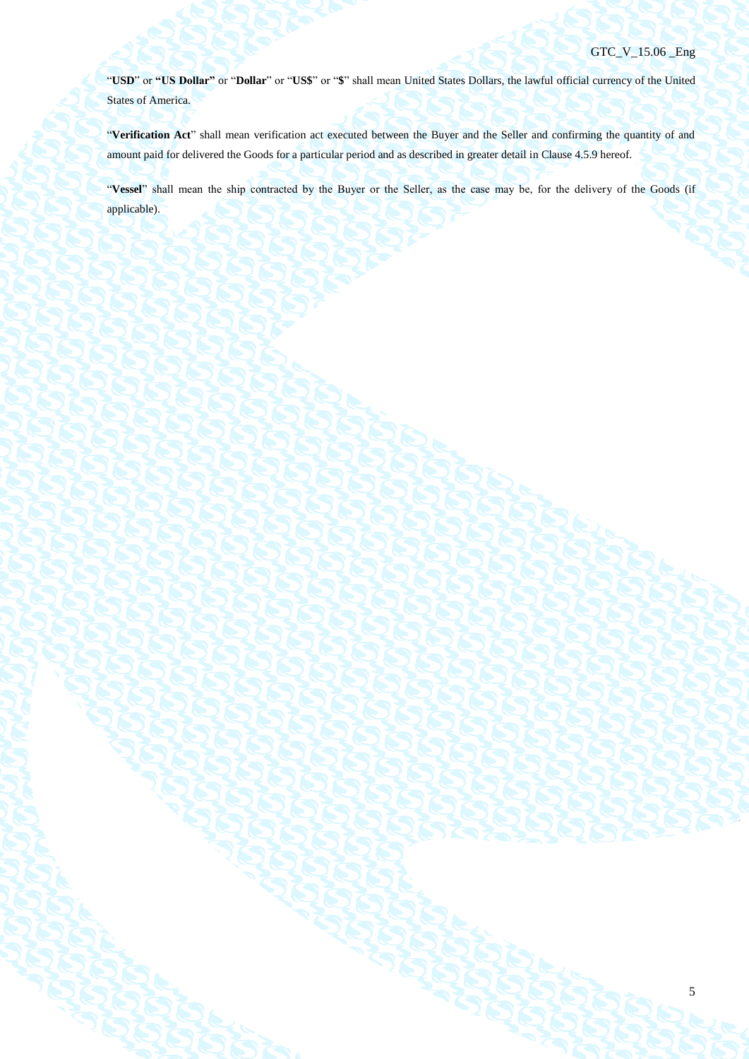"**USD**" or **"US Dollar"** or "**Dollar**" or "**US$**" or "**$**" shall mean United States Dollars, the lawful official currency of the United States of America.

"**Verification Act**" shall mean verification act executed between the Buyer and the Seller and confirming the quantity of and amount paid for delivered the Goods for a particular period and as described in greater detail in Clause 4.5.9 hereof.

"**Vessel**" shall mean the ship contracted by the Buyer or the Seller, as the case may be, for the delivery of the Goods (if applicable).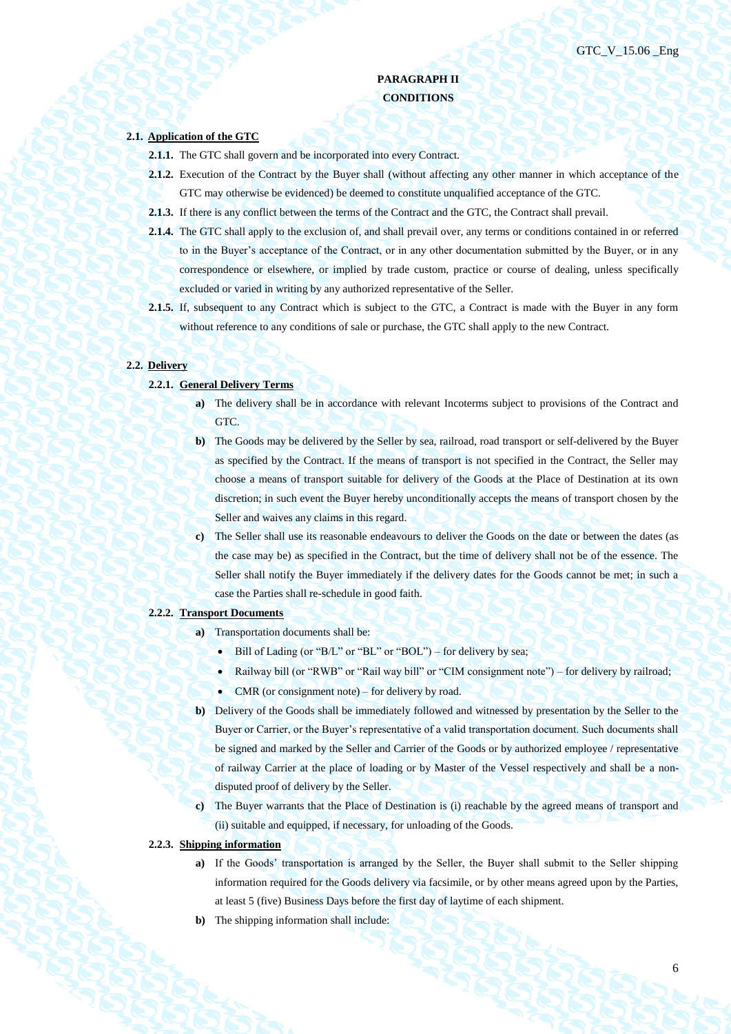## PARAGRAPH II
## CONDITIONS

**2.1. Application of the GTC**

**2.1.1.** The GTC shall govern and be incorporated into every Contract.

**2.1.2.** Execution of the Contract by the Buyer shall (without affecting any other manner in which acceptance of the GTC may otherwise be evidenced) be deemed to constitute unqualified acceptance of the GTC.

**2.1.3.** If there is any conflict between the terms of the Contract and the GTC, the Contract shall prevail.

**2.1.4.** The GTC shall apply to the exclusion of, and shall prevail over, any terms or conditions contained in or referred to in the Buyer's acceptance of the Contract, or in any other documentation submitted by the Buyer, or in any correspondence or elsewhere, or implied by trade custom, practice or course of dealing, unless specifically excluded or varied in writing by any authorized representative of the Seller.

**2.1.5.** If, subsequent to any Contract which is subject to the GTC, a Contract is made with the Buyer in any form without reference to any conditions of sale or purchase, the GTC shall apply to the new Contract.

**2.2. Delivery**

**2.2.1. General Delivery Terms**

**a)** The delivery shall be in accordance with relevant Incoterms subject to provisions of the Contract and GTC.

**b)** The Goods may be delivered by the Seller by sea, railroad, road transport or self-delivered by the Buyer as specified by the Contract. If the means of transport is not specified in the Contract, the Seller may choose a means of transport suitable for delivery of the Goods at the Place of Destination at its own discretion; in such event the Buyer hereby unconditionally accepts the means of transport chosen by the Seller and waives any claims in this regard.

**c)** The Seller shall use its reasonable endeavours to deliver the Goods on the date or between the dates (as the case may be) as specified in the Contract, but the time of delivery shall not be of the essence. The Seller shall notify the Buyer immediately if the delivery dates for the Goods cannot be met; in such a case the Parties shall re-schedule in good faith.

**2.2.2. Transport Documents**

**a)** Transportation documents shall be:

- Bill of Lading (or "B/L" or "BL" or "BOL") – for delivery by sea;
- Railway bill (or "RWB" or "Rail way bill" or "CIM consignment note") – for delivery by railroad;
- CMR (or consignment note) – for delivery by road.

**b)** Delivery of the Goods shall be immediately followed and witnessed by presentation by the Seller to the Buyer or Carrier, or the Buyer's representative of a valid transportation document. Such documents shall be signed and marked by the Seller and Carrier of the Goods or by authorized employee / representative of railway Carrier at the place of loading or by Master of the Vessel respectively and shall be a non-disputed proof of delivery by the Seller.

**c)** The Buyer warrants that the Place of Destination is (i) reachable by the agreed means of transport and (ii) suitable and equipped, if necessary, for unloading of the Goods.

**2.2.3. Shipping information**

**a)** If the Goods' transportation is arranged by the Seller, the Buyer shall submit to the Seller shipping information required for the Goods delivery via facsimile, or by other means agreed upon by the Parties, at least 5 (five) Business Days before the first day of laytime of each shipment.

**b)** The shipping information shall include: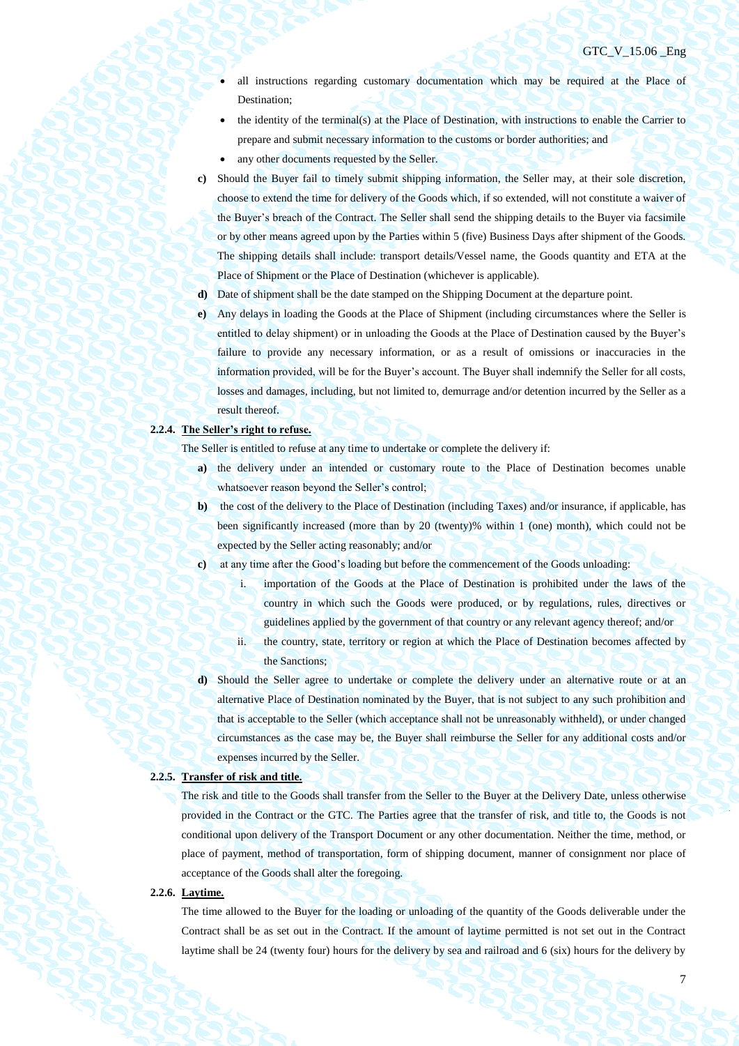- all instructions regarding customary documentation which may be required at the Place of Destination;
- the identity of the terminal(s) at the Place of Destination, with instructions to enable the Carrier to prepare and submit necessary information to the customs or border authorities; and
- any other documents requested by the Seller.

**c)** Should the Buyer fail to timely submit shipping information, the Seller may, at their sole discretion, choose to extend the time for delivery of the Goods which, if so extended, will not constitute a waiver of the Buyer's breach of the Contract. The Seller shall send the shipping details to the Buyer via facsimile or by other means agreed upon by the Parties within 5 (five) Business Days after shipment of the Goods. The shipping details shall include: transport details/Vessel name, the Goods quantity and ETA at the Place of Shipment or the Place of Destination (whichever is applicable).

**d)** Date of shipment shall be the date stamped on the Shipping Document at the departure point.

**e)** Any delays in loading the Goods at the Place of Shipment (including circumstances where the Seller is entitled to delay shipment) or in unloading the Goods at the Place of Destination caused by the Buyer's failure to provide any necessary information, or as a result of omissions or inaccuracies in the information provided, will be for the Buyer's account. The Buyer shall indemnify the Seller for all costs, losses and damages, including, but not limited to, demurrage and/or detention incurred by the Seller as a result thereof.

**2.2.4. The Seller's right to refuse.**

The Seller is entitled to refuse at any time to undertake or complete the delivery if:

**a)** the delivery under an intended or customary route to the Place of Destination becomes unable whatsoever reason beyond the Seller's control;

**b)** the cost of the delivery to the Place of Destination (including Taxes) and/or insurance, if applicable, has been significantly increased (more than by 20 (twenty)% within 1 (one) month), which could not be expected by the Seller acting reasonably; and/or

**c)** at any time after the Good's loading but before the commencement of the Goods unloading:

i. importation of the Goods at the Place of Destination is prohibited under the laws of the country in which such the Goods were produced, or by regulations, rules, directives or guidelines applied by the government of that country or any relevant agency thereof; and/or

ii. the country, state, territory or region at which the Place of Destination becomes affected by the Sanctions;

**d)** Should the Seller agree to undertake or complete the delivery under an alternative route or at an alternative Place of Destination nominated by the Buyer, that is not subject to any such prohibition and that is acceptable to the Seller (which acceptance shall not be unreasonably withheld), or under changed circumstances as the case may be, the Buyer shall reimburse the Seller for any additional costs and/or expenses incurred by the Seller.

**2.2.5. Transfer of risk and title.**

The risk and title to the Goods shall transfer from the Seller to the Buyer at the Delivery Date, unless otherwise provided in the Contract or the GTC. The Parties agree that the transfer of risk, and title to, the Goods is not conditional upon delivery of the Transport Document or any other documentation. Neither the time, method, or place of payment, method of transportation, form of shipping document, manner of consignment nor place of acceptance of the Goods shall alter the foregoing.

**2.2.6. Laytime.**

The time allowed to the Buyer for the loading or unloading of the quantity of the Goods deliverable under the Contract shall be as set out in the Contract. If the amount of laytime permitted is not set out in the Contract laytime shall be 24 (twenty four) hours for the delivery by sea and railroad and 6 (six) hours for the delivery by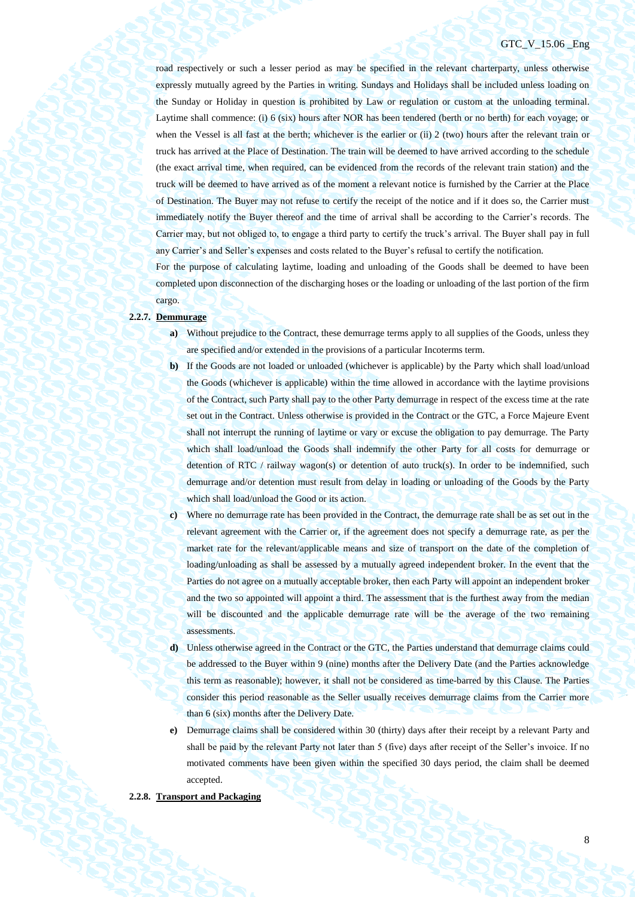road respectively or such a lesser period as may be specified in the relevant charterparty, unless otherwise expressly mutually agreed by the Parties in writing. Sundays and Holidays shall be included unless loading on the Sunday or Holiday in question is prohibited by Law or regulation or custom at the unloading terminal. Laytime shall commence: (i) 6 (six) hours after NOR has been tendered (berth or no berth) for each voyage; or when the Vessel is all fast at the berth; whichever is the earlier or (ii) 2 (two) hours after the relevant train or truck has arrived at the Place of Destination. The train will be deemed to have arrived according to the schedule (the exact arrival time, when required, can be evidenced from the records of the relevant train station) and the truck will be deemed to have arrived as of the moment a relevant notice is furnished by the Carrier at the Place of Destination. The Buyer may not refuse to certify the receipt of the notice and if it does so, the Carrier must immediately notify the Buyer thereof and the time of arrival shall be according to the Carrier's records. The Carrier may, but not obliged to, to engage a third party to certify the truck's arrival. The Buyer shall pay in full any Carrier's and Seller's expenses and costs related to the Buyer's refusal to certify the notification.

For the purpose of calculating laytime, loading and unloading of the Goods shall be deemed to have been completed upon disconnection of the discharging hoses or the loading or unloading of the last portion of the firm cargo.

**2.2.7. <u>Demmurage</u>**

**a)** Without prejudice to the Contract, these demurrage terms apply to all supplies of the Goods, unless they are specified and/or extended in the provisions of a particular Incoterms term.

**b)** If the Goods are not loaded or unloaded (whichever is applicable) by the Party which shall load/unload the Goods (whichever is applicable) within the time allowed in accordance with the laytime provisions of the Contract, such Party shall pay to the other Party demurrage in respect of the excess time at the rate set out in the Contract. Unless otherwise is provided in the Contract or the GTC, a Force Majeure Event shall not interrupt the running of laytime or vary or excuse the obligation to pay demurrage. The Party which shall load/unload the Goods shall indemnify the other Party for all costs for demurrage or detention of RTC / railway wagon(s) or detention of auto truck(s). In order to be indemnified, such demurrage and/or detention must result from delay in loading or unloading of the Goods by the Party which shall load/unload the Good or its action.

**c)** Where no demurrage rate has been provided in the Contract, the demurrage rate shall be as set out in the relevant agreement with the Carrier or, if the agreement does not specify a demurrage rate, as per the market rate for the relevant/applicable means and size of transport on the date of the completion of loading/unloading as shall be assessed by a mutually agreed independent broker. In the event that the Parties do not agree on a mutually acceptable broker, then each Party will appoint an independent broker and the two so appointed will appoint a third. The assessment that is the furthest away from the median will be discounted and the applicable demurrage rate will be the average of the two remaining assessments.

**d)** Unless otherwise agreed in the Contract or the GTC, the Parties understand that demurrage claims could be addressed to the Buyer within 9 (nine) months after the Delivery Date (and the Parties acknowledge this term as reasonable); however, it shall not be considered as time-barred by this Clause. The Parties consider this period reasonable as the Seller usually receives demurrage claims from the Carrier more than 6 (six) months after the Delivery Date.

**e)** Demurrage claims shall be considered within 30 (thirty) days after their receipt by a relevant Party and shall be paid by the relevant Party not later than 5 (five) days after receipt of the Seller's invoice. If no motivated comments have been given within the specified 30 days period, the claim shall be deemed accepted.

**2.2.8. <u>Transport and Packaging</u>**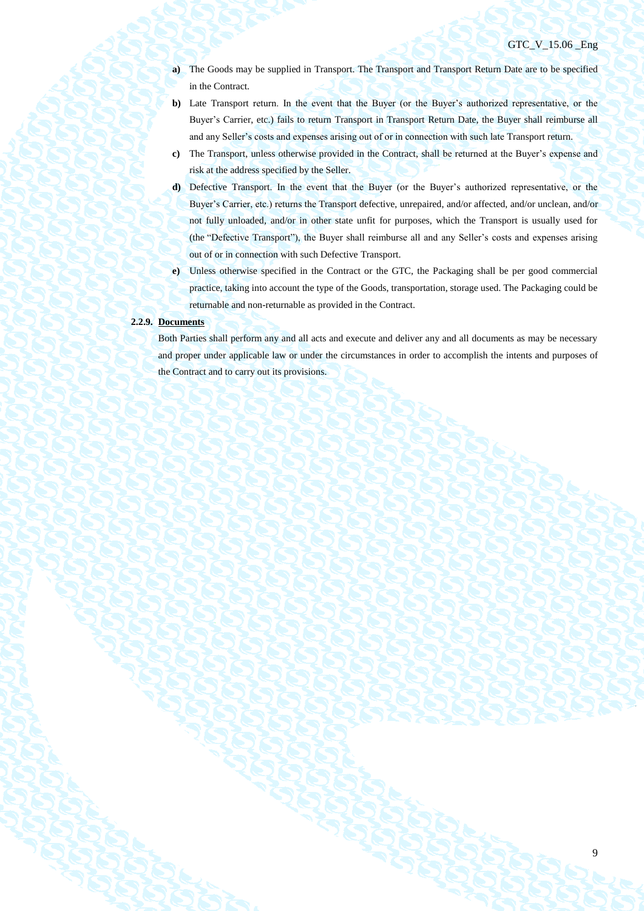- **a)** The Goods may be supplied in Transport. The Transport and Transport Return Date are to be specified in the Contract.
- **b)** Late Transport return. In the event that the Buyer (or the Buyer's authorized representative, or the Buyer's Carrier, etc.) fails to return Transport in Transport Return Date, the Buyer shall reimburse all and any Seller's costs and expenses arising out of or in connection with such late Transport return.
- **c)** The Transport, unless otherwise provided in the Contract, shall be returned at the Buyer's expense and risk at the address specified by the Seller.
- **d)** Defective Transport. In the event that the Buyer (or the Buyer's authorized representative, or the Buyer's Carrier, etc.) returns the Transport defective, unrepaired, and/or affected, and/or unclean, and/or not fully unloaded, and/or in other state unfit for purposes, which the Transport is usually used for (the "Defective Transport"), the Buyer shall reimburse all and any Seller's costs and expenses arising out of or in connection with such Defective Transport.
- **e)** Unless otherwise specified in the Contract or the GTC, the Packaging shall be per good commercial practice, taking into account the type of the Goods, transportation, storage used. The Packaging could be returnable and non-returnable as provided in the Contract.

**2.2.9. Documents**

Both Parties shall perform any and all acts and execute and deliver any and all documents as may be necessary and proper under applicable law or under the circumstances in order to accomplish the intents and purposes of the Contract and to carry out its provisions.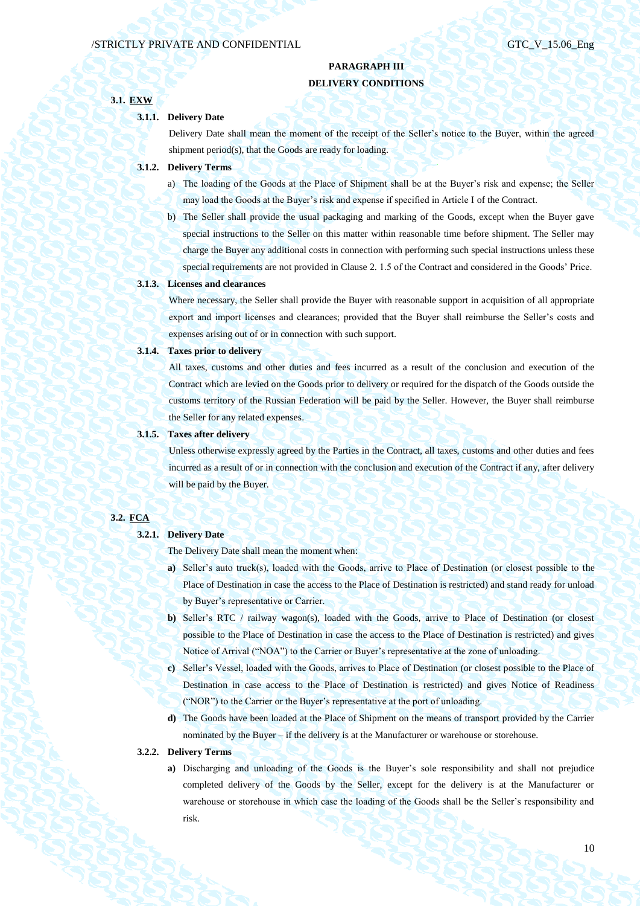## PARAGRAPH III
## DELIVERY CONDITIONS

### 3.1. EXW

**3.1.1. Delivery Date**

Delivery Date shall mean the moment of the receipt of the Seller's notice to the Buyer, within the agreed shipment period(s), that the Goods are ready for loading.

**3.1.2. Delivery Terms**

a) The loading of the Goods at the Place of Shipment shall be at the Buyer's risk and expense; the Seller may load the Goods at the Buyer's risk and expense if specified in Article I of the Contract.

b) The Seller shall provide the usual packaging and marking of the Goods, except when the Buyer gave special instructions to the Seller on this matter within reasonable time before shipment. The Seller may charge the Buyer any additional costs in connection with performing such special instructions unless these special requirements are not provided in Clause 2. 1.5 of the Contract and considered in the Goods' Price.

**3.1.3. Licenses and clearances**

Where necessary, the Seller shall provide the Buyer with reasonable support in acquisition of all appropriate export and import licenses and clearances; provided that the Buyer shall reimburse the Seller's costs and expenses arising out of or in connection with such support.

**3.1.4. Taxes prior to delivery**

All taxes, customs and other duties and fees incurred as a result of the conclusion and execution of the Contract which are levied on the Goods prior to delivery or required for the dispatch of the Goods outside the customs territory of the Russian Federation will be paid by the Seller. However, the Buyer shall reimburse the Seller for any related expenses.

**3.1.5. Taxes after delivery**

Unless otherwise expressly agreed by the Parties in the Contract, all taxes, customs and other duties and fees incurred as a result of or in connection with the conclusion and execution of the Contract if any, after delivery will be paid by the Buyer.

### 3.2. FCA

**3.2.1. Delivery Date**

The Delivery Date shall mean the moment when:

**a)** Seller's auto truck(s), loaded with the Goods, arrive to Place of Destination (or closest possible to the Place of Destination in case the access to the Place of Destination is restricted) and stand ready for unload by Buyer's representative or Carrier.

**b)** Seller's RTC / railway wagon(s), loaded with the Goods, arrive to Place of Destination (or closest possible to the Place of Destination in case the access to the Place of Destination is restricted) and gives Notice of Arrival ("NOA") to the Carrier or Buyer's representative at the zone of unloading.

**c)** Seller's Vessel, loaded with the Goods, arrives to Place of Destination (or closest possible to the Place of Destination in case access to the Place of Destination is restricted) and gives Notice of Readiness ("NOR") to the Carrier or the Buyer's representative at the port of unloading.

**d)** The Goods have been loaded at the Place of Shipment on the means of transport provided by the Carrier nominated by the Buyer – if the delivery is at the Manufacturer or warehouse or storehouse.

**3.2.2. Delivery Terms**

**a)** Discharging and unloading of the Goods is the Buyer's sole responsibility and shall not prejudice completed delivery of the Goods by the Seller, except for the delivery is at the Manufacturer or warehouse or storehouse in which case the loading of the Goods shall be the Seller's responsibility and risk.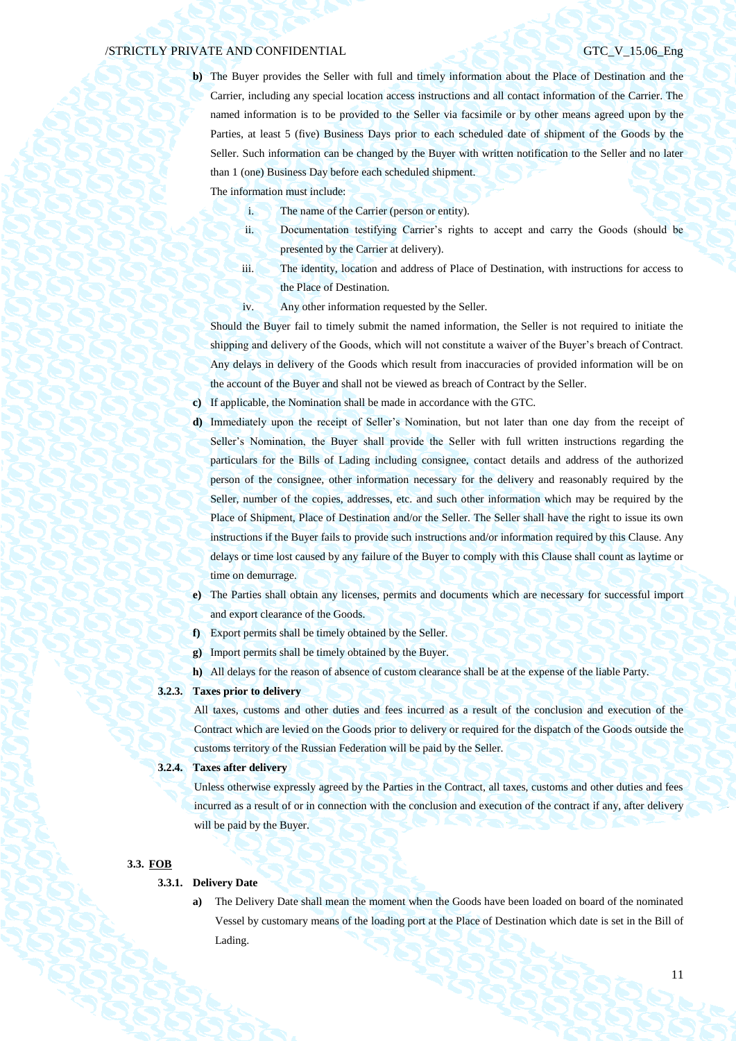**b)** The Buyer provides the Seller with full and timely information about the Place of Destination and the Carrier, including any special location access instructions and all contact information of the Carrier. The named information is to be provided to the Seller via facsimile or by other means agreed upon by the Parties, at least 5 (five) Business Days prior to each scheduled date of shipment of the Goods by the Seller. Such information can be changed by the Buyer with written notification to the Seller and no later than 1 (one) Business Day before each scheduled shipment.

The information must include:

i. The name of the Carrier (person or entity).

ii. Documentation testifying Carrier's rights to accept and carry the Goods (should be presented by the Carrier at delivery).

iii. The identity, location and address of Place of Destination, with instructions for access to the Place of Destination.

iv. Any other information requested by the Seller.

Should the Buyer fail to timely submit the named information, the Seller is not required to initiate the shipping and delivery of the Goods, which will not constitute a waiver of the Buyer's breach of Contract. Any delays in delivery of the Goods which result from inaccuracies of provided information will be on the account of the Buyer and shall not be viewed as breach of Contract by the Seller.

**c)** If applicable, the Nomination shall be made in accordance with the GTC.

**d)** Immediately upon the receipt of Seller's Nomination, but not later than one day from the receipt of Seller's Nomination, the Buyer shall provide the Seller with full written instructions regarding the particulars for the Bills of Lading including consignee, contact details and address of the authorized person of the consignee, other information necessary for the delivery and reasonably required by the Seller, number of the copies, addresses, etc. and such other information which may be required by the Place of Shipment, Place of Destination and/or the Seller. The Seller shall have the right to issue its own instructions if the Buyer fails to provide such instructions and/or information required by this Clause. Any delays or time lost caused by any failure of the Buyer to comply with this Clause shall count as laytime or time on demurrage.

**e)** The Parties shall obtain any licenses, permits and documents which are necessary for successful import and export clearance of the Goods.

**f)** Export permits shall be timely obtained by the Seller.

**g)** Import permits shall be timely obtained by the Buyer.

**h)** All delays for the reason of absence of custom clearance shall be at the expense of the liable Party.

#### 3.2.3. Taxes prior to delivery

All taxes, customs and other duties and fees incurred as a result of the conclusion and execution of the Contract which are levied on the Goods prior to delivery or required for the dispatch of the Goods outside the customs territory of the Russian Federation will be paid by the Seller.

#### 3.2.4. Taxes after delivery

Unless otherwise expressly agreed by the Parties in the Contract, all taxes, customs and other duties and fees incurred as a result of or in connection with the conclusion and execution of the contract if any, after delivery will be paid by the Buyer.

### 3.3. FOB

#### 3.3.1. Delivery Date

**a)** The Delivery Date shall mean the moment when the Goods have been loaded on board of the nominated Vessel by customary means of the loading port at the Place of Destination which date is set in the Bill of Lading.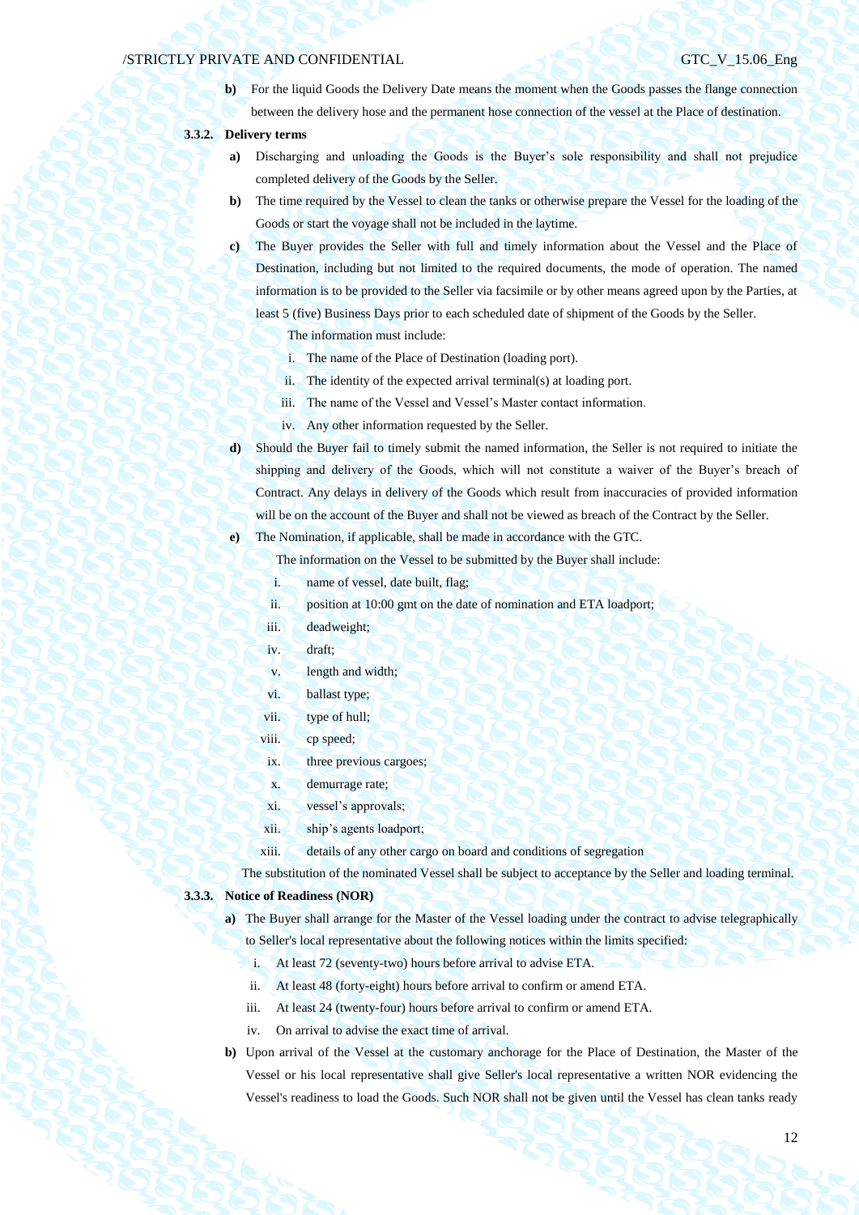**b)** For the liquid Goods the Delivery Date means the moment when the Goods passes the flange connection between the delivery hose and the permanent hose connection of the vessel at the Place of destination.

**3.3.2. Delivery terms**

**a)** Discharging and unloading the Goods is the Buyer's sole responsibility and shall not prejudice completed delivery of the Goods by the Seller.

**b)** The time required by the Vessel to clean the tanks or otherwise prepare the Vessel for the loading of the Goods or start the voyage shall not be included in the laytime.

**c)** The Buyer provides the Seller with full and timely information about the Vessel and the Place of Destination, including but not limited to the required documents, the mode of operation. The named information is to be provided to the Seller via facsimile or by other means agreed upon by the Parties, at least 5 (five) Business Days prior to each scheduled date of shipment of the Goods by the Seller.

The information must include:

i. The name of the Place of Destination (loading port).
ii. The identity of the expected arrival terminal(s) at loading port.
iii. The name of the Vessel and Vessel's Master contact information.
iv. Any other information requested by the Seller.

**d)** Should the Buyer fail to timely submit the named information, the Seller is not required to initiate the shipping and delivery of the Goods, which will not constitute a waiver of the Buyer's breach of Contract. Any delays in delivery of the Goods which result from inaccuracies of provided information will be on the account of the Buyer and shall not be viewed as breach of the Contract by the Seller.

**e)** The Nomination, if applicable, shall be made in accordance with the GTC.

The information on the Vessel to be submitted by the Buyer shall include:

i. name of vessel, date built, flag;
ii. position at 10:00 gmt on the date of nomination and ETA loadport;
iii. deadweight;
iv. draft;
v. length and width;
vi. ballast type;
vii. type of hull;
viii. cp speed;
ix. three previous cargoes;
x. demurrage rate;
xi. vessel's approvals;
xii. ship's agents loadport;
xiii. details of any other cargo on board and conditions of segregation

The substitution of the nominated Vessel shall be subject to acceptance by the Seller and loading terminal.

**3.3.3. Notice of Readiness (NOR)**

**a)** The Buyer shall arrange for the Master of the Vessel loading under the contract to advise telegraphically to Seller's local representative about the following notices within the limits specified:

i. At least 72 (seventy-two) hours before arrival to advise ETA.
ii. At least 48 (forty-eight) hours before arrival to confirm or amend ETA.
iii. At least 24 (twenty-four) hours before arrival to confirm or amend ETA.
iv. On arrival to advise the exact time of arrival.

**b)** Upon arrival of the Vessel at the customary anchorage for the Place of Destination, the Master of the Vessel or his local representative shall give Seller's local representative a written NOR evidencing the Vessel's readiness to load the Goods. Such NOR shall not be given until the Vessel has clean tanks ready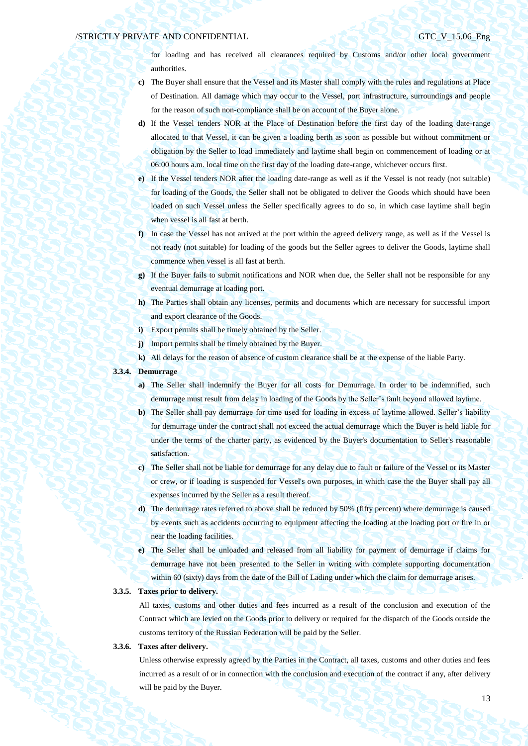for loading and has received all clearances required by Customs and/or other local government authorities.

**c)** The Buyer shall ensure that the Vessel and its Master shall comply with the rules and regulations at Place of Destination. All damage which may occur to the Vessel, port infrastructure, surroundings and people for the reason of such non-compliance shall be on account of the Buyer alone.

**d)** If the Vessel tenders NOR at the Place of Destination before the first day of the loading date-range allocated to that Vessel, it can be given a loading berth as soon as possible but without commitment or obligation by the Seller to load immediately and laytime shall begin on commencement of loading or at 06:00 hours a.m. local time on the first day of the loading date-range, whichever occurs first.

**e)** If the Vessel tenders NOR after the loading date-range as well as if the Vessel is not ready (not suitable) for loading of the Goods, the Seller shall not be obligated to deliver the Goods which should have been loaded on such Vessel unless the Seller specifically agrees to do so, in which case laytime shall begin when vessel is all fast at berth.

**f)** In case the Vessel has not arrived at the port within the agreed delivery range, as well as if the Vessel is not ready (not suitable) for loading of the goods but the Seller agrees to deliver the Goods, laytime shall commence when vessel is all fast at berth.

**g)** If the Buyer fails to submit notifications and NOR when due, the Seller shall not be responsible for any eventual demurrage at loading port.

**h)** The Parties shall obtain any licenses, permits and documents which are necessary for successful import and export clearance of the Goods.

**i)** Export permits shall be timely obtained by the Seller.

**j)** Import permits shall be timely obtained by the Buyer.

**k)** All delays for the reason of absence of custom clearance shall be at the expense of the liable Party.

**3.3.4. Demurrage**

**a)** The Seller shall indemnify the Buyer for all costs for Demurrage. In order to be indemnified, such demurrage must result from delay in loading of the Goods by the Seller's fault beyond allowed laytime.

**b)** The Seller shall pay demurrage for time used for loading in excess of laytime allowed. Seller's liability for demurrage under the contract shall not exceed the actual demurrage which the Buyer is held liable for under the terms of the charter party, as evidenced by the Buyer's documentation to Seller's reasonable satisfaction.

**c)** The Seller shall not be liable for demurrage for any delay due to fault or failure of the Vessel or its Master or crew, or if loading is suspended for Vessel's own purposes, in which case the the Buyer shall pay all expenses incurred by the Seller as a result thereof.

**d)** The demurrage rates referred to above shall be reduced by 50% (fifty percent) where demurrage is caused by events such as accidents occurring to equipment affecting the loading at the loading port or fire in or near the loading facilities.

**e)** The Seller shall be unloaded and released from all liability for payment of demurrage if claims for demurrage have not been presented to the Seller in writing with complete supporting documentation within 60 (sixty) days from the date of the Bill of Lading under which the claim for demurrage arises.

**3.3.5. Taxes prior to delivery.**

All taxes, customs and other duties and fees incurred as a result of the conclusion and execution of the Contract which are levied on the Goods prior to delivery or required for the dispatch of the Goods outside the customs territory of the Russian Federation will be paid by the Seller.

**3.3.6. Taxes after delivery.**

Unless otherwise expressly agreed by the Parties in the Contract, all taxes, customs and other duties and fees incurred as a result of or in connection with the conclusion and execution of the contract if any, after delivery will be paid by the Buyer.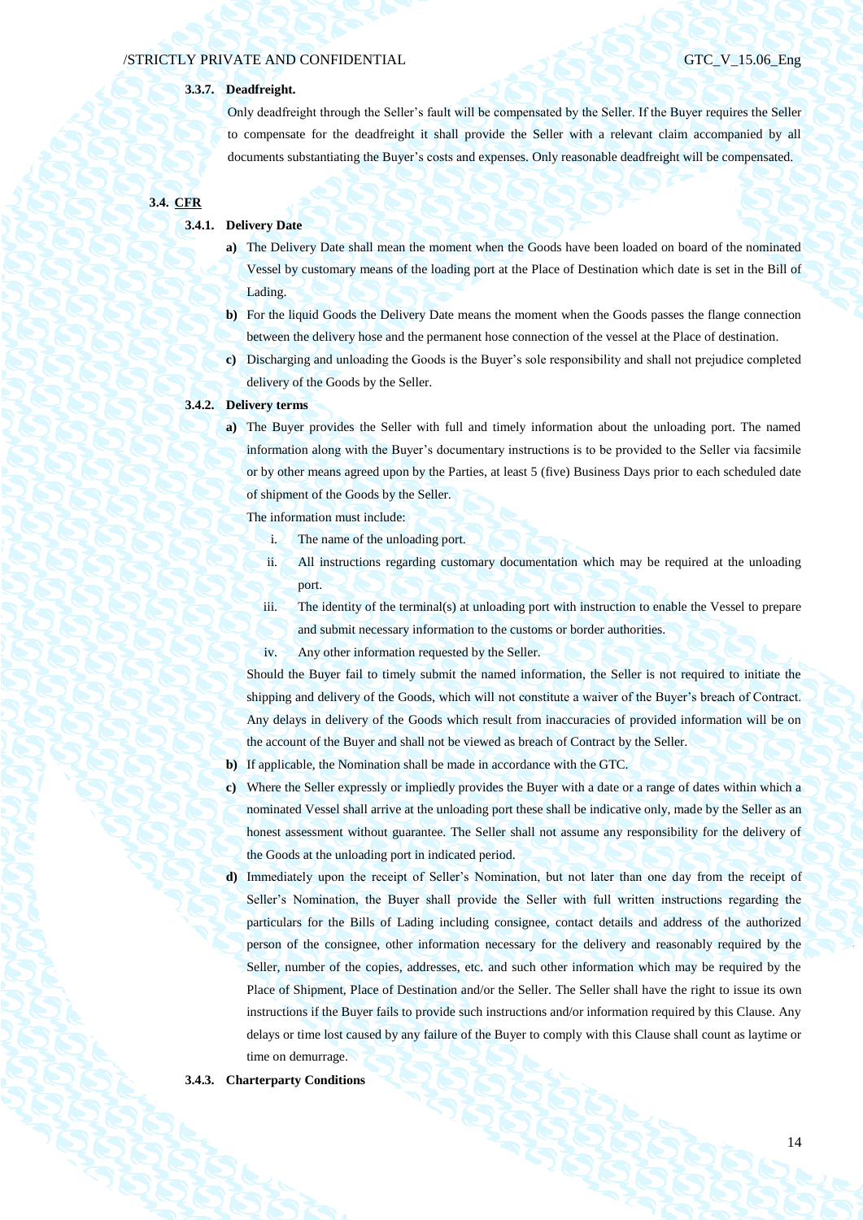#### 3.3.7. Deadfreight.

Only deadfreight through the Seller's fault will be compensated by the Seller. If the Buyer requires the Seller to compensate for the deadfreight it shall provide the Seller with a relevant claim accompanied by all documents substantiating the Buyer's costs and expenses. Only reasonable deadfreight will be compensated.

### 3.4. CFR

#### 3.4.1. Delivery Date

**a)** The Delivery Date shall mean the moment when the Goods have been loaded on board of the nominated Vessel by customary means of the loading port at the Place of Destination which date is set in the Bill of Lading.

**b)** For the liquid Goods the Delivery Date means the moment when the Goods passes the flange connection between the delivery hose and the permanent hose connection of the vessel at the Place of destination.

**c)** Discharging and unloading the Goods is the Buyer's sole responsibility and shall not prejudice completed delivery of the Goods by the Seller.

#### 3.4.2. Delivery terms

**a)** The Buyer provides the Seller with full and timely information about the unloading port. The named information along with the Buyer's documentary instructions is to be provided to the Seller via facsimile or by other means agreed upon by the Parties, at least 5 (five) Business Days prior to each scheduled date of shipment of the Goods by the Seller.

The information must include:

i. The name of the unloading port.

ii. All instructions regarding customary documentation which may be required at the unloading port.

iii. The identity of the terminal(s) at unloading port with instruction to enable the Vessel to prepare and submit necessary information to the customs or border authorities.

iv. Any other information requested by the Seller.

Should the Buyer fail to timely submit the named information, the Seller is not required to initiate the shipping and delivery of the Goods, which will not constitute a waiver of the Buyer's breach of Contract. Any delays in delivery of the Goods which result from inaccuracies of provided information will be on the account of the Buyer and shall not be viewed as breach of Contract by the Seller.

**b)** If applicable, the Nomination shall be made in accordance with the GTC.

**c)** Where the Seller expressly or impliedly provides the Buyer with a date or a range of dates within which a nominated Vessel shall arrive at the unloading port these shall be indicative only, made by the Seller as an honest assessment without guarantee. The Seller shall not assume any responsibility for the delivery of the Goods at the unloading port in indicated period.

**d)** Immediately upon the receipt of Seller's Nomination, but not later than one day from the receipt of Seller's Nomination, the Buyer shall provide the Seller with full written instructions regarding the particulars for the Bills of Lading including consignee, contact details and address of the authorized person of the consignee, other information necessary for the delivery and reasonably required by the Seller, number of the copies, addresses, etc. and such other information which may be required by the Place of Shipment, Place of Destination and/or the Seller. The Seller shall have the right to issue its own instructions if the Buyer fails to provide such instructions and/or information required by this Clause. Any delays or time lost caused by any failure of the Buyer to comply with this Clause shall count as laytime or time on demurrage.

#### 3.4.3. Charterparty Conditions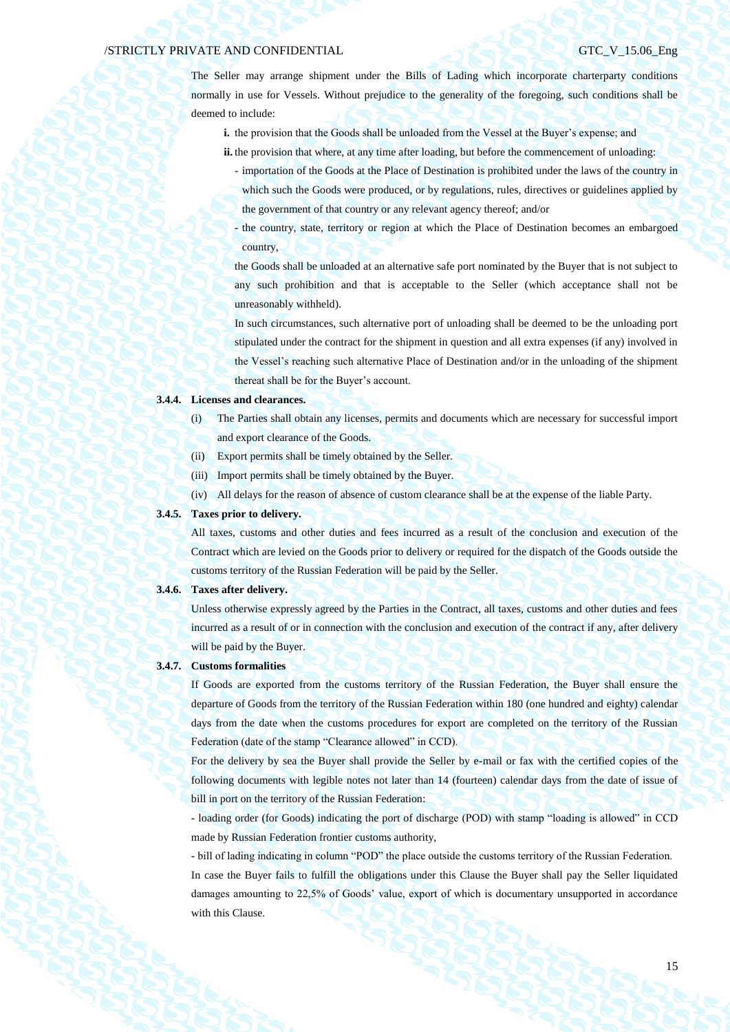The Seller may arrange shipment under the Bills of Lading which incorporate charterparty conditions normally in use for Vessels. Without prejudice to the generality of the foregoing, such conditions shall be deemed to include:

**i.** the provision that the Goods shall be unloaded from the Vessel at the Buyer's expense; and

**ii.** the provision that where, at any time after loading, but before the commencement of unloading:

- importation of the Goods at the Place of Destination is prohibited under the laws of the country in which such the Goods were produced, or by regulations, rules, directives or guidelines applied by the government of that country or any relevant agency thereof; and/or
- the country, state, territory or region at which the Place of Destination becomes an embargoed country,

the Goods shall be unloaded at an alternative safe port nominated by the Buyer that is not subject to any such prohibition and that is acceptable to the Seller (which acceptance shall not be unreasonably withheld).

In such circumstances, such alternative port of unloading shall be deemed to be the unloading port stipulated under the contract for the shipment in question and all extra expenses (if any) involved in the Vessel's reaching such alternative Place of Destination and/or in the unloading of the shipment thereat shall be for the Buyer's account.

**3.4.4. Licenses and clearances.**

(i) The Parties shall obtain any licenses, permits and documents which are necessary for successful import and export clearance of the Goods.

(ii) Export permits shall be timely obtained by the Seller.

(iii) Import permits shall be timely obtained by the Buyer.

(iv) All delays for the reason of absence of custom clearance shall be at the expense of the liable Party.

**3.4.5. Taxes prior to delivery.**

All taxes, customs and other duties and fees incurred as a result of the conclusion and execution of the Contract which are levied on the Goods prior to delivery or required for the dispatch of the Goods outside the customs territory of the Russian Federation will be paid by the Seller.

**3.4.6. Taxes after delivery.**

Unless otherwise expressly agreed by the Parties in the Contract, all taxes, customs and other duties and fees incurred as a result of or in connection with the conclusion and execution of the contract if any, after delivery will be paid by the Buyer.

**3.4.7. Customs formalities**

If Goods are exported from the customs territory of the Russian Federation, the Buyer shall ensure the departure of Goods from the territory of the Russian Federation within 180 (one hundred and eighty) calendar days from the date when the customs procedures for export are completed on the territory of the Russian Federation (date of the stamp "Clearance allowed" in CCD).

For the delivery by sea the Buyer shall provide the Seller by e-mail or fax with the certified copies of the following documents with legible notes not later than 14 (fourteen) calendar days from the date of issue of bill in port on the territory of the Russian Federation:

- loading order (for Goods) indicating the port of discharge (POD) with stamp "loading is allowed" in CCD made by Russian Federation frontier customs authority,

- bill of lading indicating in column "POD" the place outside the customs territory of the Russian Federation.

In case the Buyer fails to fulfill the obligations under this Clause the Buyer shall pay the Seller liquidated damages amounting to 22,5% of Goods' value, export of which is documentary unsupported in accordance with this Clause.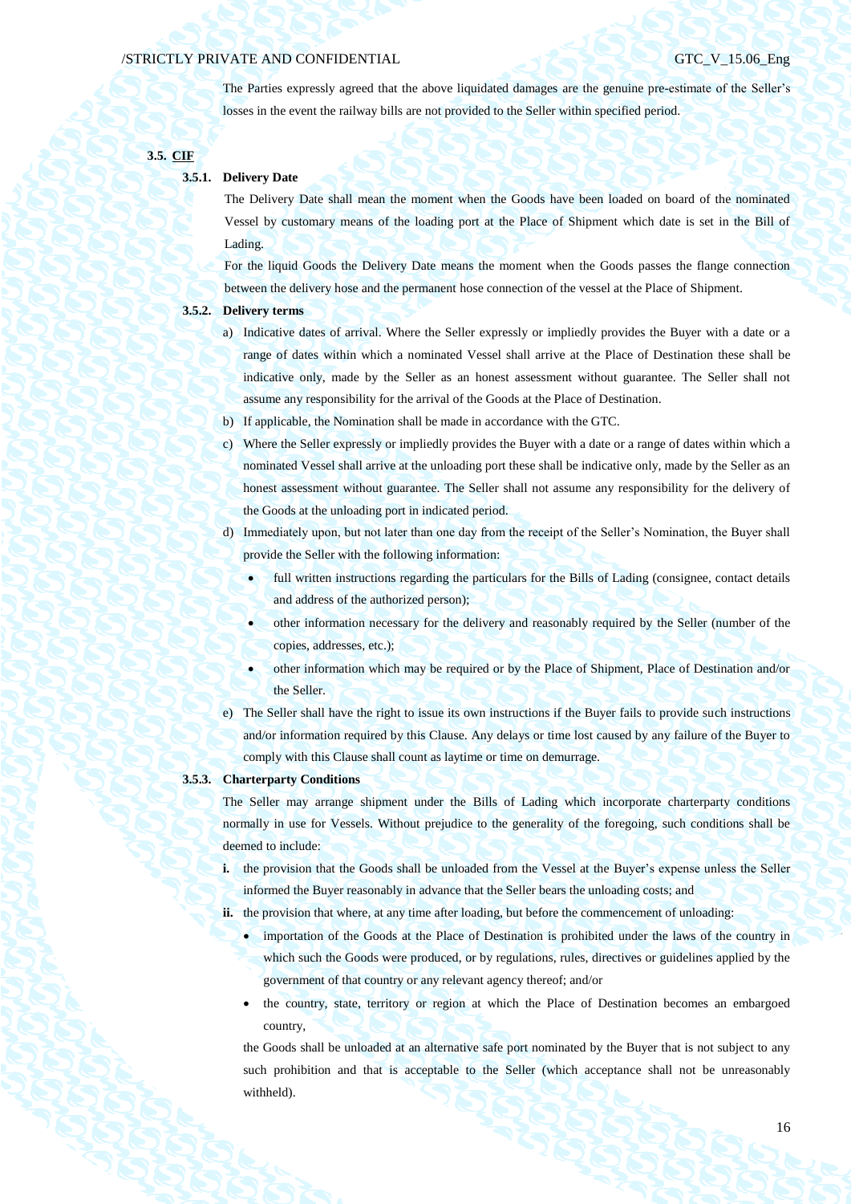The Parties expressly agreed that the above liquidated damages are the genuine pre-estimate of the Seller's losses in the event the railway bills are not provided to the Seller within specified period.

### 3.5. CIF

#### 3.5.1. Delivery Date

The Delivery Date shall mean the moment when the Goods have been loaded on board of the nominated Vessel by customary means of the loading port at the Place of Shipment which date is set in the Bill of Lading.

For the liquid Goods the Delivery Date means the moment when the Goods passes the flange connection between the delivery hose and the permanent hose connection of the vessel at the Place of Shipment.

#### 3.5.2. Delivery terms

a) Indicative dates of arrival. Where the Seller expressly or impliedly provides the Buyer with a date or a range of dates within which a nominated Vessel shall arrive at the Place of Destination these shall be indicative only, made by the Seller as an honest assessment without guarantee. The Seller shall not assume any responsibility for the arrival of the Goods at the Place of Destination.

b) If applicable, the Nomination shall be made in accordance with the GTC.

c) Where the Seller expressly or impliedly provides the Buyer with a date or a range of dates within which a nominated Vessel shall arrive at the unloading port these shall be indicative only, made by the Seller as an honest assessment without guarantee. The Seller shall not assume any responsibility for the delivery of the Goods at the unloading port in indicated period.

d) Immediately upon, but not later than one day from the receipt of the Seller's Nomination, the Buyer shall provide the Seller with the following information:

   - full written instructions regarding the particulars for the Bills of Lading (consignee, contact details and address of the authorized person);
   - other information necessary for the delivery and reasonably required by the Seller (number of the copies, addresses, etc.);
   - other information which may be required or by the Place of Shipment, Place of Destination and/or the Seller.

e) The Seller shall have the right to issue its own instructions if the Buyer fails to provide such instructions and/or information required by this Clause. Any delays or time lost caused by any failure of the Buyer to comply with this Clause shall count as laytime or time on demurrage.

#### 3.5.3. Charterparty Conditions

The Seller may arrange shipment under the Bills of Lading which incorporate charterparty conditions normally in use for Vessels. Without prejudice to the generality of the foregoing, such conditions shall be deemed to include:

**i.** the provision that the Goods shall be unloaded from the Vessel at the Buyer's expense unless the Seller informed the Buyer reasonably in advance that the Seller bears the unloading costs; and

**ii.** the provision that where, at any time after loading, but before the commencement of unloading:

   - importation of the Goods at the Place of Destination is prohibited under the laws of the country in which such the Goods were produced, or by regulations, rules, directives or guidelines applied by the government of that country or any relevant agency thereof; and/or
   - the country, state, territory or region at which the Place of Destination becomes an embargoed country,

   the Goods shall be unloaded at an alternative safe port nominated by the Buyer that is not subject to any such prohibition and that is acceptable to the Seller (which acceptance shall not be unreasonably withheld).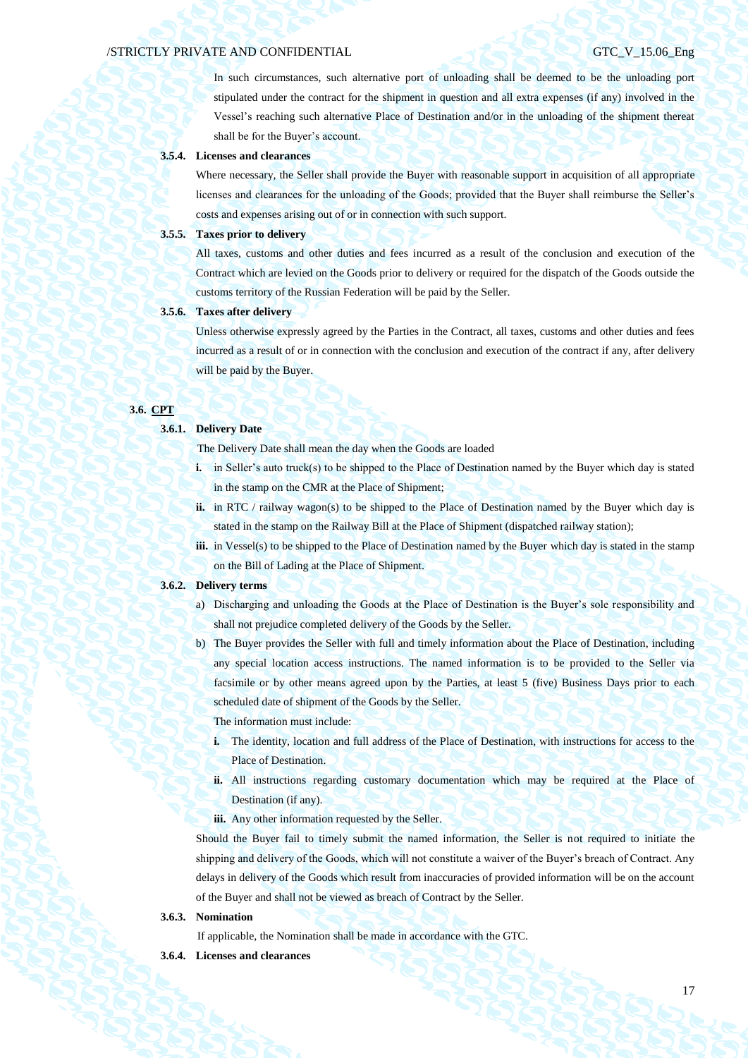In such circumstances, such alternative port of unloading shall be deemed to be the unloading port stipulated under the contract for the shipment in question and all extra expenses (if any) involved in the Vessel's reaching such alternative Place of Destination and/or in the unloading of the shipment thereat shall be for the Buyer's account.

**3.5.4. Licenses and clearances**

Where necessary, the Seller shall provide the Buyer with reasonable support in acquisition of all appropriate licenses and clearances for the unloading of the Goods; provided that the Buyer shall reimburse the Seller's costs and expenses arising out of or in connection with such support.

**3.5.5. Taxes prior to delivery**

All taxes, customs and other duties and fees incurred as a result of the conclusion and execution of the Contract which are levied on the Goods prior to delivery or required for the dispatch of the Goods outside the customs territory of the Russian Federation will be paid by the Seller.

**3.5.6. Taxes after delivery**

Unless otherwise expressly agreed by the Parties in the Contract, all taxes, customs and other duties and fees incurred as a result of or in connection with the conclusion and execution of the contract if any, after delivery will be paid by the Buyer.

**3.6. <u>CPT</u>**

**3.6.1. Delivery Date**

The Delivery Date shall mean the day when the Goods are loaded

- **i.** in Seller's auto truck(s) to be shipped to the Place of Destination named by the Buyer which day is stated in the stamp on the CMR at the Place of Shipment;
- **ii.** in RTC / railway wagon(s) to be shipped to the Place of Destination named by the Buyer which day is stated in the stamp on the Railway Bill at the Place of Shipment (dispatched railway station);
- **iii.** in Vessel(s) to be shipped to the Place of Destination named by the Buyer which day is stated in the stamp on the Bill of Lading at the Place of Shipment.

**3.6.2. Delivery terms**

a) Discharging and unloading the Goods at the Place of Destination is the Buyer's sole responsibility and shall not prejudice completed delivery of the Goods by the Seller.

b) The Buyer provides the Seller with full and timely information about the Place of Destination, including any special location access instructions. The named information is to be provided to the Seller via facsimile or by other means agreed upon by the Parties, at least 5 (five) Business Days prior to each scheduled date of shipment of the Goods by the Seller.

The information must include:

- **i.** The identity, location and full address of the Place of Destination, with instructions for access to the Place of Destination.
- **ii.** All instructions regarding customary documentation which may be required at the Place of Destination (if any).
- **iii.** Any other information requested by the Seller.

Should the Buyer fail to timely submit the named information, the Seller is not required to initiate the shipping and delivery of the Goods, which will not constitute a waiver of the Buyer's breach of Contract. Any delays in delivery of the Goods which result from inaccuracies of provided information will be on the account of the Buyer and shall not be viewed as breach of Contract by the Seller.

**3.6.3. Nomination**

If applicable, the Nomination shall be made in accordance with the GTC.

**3.6.4. Licenses and clearances**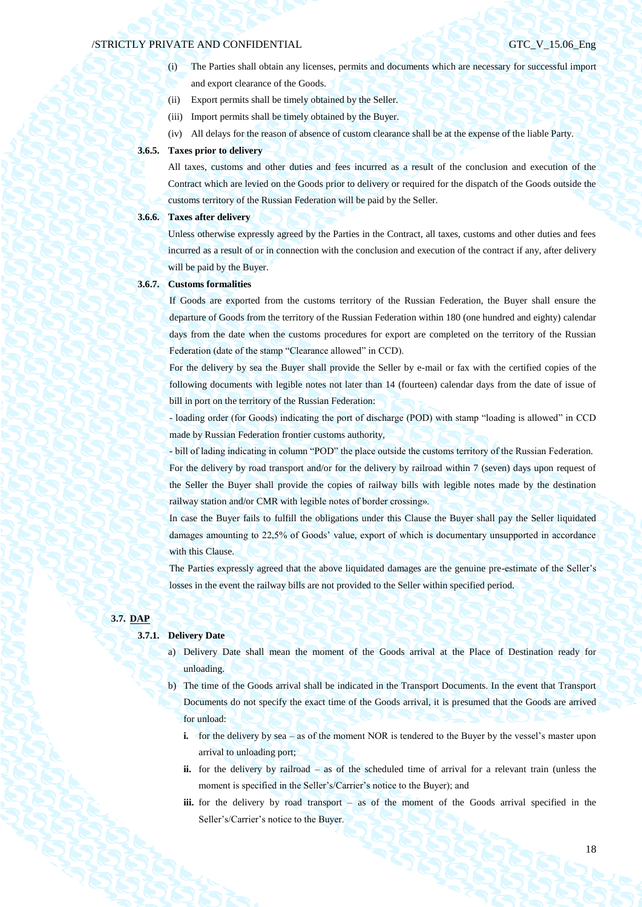(i) The Parties shall obtain any licenses, permits and documents which are necessary for successful import and export clearance of the Goods.

(ii) Export permits shall be timely obtained by the Seller.

(iii) Import permits shall be timely obtained by the Buyer.

(iv) All delays for the reason of absence of custom clearance shall be at the expense of the liable Party.

**3.6.5. Taxes prior to delivery**

All taxes, customs and other duties and fees incurred as a result of the conclusion and execution of the Contract which are levied on the Goods prior to delivery or required for the dispatch of the Goods outside the customs territory of the Russian Federation will be paid by the Seller.

**3.6.6. Taxes after delivery**

Unless otherwise expressly agreed by the Parties in the Contract, all taxes, customs and other duties and fees incurred as a result of or in connection with the conclusion and execution of the contract if any, after delivery will be paid by the Buyer.

**3.6.7. Customs formalities**

If Goods are exported from the customs territory of the Russian Federation, the Buyer shall ensure the departure of Goods from the territory of the Russian Federation within 180 (one hundred and eighty) calendar days from the date when the customs procedures for export are completed on the territory of the Russian Federation (date of the stamp "Clearance allowed" in CCD).

For the delivery by sea the Buyer shall provide the Seller by e-mail or fax with the certified copies of the following documents with legible notes not later than 14 (fourteen) calendar days from the date of issue of bill in port on the territory of the Russian Federation:

- loading order (for Goods) indicating the port of discharge (POD) with stamp "loading is allowed" in CCD made by Russian Federation frontier customs authority,

- bill of lading indicating in column "POD" the place outside the customs territory of the Russian Federation.

For the delivery by road transport and/or for the delivery by railroad within 7 (seven) days upon request of the Seller the Buyer shall provide the copies of railway bills with legible notes made by the destination railway station and/or CMR with legible notes of border crossing».

In case the Buyer fails to fulfill the obligations under this Clause the Buyer shall pay the Seller liquidated damages amounting to 22,5% of Goods' value, export of which is documentary unsupported in accordance with this Clause.

The Parties expressly agreed that the above liquidated damages are the genuine pre-estimate of the Seller's losses in the event the railway bills are not provided to the Seller within specified period.

## 3.7. DAP

**3.7.1. Delivery Date**

a) Delivery Date shall mean the moment of the Goods arrival at the Place of Destination ready for unloading.

b) The time of the Goods arrival shall be indicated in the Transport Documents. In the event that Transport Documents do not specify the exact time of the Goods arrival, it is presumed that the Goods are arrived for unload:

   **i.** for the delivery by sea – as of the moment NOR is tendered to the Buyer by the vessel's master upon arrival to unloading port;

   **ii.** for the delivery by railroad – as of the scheduled time of arrival for a relevant train (unless the moment is specified in the Seller's/Carrier's notice to the Buyer); and

   **iii.** for the delivery by road transport – as of the moment of the Goods arrival specified in the Seller's/Carrier's notice to the Buyer.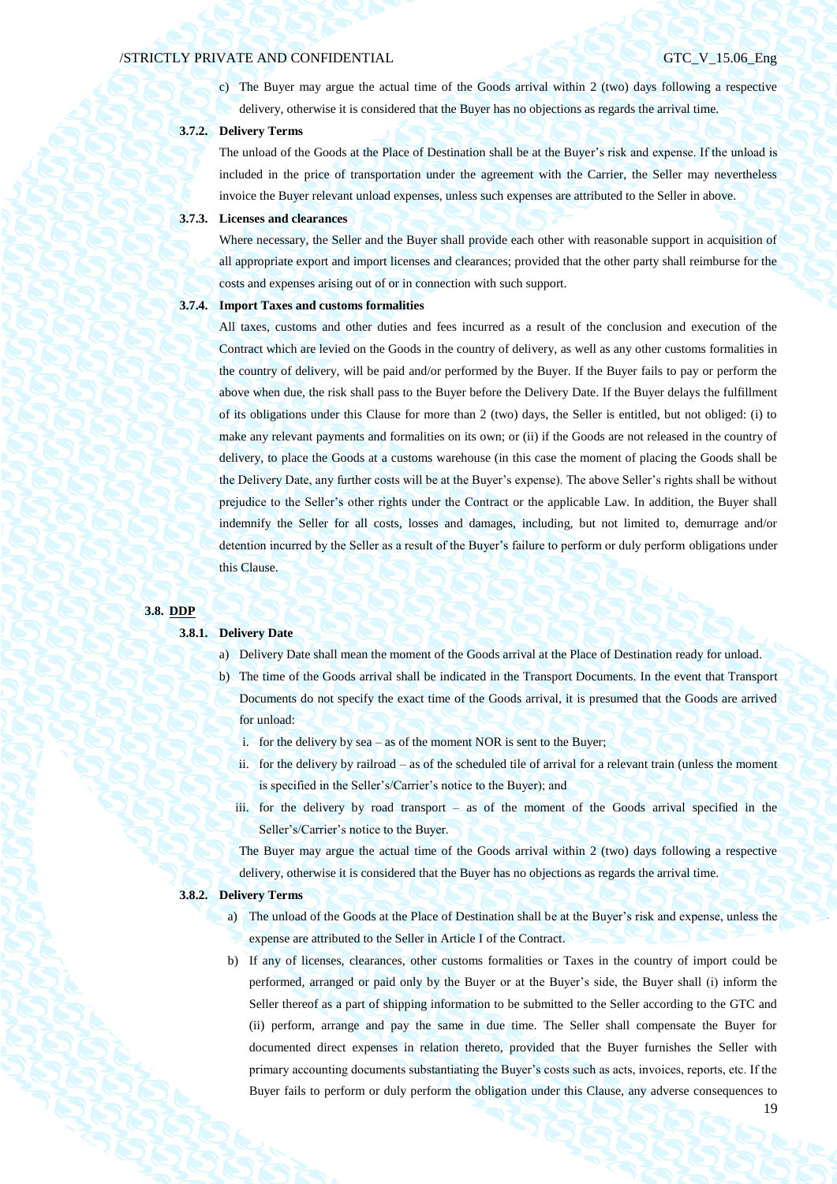c) The Buyer may argue the actual time of the Goods arrival within 2 (two) days following a respective delivery, otherwise it is considered that the Buyer has no objections as regards the arrival time.

**3.7.2. Delivery Terms**

The unload of the Goods at the Place of Destination shall be at the Buyer's risk and expense. If the unload is included in the price of transportation under the agreement with the Carrier, the Seller may nevertheless invoice the Buyer relevant unload expenses, unless such expenses are attributed to the Seller in above.

**3.7.3. Licenses and clearances**

Where necessary, the Seller and the Buyer shall provide each other with reasonable support in acquisition of all appropriate export and import licenses and clearances; provided that the other party shall reimburse for the costs and expenses arising out of or in connection with such support.

**3.7.4. Import Taxes and customs formalities**

All taxes, customs and other duties and fees incurred as a result of the conclusion and execution of the Contract which are levied on the Goods in the country of delivery, as well as any other customs formalities in the country of delivery, will be paid and/or performed by the Buyer. If the Buyer fails to pay or perform the above when due, the risk shall pass to the Buyer before the Delivery Date. If the Buyer delays the fulfillment of its obligations under this Clause for more than 2 (two) days, the Seller is entitled, but not obliged: (i) to make any relevant payments and formalities on its own; or (ii) if the Goods are not released in the country of delivery, to place the Goods at a customs warehouse (in this case the moment of placing the Goods shall be the Delivery Date, any further costs will be at the Buyer's expense). The above Seller's rights shall be without prejudice to the Seller's other rights under the Contract or the applicable Law. In addition, the Buyer shall indemnify the Seller for all costs, losses and damages, including, but not limited to, demurrage and/or detention incurred by the Seller as a result of the Buyer's failure to perform or duly perform obligations under this Clause.

**3.8. DDP**

**3.8.1. Delivery Date**

a) Delivery Date shall mean the moment of the Goods arrival at the Place of Destination ready for unload.

b) The time of the Goods arrival shall be indicated in the Transport Documents. In the event that Transport Documents do not specify the exact time of the Goods arrival, it is presumed that the Goods are arrived for unload:

   i. for the delivery by sea – as of the moment NOR is sent to the Buyer;

   ii. for the delivery by railroad – as of the scheduled tile of arrival for a relevant train (unless the moment is specified in the Seller's/Carrier's notice to the Buyer); and

   iii. for the delivery by road transport – as of the moment of the Goods arrival specified in the Seller's/Carrier's notice to the Buyer.

   The Buyer may argue the actual time of the Goods arrival within 2 (two) days following a respective delivery, otherwise it is considered that the Buyer has no objections as regards the arrival time.

**3.8.2. Delivery Terms**

a) The unload of the Goods at the Place of Destination shall be at the Buyer's risk and expense, unless the expense are attributed to the Seller in Article I of the Contract.

b) If any of licenses, clearances, other customs formalities or Taxes in the country of import could be performed, arranged or paid only by the Buyer or at the Buyer's side, the Buyer shall (i) inform the Seller thereof as a part of shipping information to be submitted to the Seller according to the GTC and (ii) perform, arrange and pay the same in due time. The Seller shall compensate the Buyer for documented direct expenses in relation thereto, provided that the Buyer furnishes the Seller with primary accounting documents substantiating the Buyer's costs such as acts, invoices, reports, etc. If the Buyer fails to perform or duly perform the obligation under this Clause, any adverse consequences to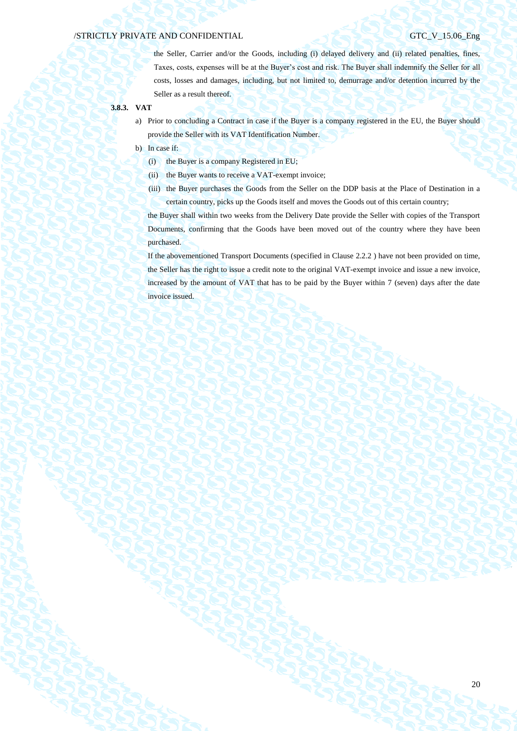the Seller, Carrier and/or the Goods, including (i) delayed delivery and (ii) related penalties, fines, Taxes, costs, expenses will be at the Buyer's cost and risk. The Buyer shall indemnify the Seller for all costs, losses and damages, including, but not limited to, demurrage and/or detention incurred by the Seller as a result thereof.

**3.8.3. VAT**

a) Prior to concluding a Contract in case if the Buyer is a company registered in the EU, the Buyer should provide the Seller with its VAT Identification Number.

b) In case if:

   (i) the Buyer is a company Registered in EU;

   (ii) the Buyer wants to receive a VAT-exempt invoice;

   (iii) the Buyer purchases the Goods from the Seller on the DDP basis at the Place of Destination in a certain country, picks up the Goods itself and moves the Goods out of this certain country;

   the Buyer shall within two weeks from the Delivery Date provide the Seller with copies of the Transport Documents, confirming that the Goods have been moved out of the country where they have been purchased.

   If the abovementioned Transport Documents (specified in Clause 2.2.2 ) have not been provided on time, the Seller has the right to issue a credit note to the original VAT-exempt invoice and issue a new invoice, increased by the amount of VAT that has to be paid by the Buyer within 7 (seven) days after the date invoice issued.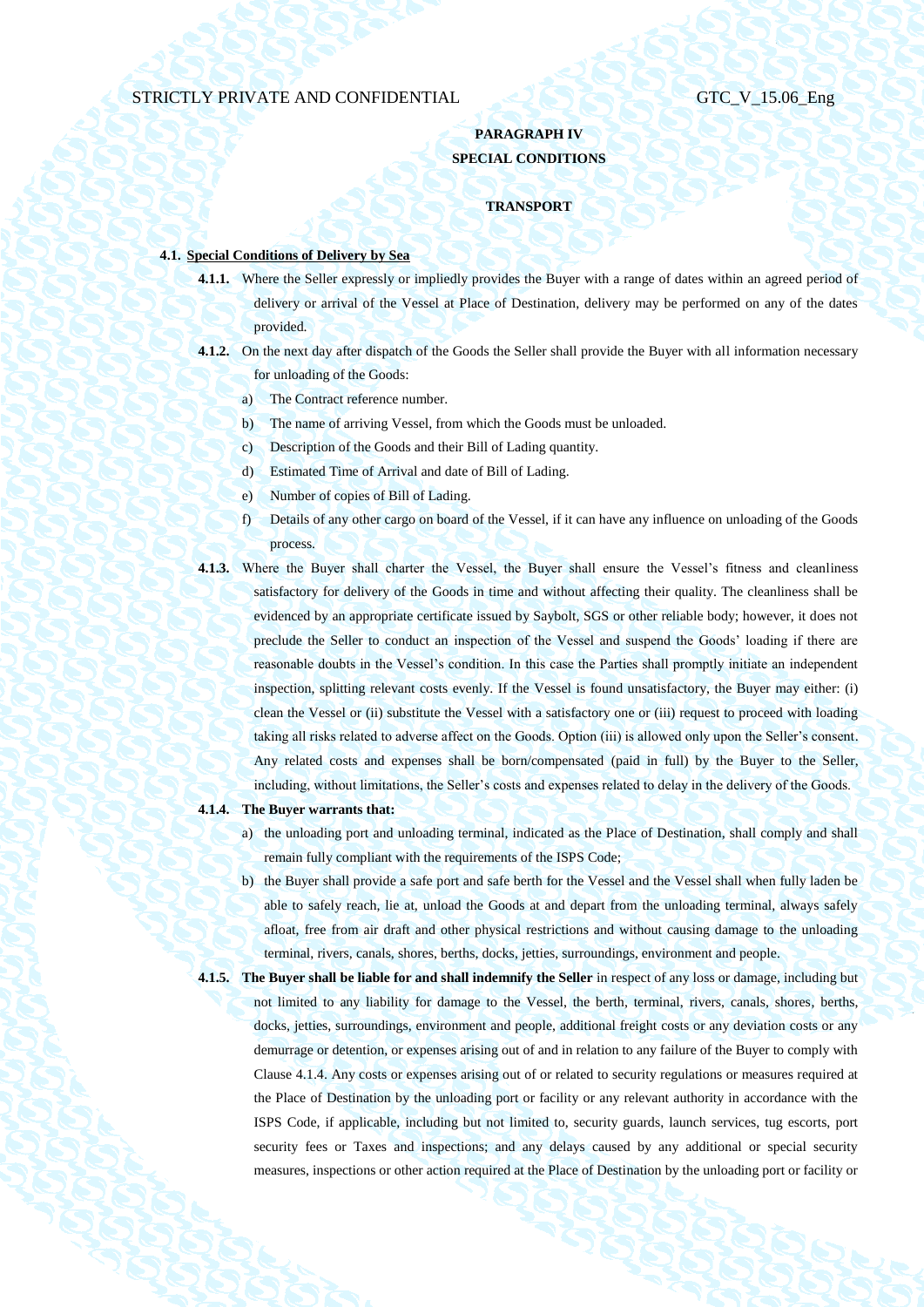**PARAGRAPH IV**

**SPECIAL CONDITIONS**

**TRANSPORT**

**4.1. Special Conditions of Delivery by Sea**

**4.1.1.** Where the Seller expressly or impliedly provides the Buyer with a range of dates within an agreed period of delivery or arrival of the Vessel at Place of Destination, delivery may be performed on any of the dates provided.

**4.1.2.** On the next day after dispatch of the Goods the Seller shall provide the Buyer with all information necessary for unloading of the Goods:

a) The Contract reference number.

b) The name of arriving Vessel, from which the Goods must be unloaded.

c) Description of the Goods and their Bill of Lading quantity.

d) Estimated Time of Arrival and date of Bill of Lading.

e) Number of copies of Bill of Lading.

f) Details of any other cargo on board of the Vessel, if it can have any influence on unloading of the Goods process.

**4.1.3.** Where the Buyer shall charter the Vessel, the Buyer shall ensure the Vessel's fitness and cleanliness satisfactory for delivery of the Goods in time and without affecting their quality. The cleanliness shall be evidenced by an appropriate certificate issued by Saybolt, SGS or other reliable body; however, it does not preclude the Seller to conduct an inspection of the Vessel and suspend the Goods' loading if there are reasonable doubts in the Vessel's condition. In this case the Parties shall promptly initiate an independent inspection, splitting relevant costs evenly. If the Vessel is found unsatisfactory, the Buyer may either: (i) clean the Vessel or (ii) substitute the Vessel with a satisfactory one or (iii) request to proceed with loading taking all risks related to adverse affect on the Goods. Option (iii) is allowed only upon the Seller's consent. Any related costs and expenses shall be born/compensated (paid in full) by the Buyer to the Seller, including, without limitations, the Seller's costs and expenses related to delay in the delivery of the Goods.

**4.1.4. The Buyer warrants that:**

a) the unloading port and unloading terminal, indicated as the Place of Destination, shall comply and shall remain fully compliant with the requirements of the ISPS Code;

b) the Buyer shall provide a safe port and safe berth for the Vessel and the Vessel shall when fully laden be able to safely reach, lie at, unload the Goods at and depart from the unloading terminal, always safely afloat, free from air draft and other physical restrictions and without causing damage to the unloading terminal, rivers, canals, shores, berths, docks, jetties, surroundings, environment and people.

**4.1.5. The Buyer shall be liable for and shall indemnify the Seller** in respect of any loss or damage, including but not limited to any liability for damage to the Vessel, the berth, terminal, rivers, canals, shores, berths, docks, jetties, surroundings, environment and people, additional freight costs or any deviation costs or any demurrage or detention, or expenses arising out of and in relation to any failure of the Buyer to comply with Clause 4.1.4. Any costs or expenses arising out of or related to security regulations or measures required at the Place of Destination by the unloading port or facility or any relevant authority in accordance with the ISPS Code, if applicable, including but not limited to, security guards, launch services, tug escorts, port security fees or Taxes and inspections; and any delays caused by any additional or special security measures, inspections or other action required at the Place of Destination by the unloading port or facility or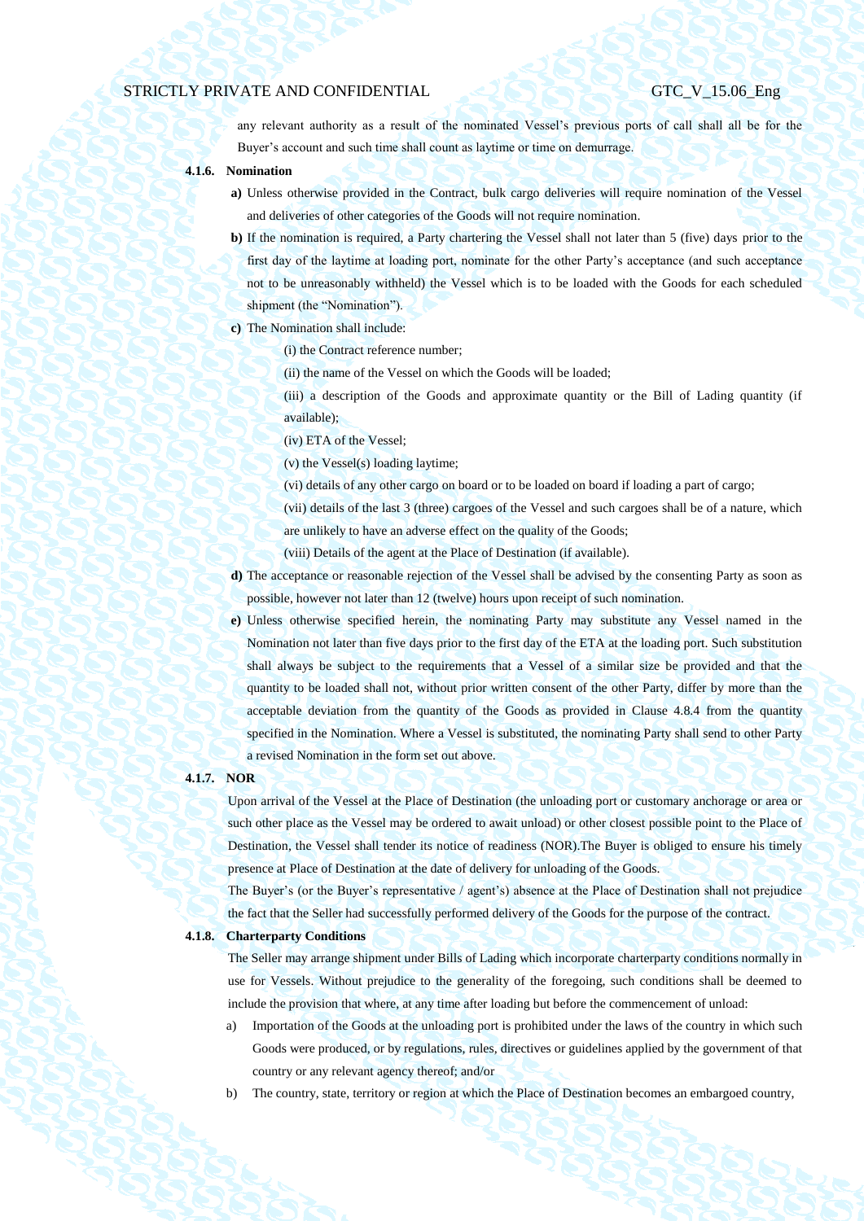any relevant authority as a result of the nominated Vessel's previous ports of call shall all be for the Buyer's account and such time shall count as laytime or time on demurrage.

**4.1.6. Nomination**

**a)** Unless otherwise provided in the Contract, bulk cargo deliveries will require nomination of the Vessel and deliveries of other categories of the Goods will not require nomination.

**b)** If the nomination is required, a Party chartering the Vessel shall not later than 5 (five) days prior to the first day of the laytime at loading port, nominate for the other Party's acceptance (and such acceptance not to be unreasonably withheld) the Vessel which is to be loaded with the Goods for each scheduled shipment (the "Nomination").

**c)** The Nomination shall include:

(i) the Contract reference number;

(ii) the name of the Vessel on which the Goods will be loaded;

(iii) a description of the Goods and approximate quantity or the Bill of Lading quantity (if available);

(iv) ETA of the Vessel;

(v) the Vessel(s) loading laytime;

(vi) details of any other cargo on board or to be loaded on board if loading a part of cargo;

(vii) details of the last 3 (three) cargoes of the Vessel and such cargoes shall be of a nature, which are unlikely to have an adverse effect on the quality of the Goods;

(viii) Details of the agent at the Place of Destination (if available).

**d)** The acceptance or reasonable rejection of the Vessel shall be advised by the consenting Party as soon as possible, however not later than 12 (twelve) hours upon receipt of such nomination.

**e)** Unless otherwise specified herein, the nominating Party may substitute any Vessel named in the Nomination not later than five days prior to the first day of the ETA at the loading port. Such substitution shall always be subject to the requirements that a Vessel of a similar size be provided and that the quantity to be loaded shall not, without prior written consent of the other Party, differ by more than the acceptable deviation from the quantity of the Goods as provided in Clause 4.8.4 from the quantity specified in the Nomination. Where a Vessel is substituted, the nominating Party shall send to other Party a revised Nomination in the form set out above.

**4.1.7. NOR**

Upon arrival of the Vessel at the Place of Destination (the unloading port or customary anchorage or area or such other place as the Vessel may be ordered to await unload) or other closest possible point to the Place of Destination, the Vessel shall tender its notice of readiness (NOR).The Buyer is obliged to ensure his timely presence at Place of Destination at the date of delivery for unloading of the Goods.

The Buyer's (or the Buyer's representative / agent's) absence at the Place of Destination shall not prejudice the fact that the Seller had successfully performed delivery of the Goods for the purpose of the contract.

**4.1.8. Charterparty Conditions**

The Seller may arrange shipment under Bills of Lading which incorporate charterparty conditions normally in use for Vessels. Without prejudice to the generality of the foregoing, such conditions shall be deemed to include the provision that where, at any time after loading but before the commencement of unload:

a) Importation of the Goods at the unloading port is prohibited under the laws of the country in which such Goods were produced, or by regulations, rules, directives or guidelines applied by the government of that country or any relevant agency thereof; and/or

b) The country, state, territory or region at which the Place of Destination becomes an embargoed country,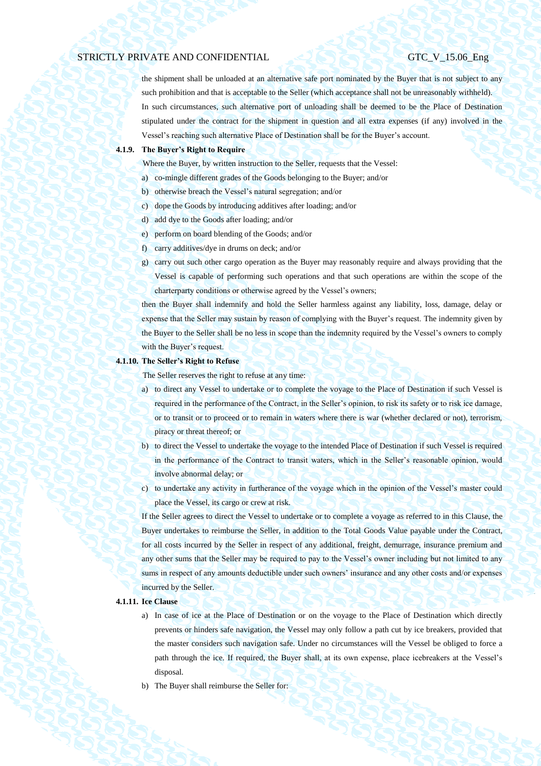the shipment shall be unloaded at an alternative safe port nominated by the Buyer that is not subject to any such prohibition and that is acceptable to the Seller (which acceptance shall not be unreasonably withheld).

In such circumstances, such alternative port of unloading shall be deemed to be the Place of Destination stipulated under the contract for the shipment in question and all extra expenses (if any) involved in the Vessel's reaching such alternative Place of Destination shall be for the Buyer's account.

**4.1.9. The Buyer's Right to Require**

Where the Buyer, by written instruction to the Seller, requests that the Vessel:

a) co-mingle different grades of the Goods belonging to the Buyer; and/or
b) otherwise breach the Vessel's natural segregation; and/or
c) dope the Goods by introducing additives after loading; and/or
d) add dye to the Goods after loading; and/or
e) perform on board blending of the Goods; and/or
f) carry additives/dye in drums on deck; and/or
g) carry out such other cargo operation as the Buyer may reasonably require and always providing that the Vessel is capable of performing such operations and that such operations are within the scope of the charterparty conditions or otherwise agreed by the Vessel's owners;

then the Buyer shall indemnify and hold the Seller harmless against any liability, loss, damage, delay or expense that the Seller may sustain by reason of complying with the Buyer's request. The indemnity given by the Buyer to the Seller shall be no less in scope than the indemnity required by the Vessel's owners to comply with the Buyer's request.

**4.1.10. The Seller's Right to Refuse**

The Seller reserves the right to refuse at any time:

a) to direct any Vessel to undertake or to complete the voyage to the Place of Destination if such Vessel is required in the performance of the Contract, in the Seller's opinion, to risk its safety or to risk ice damage, or to transit or to proceed or to remain in waters where there is war (whether declared or not), terrorism, piracy or threat thereof; or
b) to direct the Vessel to undertake the voyage to the intended Place of Destination if such Vessel is required in the performance of the Contract to transit waters, which in the Seller's reasonable opinion, would involve abnormal delay; or
c) to undertake any activity in furtherance of the voyage which in the opinion of the Vessel's master could place the Vessel, its cargo or crew at risk.

If the Seller agrees to direct the Vessel to undertake or to complete a voyage as referred to in this Clause, the Buyer undertakes to reimburse the Seller, in addition to the Total Goods Value payable under the Contract, for all costs incurred by the Seller in respect of any additional, freight, demurrage, insurance premium and any other sums that the Seller may be required to pay to the Vessel's owner including but not limited to any sums in respect of any amounts deductible under such owners' insurance and any other costs and/or expenses incurred by the Seller.

**4.1.11. Ice Clause**

a) In case of ice at the Place of Destination or on the voyage to the Place of Destination which directly prevents or hinders safe navigation, the Vessel may only follow a path cut by ice breakers, provided that the master considers such navigation safe. Under no circumstances will the Vessel be obliged to force a path through the ice. If required, the Buyer shall, at its own expense, place icebreakers at the Vessel's disposal.
b) The Buyer shall reimburse the Seller for: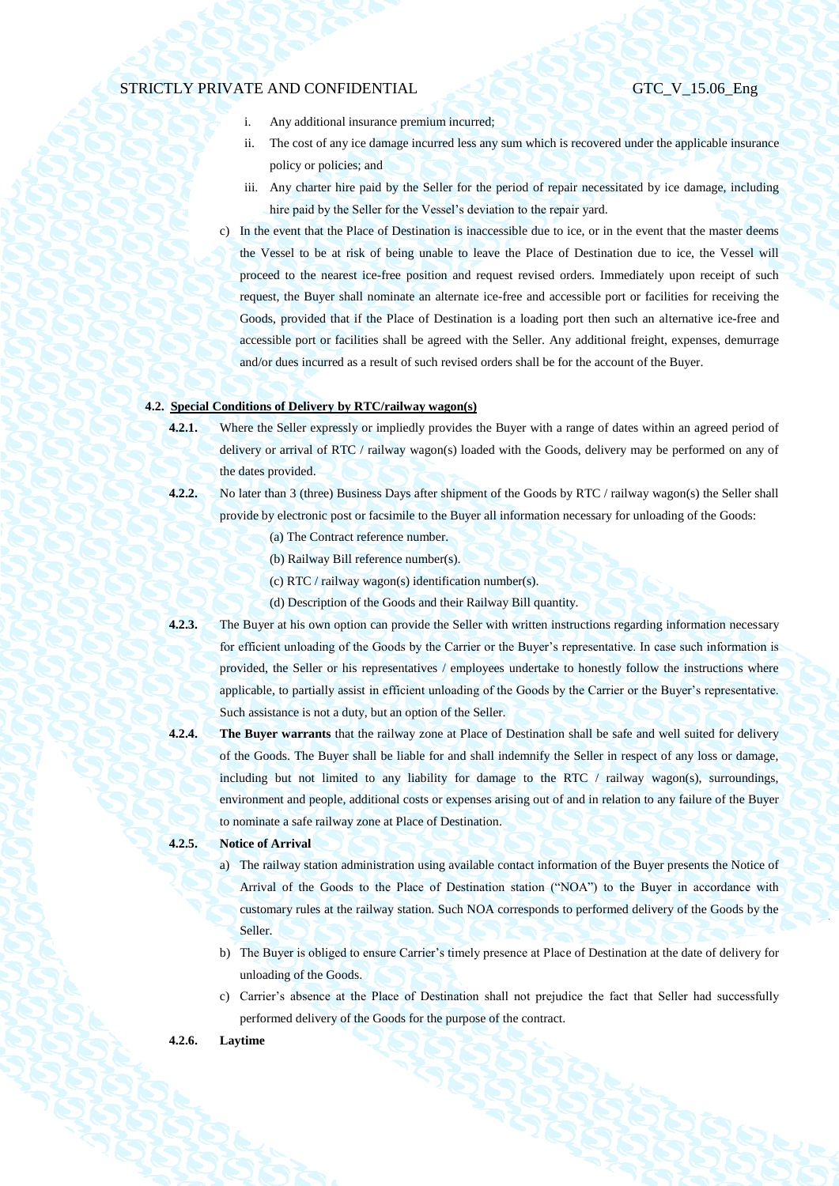i. Any additional insurance premium incurred;

ii. The cost of any ice damage incurred less any sum which is recovered under the applicable insurance policy or policies; and

iii. Any charter hire paid by the Seller for the period of repair necessitated by ice damage, including hire paid by the Seller for the Vessel's deviation to the repair yard.

c) In the event that the Place of Destination is inaccessible due to ice, or in the event that the master deems the Vessel to be at risk of being unable to leave the Place of Destination due to ice, the Vessel will proceed to the nearest ice-free position and request revised orders. Immediately upon receipt of such request, the Buyer shall nominate an alternate ice-free and accessible port or facilities for receiving the Goods, provided that if the Place of Destination is a loading port then such an alternative ice-free and accessible port or facilities shall be agreed with the Seller. Any additional freight, expenses, demurrage and/or dues incurred as a result of such revised orders shall be for the account of the Buyer.

**4.2. Special Conditions of Delivery by RTC/railway wagon(s)**

**4.2.1.** Where the Seller expressly or impliedly provides the Buyer with a range of dates within an agreed period of delivery or arrival of RTC / railway wagon(s) loaded with the Goods, delivery may be performed on any of the dates provided.

**4.2.2.** No later than 3 (three) Business Days after shipment of the Goods by RTC / railway wagon(s) the Seller shall provide by electronic post or facsimile to the Buyer all information necessary for unloading of the Goods:

(a) The Contract reference number.

(b) Railway Bill reference number(s).

(c) RTC / railway wagon(s) identification number(s).

(d) Description of the Goods and their Railway Bill quantity.

**4.2.3.** The Buyer at his own option can provide the Seller with written instructions regarding information necessary for efficient unloading of the Goods by the Carrier or the Buyer's representative. In case such information is provided, the Seller or his representatives / employees undertake to honestly follow the instructions where applicable, to partially assist in efficient unloading of the Goods by the Carrier or the Buyer's representative. Such assistance is not a duty, but an option of the Seller.

**4.2.4.** **The Buyer warrants** that the railway zone at Place of Destination shall be safe and well suited for delivery of the Goods. The Buyer shall be liable for and shall indemnify the Seller in respect of any loss or damage, including but not limited to any liability for damage to the RTC / railway wagon(s), surroundings, environment and people, additional costs or expenses arising out of and in relation to any failure of the Buyer to nominate a safe railway zone at Place of Destination.

**4.2.5.** **Notice of Arrival**

a) The railway station administration using available contact information of the Buyer presents the Notice of Arrival of the Goods to the Place of Destination station ("NOA") to the Buyer in accordance with customary rules at the railway station. Such NOA corresponds to performed delivery of the Goods by the Seller.

b) The Buyer is obliged to ensure Carrier's timely presence at Place of Destination at the date of delivery for unloading of the Goods.

c) Carrier's absence at the Place of Destination shall not prejudice the fact that Seller had successfully performed delivery of the Goods for the purpose of the contract.

**4.2.6.** **Laytime**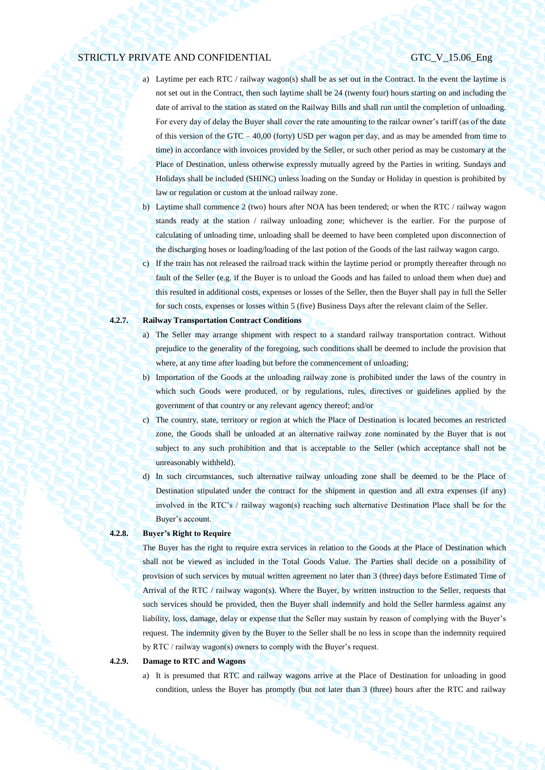a) Laytime per each RTC / railway wagon(s) shall be as set out in the Contract. In the event the laytime is not set out in the Contract, then such laytime shall be 24 (twenty four) hours starting on and including the date of arrival to the station as stated on the Railway Bills and shall run until the completion of unloading. For every day of delay the Buyer shall cover the rate amounting to the railcar owner's tariff (as of the date of this version of the GTC – 40,00 (forty) USD per wagon per day, and as may be amended from time to time) in accordance with invoices provided by the Seller, or such other period as may be customary at the Place of Destination, unless otherwise expressly mutually agreed by the Parties in writing. Sundays and Holidays shall be included (SHINC) unless loading on the Sunday or Holiday in question is prohibited by law or regulation or custom at the unload railway zone.

b) Laytime shall commence 2 (two) hours after NOA has been tendered; or when the RTC / railway wagon stands ready at the station / railway unloading zone; whichever is the earlier. For the purpose of calculating of unloading time, unloading shall be deemed to have been completed upon disconnection of the discharging hoses or loading/loading of the last potion of the Goods of the last railway wagon cargo.

c) If the train has not released the railroad track within the laytime period or promptly thereafter through no fault of the Seller (e.g. if the Buyer is to unload the Goods and has failed to unload them when due) and this resulted in additional costs, expenses or losses of the Seller, then the Buyer shall pay in full the Seller for such costs, expenses or losses within 5 (five) Business Days after the relevant claim of the Seller.

**4.2.7. Railway Transportation Contract Conditions**

a) The Seller may arrange shipment with respect to a standard railway transportation contract. Without prejudice to the generality of the foregoing, such conditions shall be deemed to include the provision that where, at any time after loading but before the commencement of unloading;

b) Importation of the Goods at the unloading railway zone is prohibited under the laws of the country in which such Goods were produced, or by regulations, rules, directives or guidelines applied by the government of that country or any relevant agency thereof; and/or

c) The country, state, territory or region at which the Place of Destination is located becomes an restricted zone, the Goods shall be unloaded at an alternative railway zone nominated by the Buyer that is not subject to any such prohibition and that is acceptable to the Seller (which acceptance shall not be unreasonably withheld).

d) In such circumstances, such alternative railway unloading zone shall be deemed to be the Place of Destination stipulated under the contract for the shipment in question and all extra expenses (if any) involved in the RTC's / railway wagon(s) reaching such alternative Destination Place shall be for the Buyer's account.

**4.2.8. Buyer's Right to Require**

The Buyer has the right to require extra services in relation to the Goods at the Place of Destination which shall not be viewed as included in the Total Goods Value. The Parties shall decide on a possibility of provision of such services by mutual written agreement no later than 3 (three) days before Estimated Time of Arrival of the RTC / railway wagon(s). Where the Buyer, by written instruction to the Seller, requests that such services should be provided, then the Buyer shall indemnify and hold the Seller harmless against any liability, loss, damage, delay or expense that the Seller may sustain by reason of complying with the Buyer's request. The indemnity given by the Buyer to the Seller shall be no less in scope than the indemnity required by RTC / railway wagon(s) owners to comply with the Buyer's request.

**4.2.9. Damage to RTC and Wagons**

a) It is presumed that RTC and railway wagons arrive at the Place of Destination for unloading in good condition, unless the Buyer has promptly (but not later than 3 (three) hours after the RTC and railway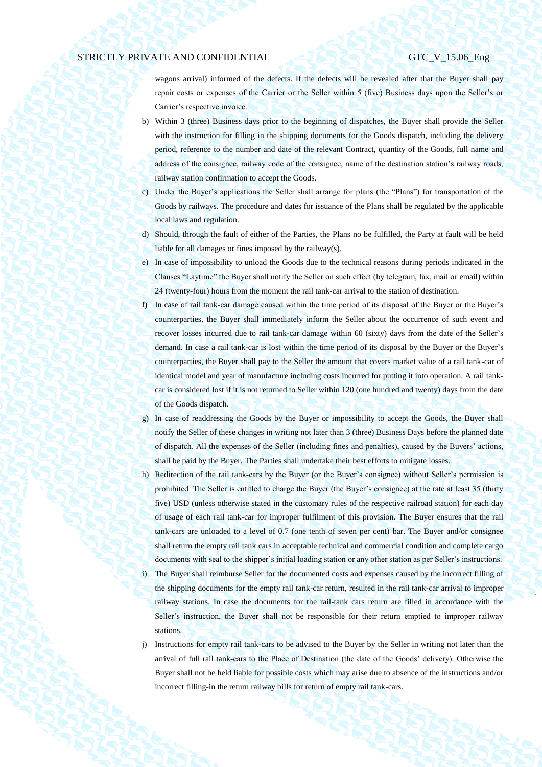wagons arrival) informed of the defects. If the defects will be revealed after that the Buyer shall pay repair costs or expenses of the Carrier or the Seller within 5 (five) Business days upon the Seller's or Carrier's respective invoice.

b) Within 3 (three) Business days prior to the beginning of dispatches, the Buyer shall provide the Seller with the instruction for filling in the shipping documents for the Goods dispatch, including the delivery period, reference to the number and date of the relevant Contract, quantity of the Goods, full name and address of the consignee, railway code of the consignee, name of the destination station's railway roads, railway station confirmation to accept the Goods.

c) Under the Buyer's applications the Seller shall arrange for plans (the "Plans") for transportation of the Goods by railways. The procedure and dates for issuance of the Plans shall be regulated by the applicable local laws and regulation.

d) Should, through the fault of either of the Parties, the Plans no be fulfilled, the Party at fault will be held liable for all damages or fines imposed by the railway(s).

e) In case of impossibility to unload the Goods due to the technical reasons during periods indicated in the Clauses "Laytime" the Buyer shall notify the Seller on such effect (by telegram, fax, mail or email) within 24 (twenty-four) hours from the moment the rail tank-car arrival to the station of destination.

f) In case of rail tank-car damage caused within the time period of its disposal of the Buyer or the Buyer's counterparties, the Buyer shall immediately inform the Seller about the occurrence of such event and recover losses incurred due to rail tank-car damage within 60 (sixty) days from the date of the Seller's demand. In case a rail tank-car is lost within the time period of its disposal by the Buyer or the Buyer's counterparties, the Buyer shall pay to the Seller the amount that covers market value of a rail tank-car of identical model and year of manufacture including costs incurred for putting it into operation. A rail tank-car is considered lost if it is not returned to Seller within 120 (one hundred and twenty) days from the date of the Goods dispatch.

g) In case of readdressing the Goods by the Buyer or impossibility to accept the Goods, the Buyer shall notify the Seller of these changes in writing not later than 3 (three) Business Days before the planned date of dispatch. All the expenses of the Seller (including fines and penalties), caused by the Buyers' actions, shall be paid by the Buyer. The Parties shall undertake their best efforts to mitigate losses.

h) Redirection of the rail tank-cars by the Buyer (or the Buyer's consignee) without Seller's permission is prohibited. The Seller is entitled to charge the Buyer (the Buyer's consignee) at the rate at least 35 (thirty five) USD (unless otherwise stated in the customary rules of the respective railroad station) for each day of usage of each rail tank-car for improper fulfilment of this provision. The Buyer ensures that the rail tank-cars are unloaded to a level of 0.7 (one tenth of seven per cent) bar. The Buyer and/or consignee shall return the empty rail tank cars in acceptable technical and commercial condition and complete cargo documents with seal to the shipper's initial loading station or any other station as per Seller's instructions.

i) The Buyer shall reimburse Seller for the documented costs and expenses caused by the incorrect filling of the shipping documents for the empty rail tank-car return, resulted in the rail tank-car arrival to improper railway stations. In case the documents for the rail-tank cars return are filled in accordance with the Seller's instruction, the Buyer shall not be responsible for their return emptied to improper railway stations.

j) Instructions for empty rail tank-cars to be advised to the Buyer by the Seller in writing not later than the arrival of full rail tank-cars to the Place of Destination (the date of the Goods' delivery). Otherwise the Buyer shall not be held liable for possible costs which may arise due to absence of the instructions and/or incorrect filling-in the return railway bills for return of empty rail tank-cars.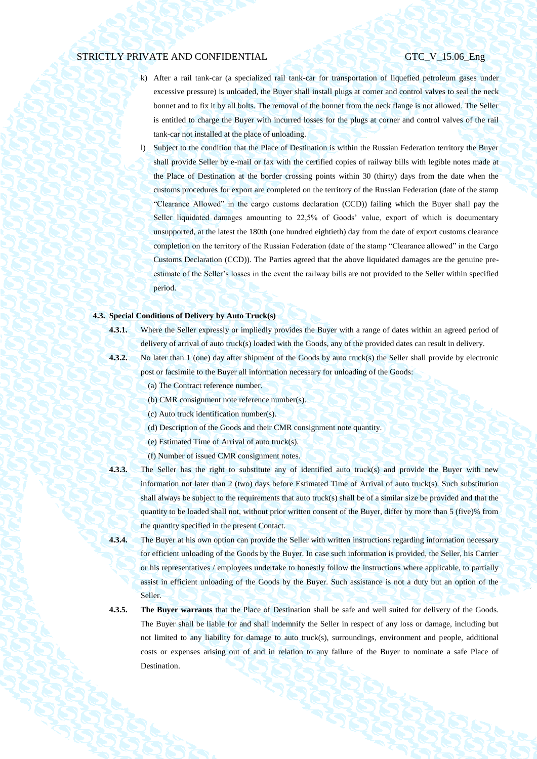k) After a rail tank-car (a specialized rail tank-car for transportation of liquefied petroleum gases under excessive pressure) is unloaded, the Buyer shall install plugs at corner and control valves to seal the neck bonnet and to fix it by all bolts. The removal of the bonnet from the neck flange is not allowed. The Seller is entitled to charge the Buyer with incurred losses for the plugs at corner and control valves of the rail tank-car not installed at the place of unloading.

l) Subject to the condition that the Place of Destination is within the Russian Federation territory the Buyer shall provide Seller by e-mail or fax with the certified copies of railway bills with legible notes made at the Place of Destination at the border crossing points within 30 (thirty) days from the date when the customs procedures for export are completed on the territory of the Russian Federation (date of the stamp “Clearance Allowed” in the cargo customs declaration (CCD)) failing which the Buyer shall pay the Seller liquidated damages amounting to 22,5% of Goods’ value, export of which is documentary unsupported, at the latest the 180th (one hundred eightieth) day from the date of export customs clearance completion on the territory of the Russian Federation (date of the stamp “Clearance allowed” in the Cargo Customs Declaration (CCD)). The Parties agreed that the above liquidated damages are the genuine pre-estimate of the Seller’s losses in the event the railway bills are not provided to the Seller within specified period.

### 4.3. Special Conditions of Delivery by Auto Truck(s)

**4.3.1.** Where the Seller expressly or impliedly provides the Buyer with a range of dates within an agreed period of delivery of arrival of auto truck(s) loaded with the Goods, any of the provided dates can result in delivery.

**4.3.2.** No later than 1 (one) day after shipment of the Goods by auto truck(s) the Seller shall provide by electronic post or facsimile to the Buyer all information necessary for unloading of the Goods:

(a) The Contract reference number.

(b) CMR consignment note reference number(s).

(c) Auto truck identification number(s).

(d) Description of the Goods and their CMR consignment note quantity.

(e) Estimated Time of Arrival of auto truck(s).

(f) Number of issued CMR consignment notes.

**4.3.3.** The Seller has the right to substitute any of identified auto truck(s) and provide the Buyer with new information not later than 2 (two) days before Estimated Time of Arrival of auto truck(s). Such substitution shall always be subject to the requirements that auto truck(s) shall be of a similar size be provided and that the quantity to be loaded shall not, without prior written consent of the Buyer, differ by more than 5 (five)% from the quantity specified in the present Contact.

**4.3.4.** The Buyer at his own option can provide the Seller with written instructions regarding information necessary for efficient unloading of the Goods by the Buyer. In case such information is provided, the Seller, his Carrier or his representatives / employees undertake to honestly follow the instructions where applicable, to partially assist in efficient unloading of the Goods by the Buyer. Such assistance is not a duty but an option of the Seller.

**4.3.5.** **The Buyer warrants** that the Place of Destination shall be safe and well suited for delivery of the Goods. The Buyer shall be liable for and shall indemnify the Seller in respect of any loss or damage, including but not limited to any liability for damage to auto truck(s), surroundings, environment and people, additional costs or expenses arising out of and in relation to any failure of the Buyer to nominate a safe Place of Destination.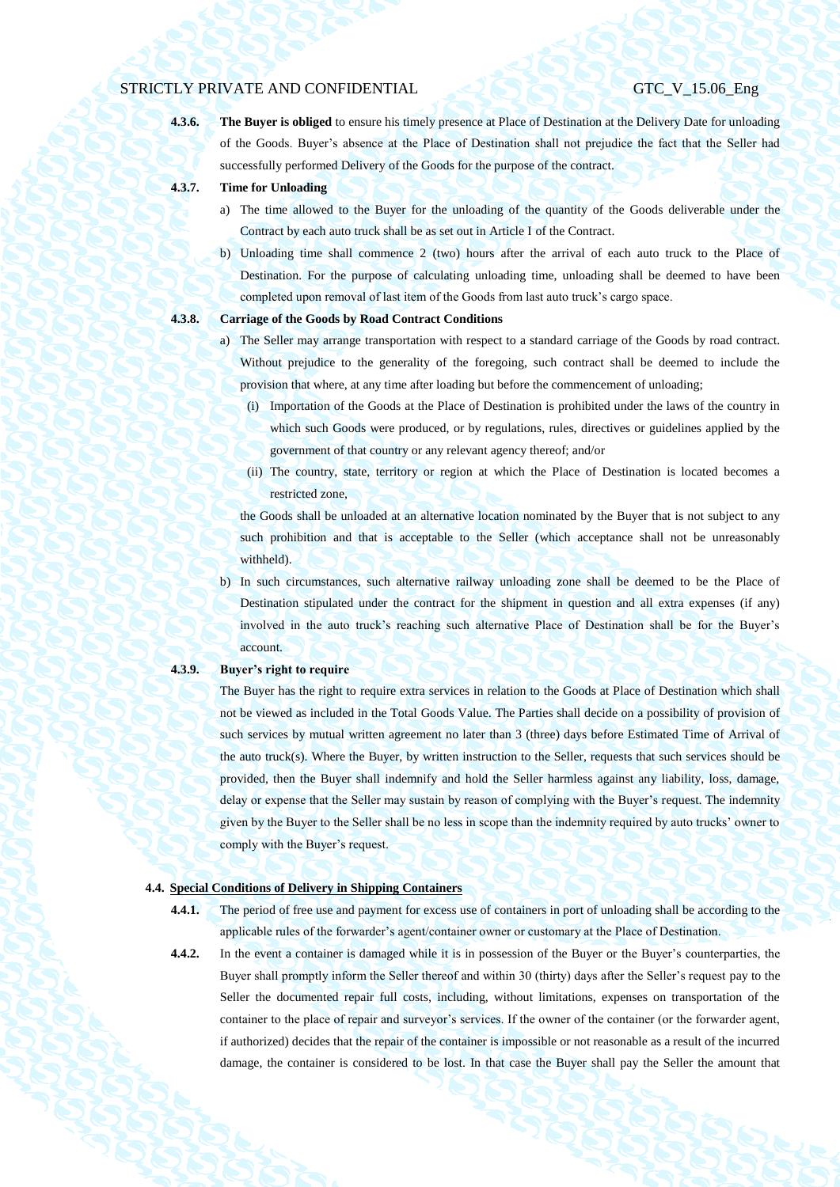**4.3.6.** **The Buyer is obliged** to ensure his timely presence at Place of Destination at the Delivery Date for unloading of the Goods. Buyer's absence at the Place of Destination shall not prejudice the fact that the Seller had successfully performed Delivery of the Goods for the purpose of the contract.

**4.3.7.** **Time for Unloading**

a) The time allowed to the Buyer for the unloading of the quantity of the Goods deliverable under the Contract by each auto truck shall be as set out in Article I of the Contract.

b) Unloading time shall commence 2 (two) hours after the arrival of each auto truck to the Place of Destination. For the purpose of calculating unloading time, unloading shall be deemed to have been completed upon removal of last item of the Goods from last auto truck's cargo space.

**4.3.8.** **Carriage of the Goods by Road Contract Conditions**

a) The Seller may arrange transportation with respect to a standard carriage of the Goods by road contract. Without prejudice to the generality of the foregoing, such contract shall be deemed to include the provision that where, at any time after loading but before the commencement of unloading;

(i) Importation of the Goods at the Place of Destination is prohibited under the laws of the country in which such Goods were produced, or by regulations, rules, directives or guidelines applied by the government of that country or any relevant agency thereof; and/or

(ii) The country, state, territory or region at which the Place of Destination is located becomes a restricted zone,

the Goods shall be unloaded at an alternative location nominated by the Buyer that is not subject to any such prohibition and that is acceptable to the Seller (which acceptance shall not be unreasonably withheld).

b) In such circumstances, such alternative railway unloading zone shall be deemed to be the Place of Destination stipulated under the contract for the shipment in question and all extra expenses (if any) involved in the auto truck's reaching such alternative Place of Destination shall be for the Buyer's account.

**4.3.9.** **Buyer's right to require**

The Buyer has the right to require extra services in relation to the Goods at Place of Destination which shall not be viewed as included in the Total Goods Value. The Parties shall decide on a possibility of provision of such services by mutual written agreement no later than 3 (three) days before Estimated Time of Arrival of the auto truck(s). Where the Buyer, by written instruction to the Seller, requests that such services should be provided, then the Buyer shall indemnify and hold the Seller harmless against any liability, loss, damage, delay or expense that the Seller may sustain by reason of complying with the Buyer's request. The indemnity given by the Buyer to the Seller shall be no less in scope than the indemnity required by auto trucks' owner to comply with the Buyer's request.

**4.4.** **Special Conditions of Delivery in Shipping Containers**

**4.4.1.** The period of free use and payment for excess use of containers in port of unloading shall be according to the applicable rules of the forwarder's agent/container owner or customary at the Place of Destination.

**4.4.2.** In the event a container is damaged while it is in possession of the Buyer or the Buyer's counterparties, the Buyer shall promptly inform the Seller thereof and within 30 (thirty) days after the Seller's request pay to the Seller the documented repair full costs, including, without limitations, expenses on transportation of the container to the place of repair and surveyor's services. If the owner of the container (or the forwarder agent, if authorized) decides that the repair of the container is impossible or not reasonable as a result of the incurred damage, the container is considered to be lost. In that case the Buyer shall pay the Seller the amount that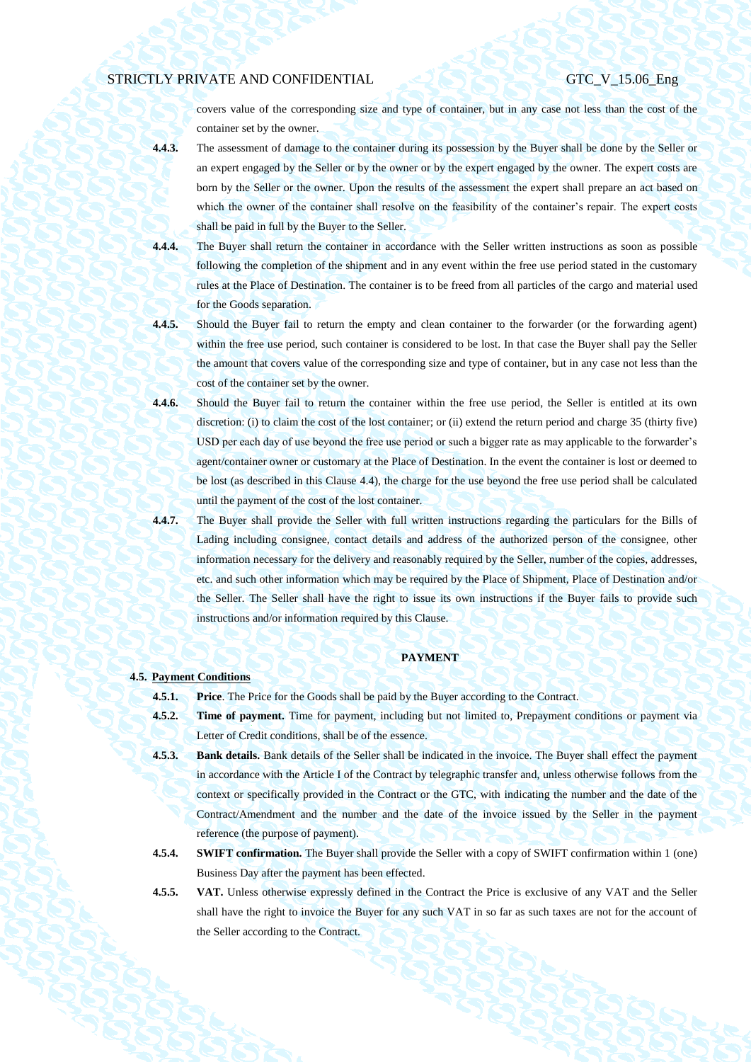covers value of the corresponding size and type of container, but in any case not less than the cost of the container set by the owner.

**4.4.3.** The assessment of damage to the container during its possession by the Buyer shall be done by the Seller or an expert engaged by the Seller or by the owner or by the expert engaged by the owner. The expert costs are born by the Seller or the owner. Upon the results of the assessment the expert shall prepare an act based on which the owner of the container shall resolve on the feasibility of the container's repair. The expert costs shall be paid in full by the Buyer to the Seller.

**4.4.4.** The Buyer shall return the container in accordance with the Seller written instructions as soon as possible following the completion of the shipment and in any event within the free use period stated in the customary rules at the Place of Destination. The container is to be freed from all particles of the cargo and material used for the Goods separation.

**4.4.5.** Should the Buyer fail to return the empty and clean container to the forwarder (or the forwarding agent) within the free use period, such container is considered to be lost. In that case the Buyer shall pay the Seller the amount that covers value of the corresponding size and type of container, but in any case not less than the cost of the container set by the owner.

**4.4.6.** Should the Buyer fail to return the container within the free use period, the Seller is entitled at its own discretion: (i) to claim the cost of the lost container; or (ii) extend the return period and charge 35 (thirty five) USD per each day of use beyond the free use period or such a bigger rate as may applicable to the forwarder's agent/container owner or customary at the Place of Destination. In the event the container is lost or deemed to be lost (as described in this Clause 4.4), the charge for the use beyond the free use period shall be calculated until the payment of the cost of the lost container.

**4.4.7.** The Buyer shall provide the Seller with full written instructions regarding the particulars for the Bills of Lading including consignee, contact details and address of the authorized person of the consignee, other information necessary for the delivery and reasonably required by the Seller, number of the copies, addresses, etc. and such other information which may be required by the Place of Shipment, Place of Destination and/or the Seller. The Seller shall have the right to issue its own instructions if the Buyer fails to provide such instructions and/or information required by this Clause.

## PAYMENT

### 4.5. Payment Conditions

**4.5.1.** **Price**. The Price for the Goods shall be paid by the Buyer according to the Contract.

**4.5.2.** **Time of payment.** Time for payment, including but not limited to, Prepayment conditions or payment via Letter of Credit conditions, shall be of the essence.

**4.5.3.** **Bank details.** Bank details of the Seller shall be indicated in the invoice. The Buyer shall effect the payment in accordance with the Article I of the Contract by telegraphic transfer and, unless otherwise follows from the context or specifically provided in the Contract or the GTC, with indicating the number and the date of the Contract/Amendment and the number and the date of the invoice issued by the Seller in the payment reference (the purpose of payment).

**4.5.4.** **SWIFT confirmation.** The Buyer shall provide the Seller with a copy of SWIFT confirmation within 1 (one) Business Day after the payment has been effected.

**4.5.5.** **VAT.** Unless otherwise expressly defined in the Contract the Price is exclusive of any VAT and the Seller shall have the right to invoice the Buyer for any such VAT in so far as such taxes are not for the account of the Seller according to the Contract.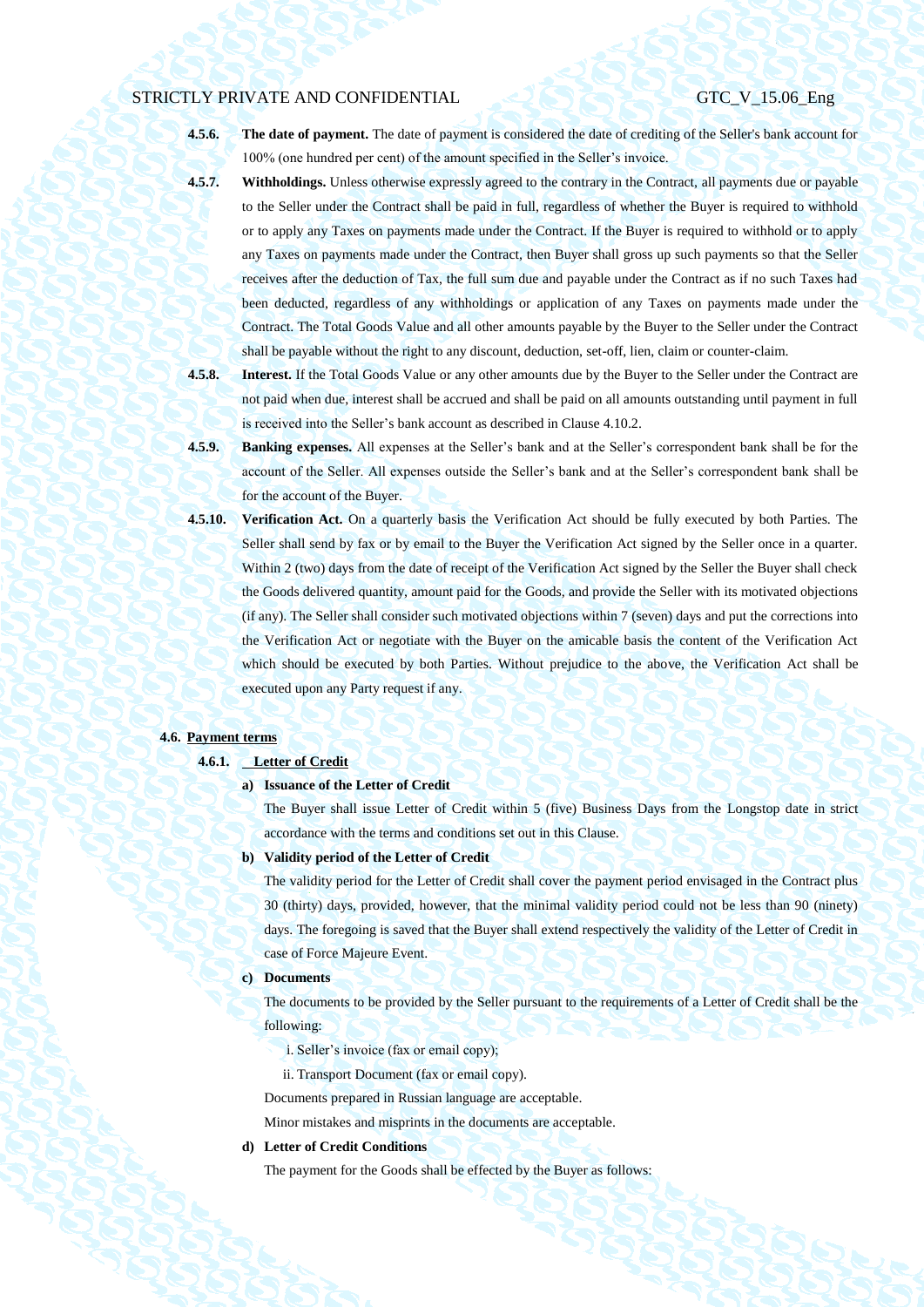**4.5.6.** **The date of payment.** The date of payment is considered the date of crediting of the Seller's bank account for 100% (one hundred per cent) of the amount specified in the Seller's invoice.

**4.5.7.** **Withholdings.** Unless otherwise expressly agreed to the contrary in the Contract, all payments due or payable to the Seller under the Contract shall be paid in full, regardless of whether the Buyer is required to withhold or to apply any Taxes on payments made under the Contract. If the Buyer is required to withhold or to apply any Taxes on payments made under the Contract, then Buyer shall gross up such payments so that the Seller receives after the deduction of Tax, the full sum due and payable under the Contract as if no such Taxes had been deducted, regardless of any withholdings or application of any Taxes on payments made under the Contract. The Total Goods Value and all other amounts payable by the Buyer to the Seller under the Contract shall be payable without the right to any discount, deduction, set-off, lien, claim or counter-claim.

**4.5.8.** **Interest.** If the Total Goods Value or any other amounts due by the Buyer to the Seller under the Contract are not paid when due, interest shall be accrued and shall be paid on all amounts outstanding until payment in full is received into the Seller's bank account as described in Clause 4.10.2.

**4.5.9.** **Banking expenses.** All expenses at the Seller's bank and at the Seller's correspondent bank shall be for the account of the Seller. All expenses outside the Seller's bank and at the Seller's correspondent bank shall be for the account of the Buyer.

**4.5.10.** **Verification Act.** On a quarterly basis the Verification Act should be fully executed by both Parties. The Seller shall send by fax or by email to the Buyer the Verification Act signed by the Seller once in a quarter. Within 2 (two) days from the date of receipt of the Verification Act signed by the Seller the Buyer shall check the Goods delivered quantity, amount paid for the Goods, and provide the Seller with its motivated objections (if any). The Seller shall consider such motivated objections within 7 (seven) days and put the corrections into the Verification Act or negotiate with the Buyer on the amicable basis the content of the Verification Act which should be executed by both Parties. Without prejudice to the above, the Verification Act shall be executed upon any Party request if any.

### 4.6. Payment terms

#### 4.6.1. Letter of Credit

**a) Issuance of the Letter of Credit**

The Buyer shall issue Letter of Credit within 5 (five) Business Days from the Longstop date in strict accordance with the terms and conditions set out in this Clause.

**b) Validity period of the Letter of Credit**

The validity period for the Letter of Credit shall cover the payment period envisaged in the Contract plus 30 (thirty) days, provided, however, that the minimal validity period could not be less than 90 (ninety) days. The foregoing is saved that the Buyer shall extend respectively the validity of the Letter of Credit in case of Force Majeure Event.

**c) Documents**

The documents to be provided by the Seller pursuant to the requirements of a Letter of Credit shall be the following:

i. Seller's invoice (fax or email copy);

ii. Transport Document (fax or email copy).

Documents prepared in Russian language are acceptable.

Minor mistakes and misprints in the documents are acceptable.

**d) Letter of Credit Conditions**

The payment for the Goods shall be effected by the Buyer as follows: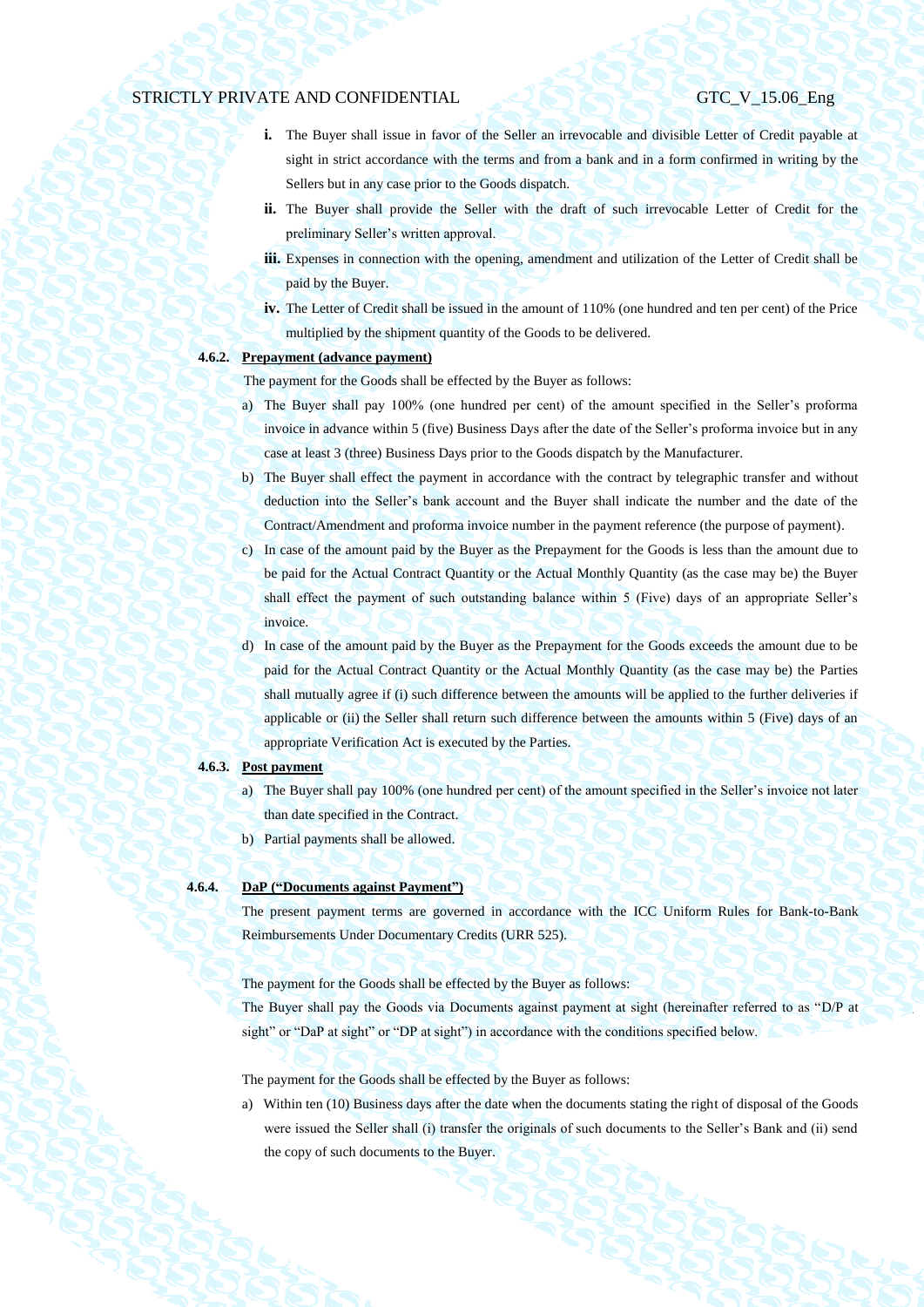i. The Buyer shall issue in favor of the Seller an irrevocable and divisible Letter of Credit payable at sight in strict accordance with the terms and from a bank and in a form confirmed in writing by the Sellers but in any case prior to the Goods dispatch.

ii. The Buyer shall provide the Seller with the draft of such irrevocable Letter of Credit for the preliminary Seller's written approval.

iii. Expenses in connection with the opening, amendment and utilization of the Letter of Credit shall be paid by the Buyer.

iv. The Letter of Credit shall be issued in the amount of 110% (one hundred and ten per cent) of the Price multiplied by the shipment quantity of the Goods to be delivered.

**4.6.2. Prepayment (advance payment)**

The payment for the Goods shall be effected by the Buyer as follows:

a) The Buyer shall pay 100% (one hundred per cent) of the amount specified in the Seller's proforma invoice in advance within 5 (five) Business Days after the date of the Seller's proforma invoice but in any case at least 3 (three) Business Days prior to the Goods dispatch by the Manufacturer.

b) The Buyer shall effect the payment in accordance with the contract by telegraphic transfer and without deduction into the Seller's bank account and the Buyer shall indicate the number and the date of the Contract/Amendment and proforma invoice number in the payment reference (the purpose of payment).

c) In case of the amount paid by the Buyer as the Prepayment for the Goods is less than the amount due to be paid for the Actual Contract Quantity or the Actual Monthly Quantity (as the case may be) the Buyer shall effect the payment of such outstanding balance within 5 (Five) days of an appropriate Seller's invoice.

d) In case of the amount paid by the Buyer as the Prepayment for the Goods exceeds the amount due to be paid for the Actual Contract Quantity or the Actual Monthly Quantity (as the case may be) the Parties shall mutually agree if (i) such difference between the amounts will be applied to the further deliveries if applicable or (ii) the Seller shall return such difference between the amounts within 5 (Five) days of an appropriate Verification Act is executed by the Parties.

**4.6.3. Post payment**

a) The Buyer shall pay 100% (one hundred per cent) of the amount specified in the Seller's invoice not later than date specified in the Contract.

b) Partial payments shall be allowed.

**4.6.4. DaP ("Documents against Payment")**

The present payment terms are governed in accordance with the ICC Uniform Rules for Bank-to-Bank Reimbursements Under Documentary Credits (URR 525).

The payment for the Goods shall be effected by the Buyer as follows:

The Buyer shall pay the Goods via Documents against payment at sight (hereinafter referred to as "D/P at sight" or "DaP at sight" or "DP at sight") in accordance with the conditions specified below.

The payment for the Goods shall be effected by the Buyer as follows:

a) Within ten (10) Business days after the date when the documents stating the right of disposal of the Goods were issued the Seller shall (i) transfer the originals of such documents to the Seller's Bank and (ii) send the copy of such documents to the Buyer.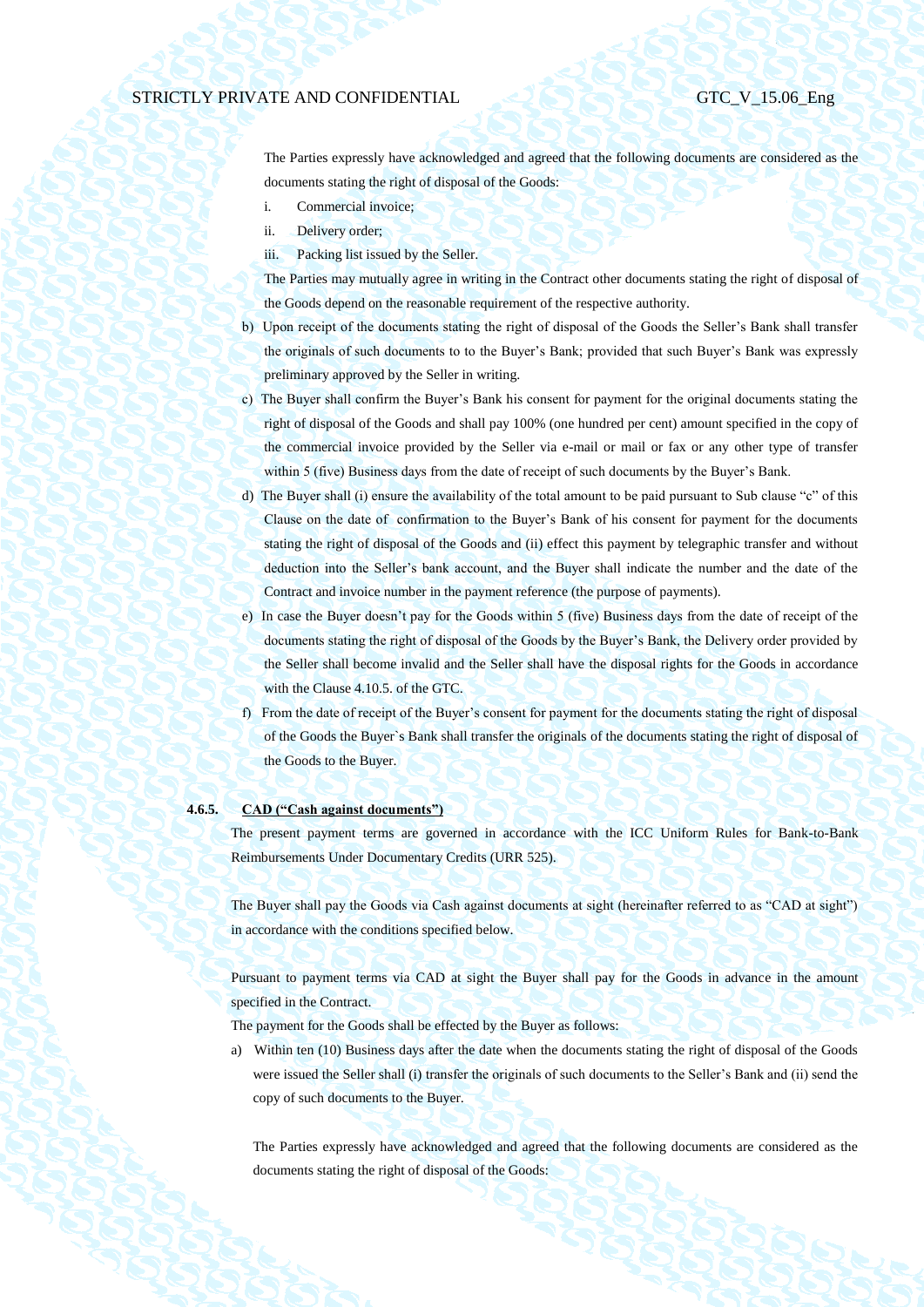The Parties expressly have acknowledged and agreed that the following documents are considered as the documents stating the right of disposal of the Goods:

i. Commercial invoice;

ii. Delivery order;

iii. Packing list issued by the Seller.

The Parties may mutually agree in writing in the Contract other documents stating the right of disposal of the Goods depend on the reasonable requirement of the respective authority.

b) Upon receipt of the documents stating the right of disposal of the Goods the Seller's Bank shall transfer the originals of such documents to to the Buyer's Bank; provided that such Buyer's Bank was expressly preliminary approved by the Seller in writing.

c) The Buyer shall confirm the Buyer's Bank his consent for payment for the original documents stating the right of disposal of the Goods and shall pay 100% (one hundred per cent) amount specified in the copy of the commercial invoice provided by the Seller via e-mail or mail or fax or any other type of transfer within 5 (five) Business days from the date of receipt of such documents by the Buyer's Bank.

d) The Buyer shall (i) ensure the availability of the total amount to be paid pursuant to Sub clause "c" of this Clause on the date of confirmation to the Buyer's Bank of his consent for payment for the documents stating the right of disposal of the Goods and (ii) effect this payment by telegraphic transfer and without deduction into the Seller's bank account, and the Buyer shall indicate the number and the date of the Contract and invoice number in the payment reference (the purpose of payments).

e) In case the Buyer doesn't pay for the Goods within 5 (five) Business days from the date of receipt of the documents stating the right of disposal of the Goods by the Buyer's Bank, the Delivery order provided by the Seller shall become invalid and the Seller shall have the disposal rights for the Goods in accordance with the Clause 4.10.5. of the GTC.

f) From the date of receipt of the Buyer's consent for payment for the documents stating the right of disposal of the Goods the Buyer`s Bank shall transfer the originals of the documents stating the right of disposal of the Goods to the Buyer.

**4.6.5. CAD ("Cash against documents")**

The present payment terms are governed in accordance with the ICC Uniform Rules for Bank-to-Bank Reimbursements Under Documentary Credits (URR 525).

The Buyer shall pay the Goods via Cash against documents at sight (hereinafter referred to as "CAD at sight") in accordance with the conditions specified below.

Pursuant to payment terms via CAD at sight the Buyer shall pay for the Goods in advance in the amount specified in the Contract.

The payment for the Goods shall be effected by the Buyer as follows:

a) Within ten (10) Business days after the date when the documents stating the right of disposal of the Goods were issued the Seller shall (i) transfer the originals of such documents to the Seller's Bank and (ii) send the copy of such documents to the Buyer.

The Parties expressly have acknowledged and agreed that the following documents are considered as the documents stating the right of disposal of the Goods: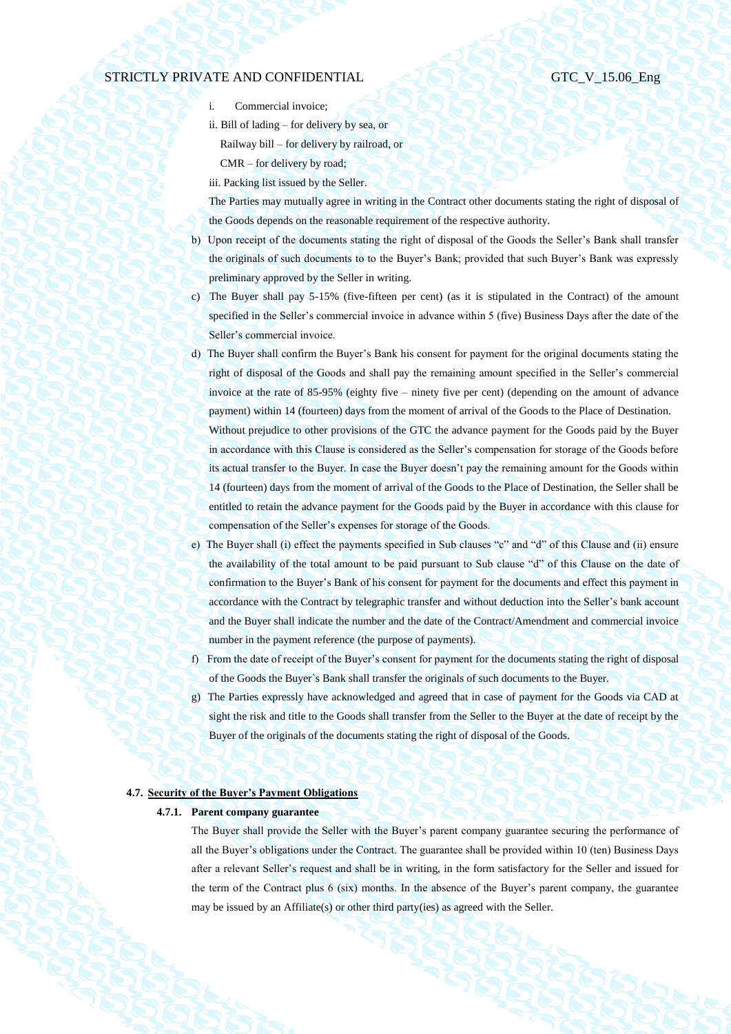i. Commercial invoice;

ii. Bill of lading – for delivery by sea, or

Railway bill – for delivery by railroad, or

CMR – for delivery by road;

iii. Packing list issued by the Seller.

The Parties may mutually agree in writing in the Contract other documents stating the right of disposal of the Goods depends on the reasonable requirement of the respective authority.

b) Upon receipt of the documents stating the right of disposal of the Goods the Seller's Bank shall transfer the originals of such documents to to the Buyer's Bank; provided that such Buyer's Bank was expressly preliminary approved by the Seller in writing.

c) The Buyer shall pay 5-15% (five-fifteen per cent) (as it is stipulated in the Contract) of the amount specified in the Seller's commercial invoice in advance within 5 (five) Business Days after the date of the Seller's commercial invoice.

d) The Buyer shall confirm the Buyer's Bank his consent for payment for the original documents stating the right of disposal of the Goods and shall pay the remaining amount specified in the Seller's commercial invoice at the rate of 85-95% (eighty five – ninety five per cent) (depending on the amount of advance payment) within 14 (fourteen) days from the moment of arrival of the Goods to the Place of Destination.

Without prejudice to other provisions of the GTC the advance payment for the Goods paid by the Buyer in accordance with this Clause is considered as the Seller's compensation for storage of the Goods before its actual transfer to the Buyer. In case the Buyer doesn't pay the remaining amount for the Goods within 14 (fourteen) days from the moment of arrival of the Goods to the Place of Destination, the Seller shall be entitled to retain the advance payment for the Goods paid by the Buyer in accordance with this clause for compensation of the Seller's expenses for storage of the Goods.

e) The Buyer shall (i) effect the payments specified in Sub clauses "c" and "d" of this Clause and (ii) ensure the availability of the total amount to be paid pursuant to Sub clause "d" of this Clause on the date of confirmation to the Buyer's Bank of his consent for payment for the documents and effect this payment in accordance with the Contract by telegraphic transfer and without deduction into the Seller's bank account and the Buyer shall indicate the number and the date of the Contract/Amendment and commercial invoice number in the payment reference (the purpose of payments).

f) From the date of receipt of the Buyer's consent for payment for the documents stating the right of disposal of the Goods the Buyer`s Bank shall transfer the originals of such documents to the Buyer.

g) The Parties expressly have acknowledged and agreed that in case of payment for the Goods via CAD at sight the risk and title to the Goods shall transfer from the Seller to the Buyer at the date of receipt by the Buyer of the originals of the documents stating the right of disposal of the Goods.

### 4.7. Security of the Buyer's Payment Obligations

#### 4.7.1. Parent company guarantee

The Buyer shall provide the Seller with the Buyer's parent company guarantee securing the performance of all the Buyer's obligations under the Contract. The guarantee shall be provided within 10 (ten) Business Days after a relevant Seller's request and shall be in writing, in the form satisfactory for the Seller and issued for the term of the Contract plus 6 (six) months. In the absence of the Buyer's parent company, the guarantee may be issued by an Affiliate(s) or other third party(ies) as agreed with the Seller.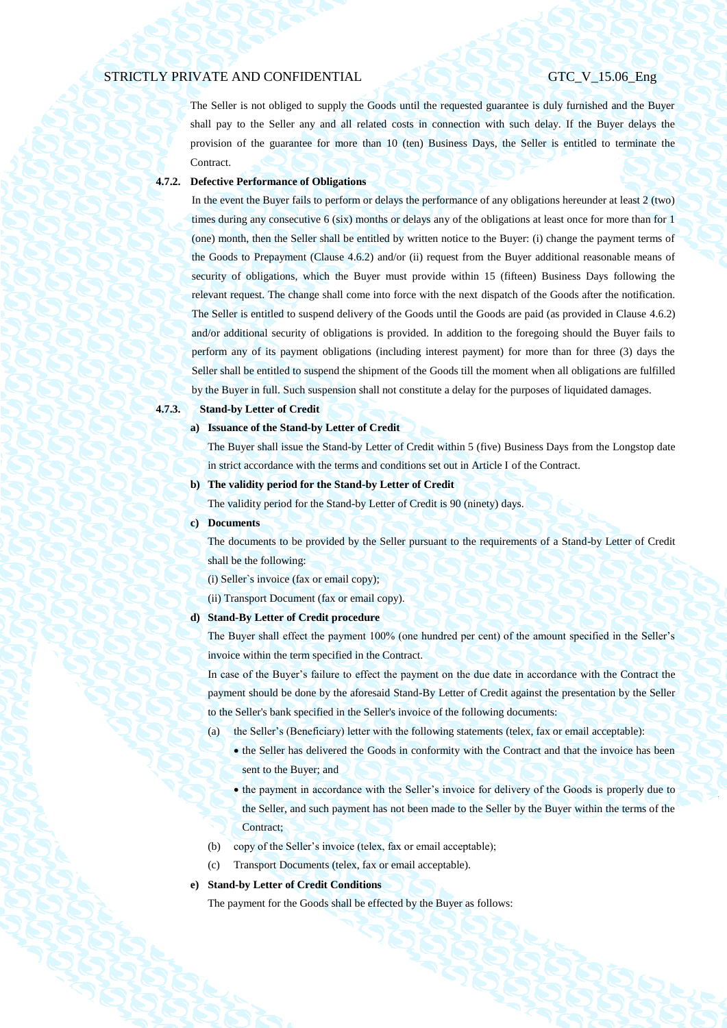The Seller is not obliged to supply the Goods until the requested guarantee is duly furnished and the Buyer shall pay to the Seller any and all related costs in connection with such delay. If the Buyer delays the provision of the guarantee for more than 10 (ten) Business Days, the Seller is entitled to terminate the Contract.

**4.7.2. Defective Performance of Obligations**

In the event the Buyer fails to perform or delays the performance of any obligations hereunder at least 2 (two) times during any consecutive 6 (six) months or delays any of the obligations at least once for more than for 1 (one) month, then the Seller shall be entitled by written notice to the Buyer: (i) change the payment terms of the Goods to Prepayment (Clause 4.6.2) and/or (ii) request from the Buyer additional reasonable means of security of obligations, which the Buyer must provide within 15 (fifteen) Business Days following the relevant request. The change shall come into force with the next dispatch of the Goods after the notification. The Seller is entitled to suspend delivery of the Goods until the Goods are paid (as provided in Clause 4.6.2) and/or additional security of obligations is provided. In addition to the foregoing should the Buyer fails to perform any of its payment obligations (including interest payment) for more than for three (3) days the Seller shall be entitled to suspend the shipment of the Goods till the moment when all obligations are fulfilled by the Buyer in full. Such suspension shall not constitute a delay for the purposes of liquidated damages.

**4.7.3. Stand-by Letter of Credit**

**a) Issuance of the Stand-by Letter of Credit**

The Buyer shall issue the Stand-by Letter of Credit within 5 (five) Business Days from the Longstop date in strict accordance with the terms and conditions set out in Article I of the Contract.

**b) The validity period for the Stand-by Letter of Credit**

The validity period for the Stand-by Letter of Credit is 90 (ninety) days.

**c) Documents**

The documents to be provided by the Seller pursuant to the requirements of a Stand-by Letter of Credit shall be the following:

(i) Seller`s invoice (fax or email copy);

(ii) Transport Document (fax or email copy).

**d) Stand-By Letter of Credit procedure**

The Buyer shall effect the payment 100% (one hundred per cent) of the amount specified in the Seller's invoice within the term specified in the Contract.

In case of the Buyer's failure to effect the payment on the due date in accordance with the Contract the payment should be done by the aforesaid Stand-By Letter of Credit against the presentation by the Seller to the Seller's bank specified in the Seller's invoice of the following documents:

(a) the Seller's (Beneficiary) letter with the following statements (telex, fax or email acceptable):
- the Seller has delivered the Goods in conformity with the Contract and that the invoice has been sent to the Buyer; and
- the payment in accordance with the Seller's invoice for delivery of the Goods is properly due to the Seller, and such payment has not been made to the Seller by the Buyer within the terms of the Contract;

(b) copy of the Seller's invoice (telex, fax or email acceptable);

(c) Transport Documents (telex, fax or email acceptable).

**e) Stand-by Letter of Credit Conditions**

The payment for the Goods shall be effected by the Buyer as follows: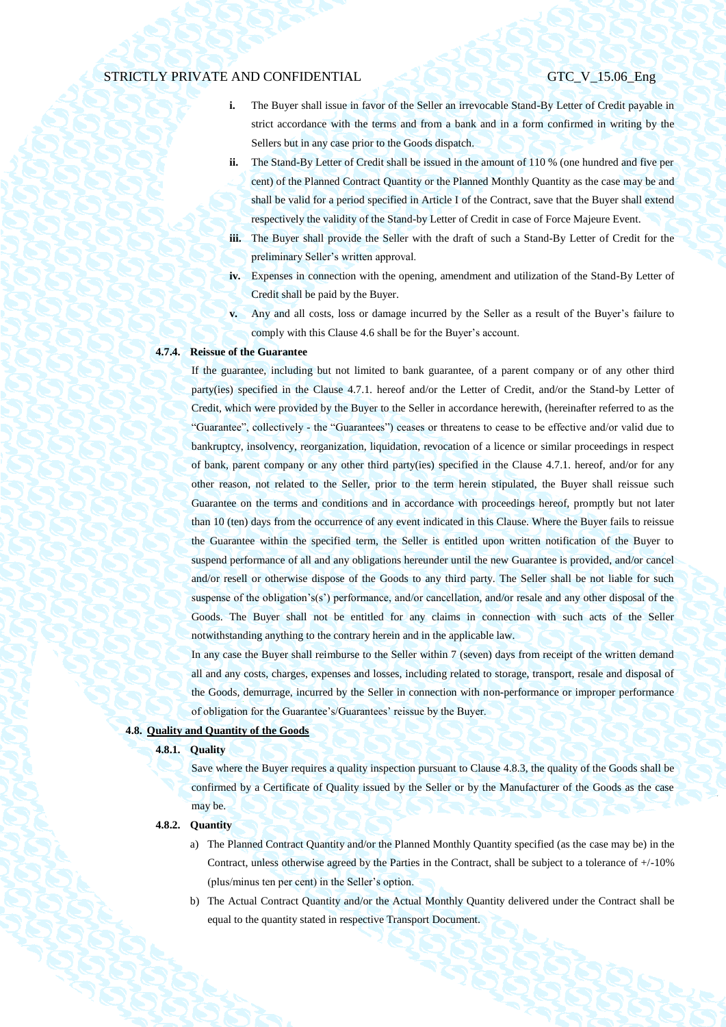i. The Buyer shall issue in favor of the Seller an irrevocable Stand-By Letter of Credit payable in strict accordance with the terms and from a bank and in a form confirmed in writing by the Sellers but in any case prior to the Goods dispatch.

ii. The Stand-By Letter of Credit shall be issued in the amount of 110 % (one hundred and five per cent) of the Planned Contract Quantity or the Planned Monthly Quantity as the case may be and shall be valid for a period specified in Article I of the Contract, save that the Buyer shall extend respectively the validity of the Stand-by Letter of Credit in case of Force Majeure Event.

iii. The Buyer shall provide the Seller with the draft of such a Stand-By Letter of Credit for the preliminary Seller's written approval.

iv. Expenses in connection with the opening, amendment and utilization of the Stand-By Letter of Credit shall be paid by the Buyer.

v. Any and all costs, loss or damage incurred by the Seller as a result of the Buyer's failure to comply with this Clause 4.6 shall be for the Buyer's account.

**4.7.4. Reissue of the Guarantee**

If the guarantee, including but not limited to bank guarantee, of a parent company or of any other third party(ies) specified in the Clause 4.7.1. hereof and/or the Letter of Credit, and/or the Stand-by Letter of Credit, which were provided by the Buyer to the Seller in accordance herewith, (hereinafter referred to as the "Guarantee", collectively - the "Guarantees") ceases or threatens to cease to be effective and/or valid due to bankruptcy, insolvency, reorganization, liquidation, revocation of a licence or similar proceedings in respect of bank, parent company or any other third party(ies) specified in the Clause 4.7.1. hereof, and/or for any other reason, not related to the Seller, prior to the term herein stipulated, the Buyer shall reissue such Guarantee on the terms and conditions and in accordance with proceedings hereof, promptly but not later than 10 (ten) days from the occurrence of any event indicated in this Clause. Where the Buyer fails to reissue the Guarantee within the specified term, the Seller is entitled upon written notification of the Buyer to suspend performance of all and any obligations hereunder until the new Guarantee is provided, and/or cancel and/or resell or otherwise dispose of the Goods to any third party. The Seller shall be not liable for such suspense of the obligation's(s') performance, and/or cancellation, and/or resale and any other disposal of the Goods. The Buyer shall not be entitled for any claims in connection with such acts of the Seller notwithstanding anything to the contrary herein and in the applicable law.

In any case the Buyer shall reimburse to the Seller within 7 (seven) days from receipt of the written demand all and any costs, charges, expenses and losses, including related to storage, transport, resale and disposal of the Goods, demurrage, incurred by the Seller in connection with non-performance or improper performance of obligation for the Guarantee's/Guarantees' reissue by the Buyer.

**4.8. <u>Quality and Quantity of the Goods</u>**

**4.8.1. Quality**

Save where the Buyer requires a quality inspection pursuant to Clause 4.8.3, the quality of the Goods shall be confirmed by a Certificate of Quality issued by the Seller or by the Manufacturer of the Goods as the case may be.

**4.8.2. Quantity**

a) The Planned Contract Quantity and/or the Planned Monthly Quantity specified (as the case may be) in the Contract, unless otherwise agreed by the Parties in the Contract, shall be subject to a tolerance of +/-10% (plus/minus ten per cent) in the Seller's option.

b) The Actual Contract Quantity and/or the Actual Monthly Quantity delivered under the Contract shall be equal to the quantity stated in respective Transport Document.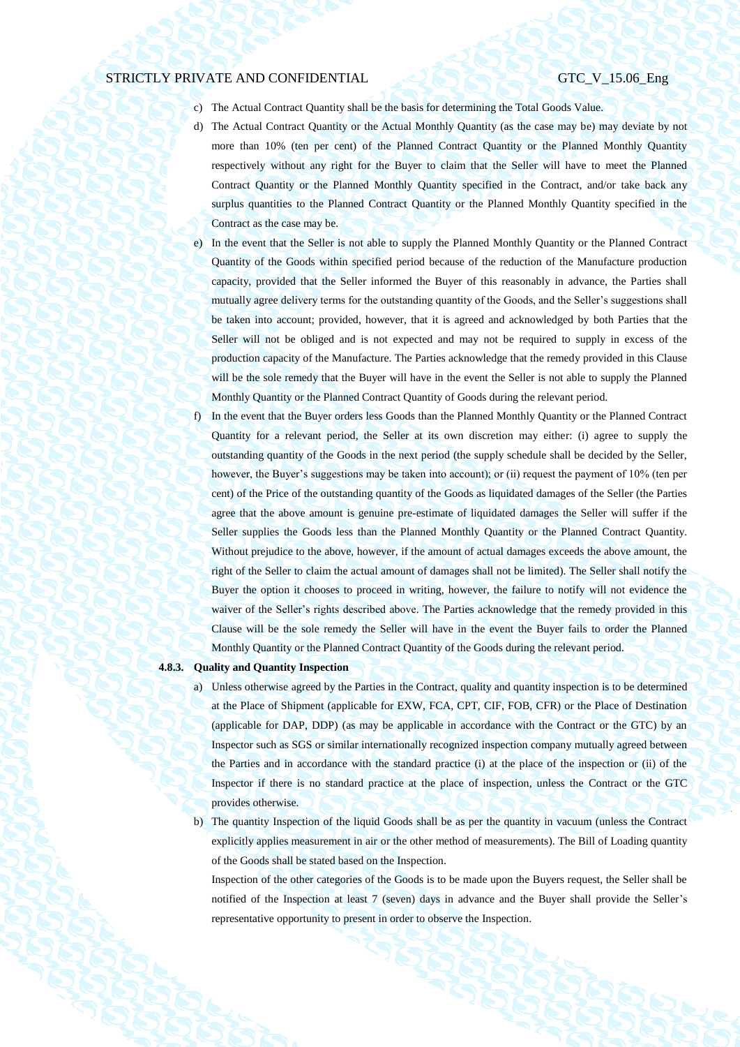c) The Actual Contract Quantity shall be the basis for determining the Total Goods Value.

d) The Actual Contract Quantity or the Actual Monthly Quantity (as the case may be) may deviate by not more than 10% (ten per cent) of the Planned Contract Quantity or the Planned Monthly Quantity respectively without any right for the Buyer to claim that the Seller will have to meet the Planned Contract Quantity or the Planned Monthly Quantity specified in the Contract, and/or take back any surplus quantities to the Planned Contract Quantity or the Planned Monthly Quantity specified in the Contract as the case may be.

e) In the event that the Seller is not able to supply the Planned Monthly Quantity or the Planned Contract Quantity of the Goods within specified period because of the reduction of the Manufacture production capacity, provided that the Seller informed the Buyer of this reasonably in advance, the Parties shall mutually agree delivery terms for the outstanding quantity of the Goods, and the Seller's suggestions shall be taken into account; provided, however, that it is agreed and acknowledged by both Parties that the Seller will not be obliged and is not expected and may not be required to supply in excess of the production capacity of the Manufacture. The Parties acknowledge that the remedy provided in this Clause will be the sole remedy that the Buyer will have in the event the Seller is not able to supply the Planned Monthly Quantity or the Planned Contract Quantity of Goods during the relevant period.

f) In the event that the Buyer orders less Goods than the Planned Monthly Quantity or the Planned Contract Quantity for a relevant period, the Seller at its own discretion may either: (i) agree to supply the outstanding quantity of the Goods in the next period (the supply schedule shall be decided by the Seller, however, the Buyer's suggestions may be taken into account); or (ii) request the payment of 10% (ten per cent) of the Price of the outstanding quantity of the Goods as liquidated damages of the Seller (the Parties agree that the above amount is genuine pre-estimate of liquidated damages the Seller will suffer if the Seller supplies the Goods less than the Planned Monthly Quantity or the Planned Contract Quantity. Without prejudice to the above, however, if the amount of actual damages exceeds the above amount, the right of the Seller to claim the actual amount of damages shall not be limited). The Seller shall notify the Buyer the option it chooses to proceed in writing, however, the failure to notify will not evidence the waiver of the Seller's rights described above. The Parties acknowledge that the remedy provided in this Clause will be the sole remedy the Seller will have in the event the Buyer fails to order the Planned Monthly Quantity or the Planned Contract Quantity of the Goods during the relevant period.

**4.8.3. Quality and Quantity Inspection**

a) Unless otherwise agreed by the Parties in the Contract, quality and quantity inspection is to be determined at the Place of Shipment (applicable for EXW, FCA, CPT, CIF, FOB, CFR) or the Place of Destination (applicable for DAP, DDP) (as may be applicable in accordance with the Contract or the GTC) by an Inspector such as SGS or similar internationally recognized inspection company mutually agreed between the Parties and in accordance with the standard practice (i) at the place of the inspection or (ii) of the Inspector if there is no standard practice at the place of inspection, unless the Contract or the GTC provides otherwise.

b) The quantity Inspection of the liquid Goods shall be as per the quantity in vacuum (unless the Contract explicitly applies measurement in air or the other method of measurements). The Bill of Loading quantity of the Goods shall be stated based on the Inspection.

Inspection of the other categories of the Goods is to be made upon the Buyers request, the Seller shall be notified of the Inspection at least 7 (seven) days in advance and the Buyer shall provide the Seller's representative opportunity to present in order to observe the Inspection.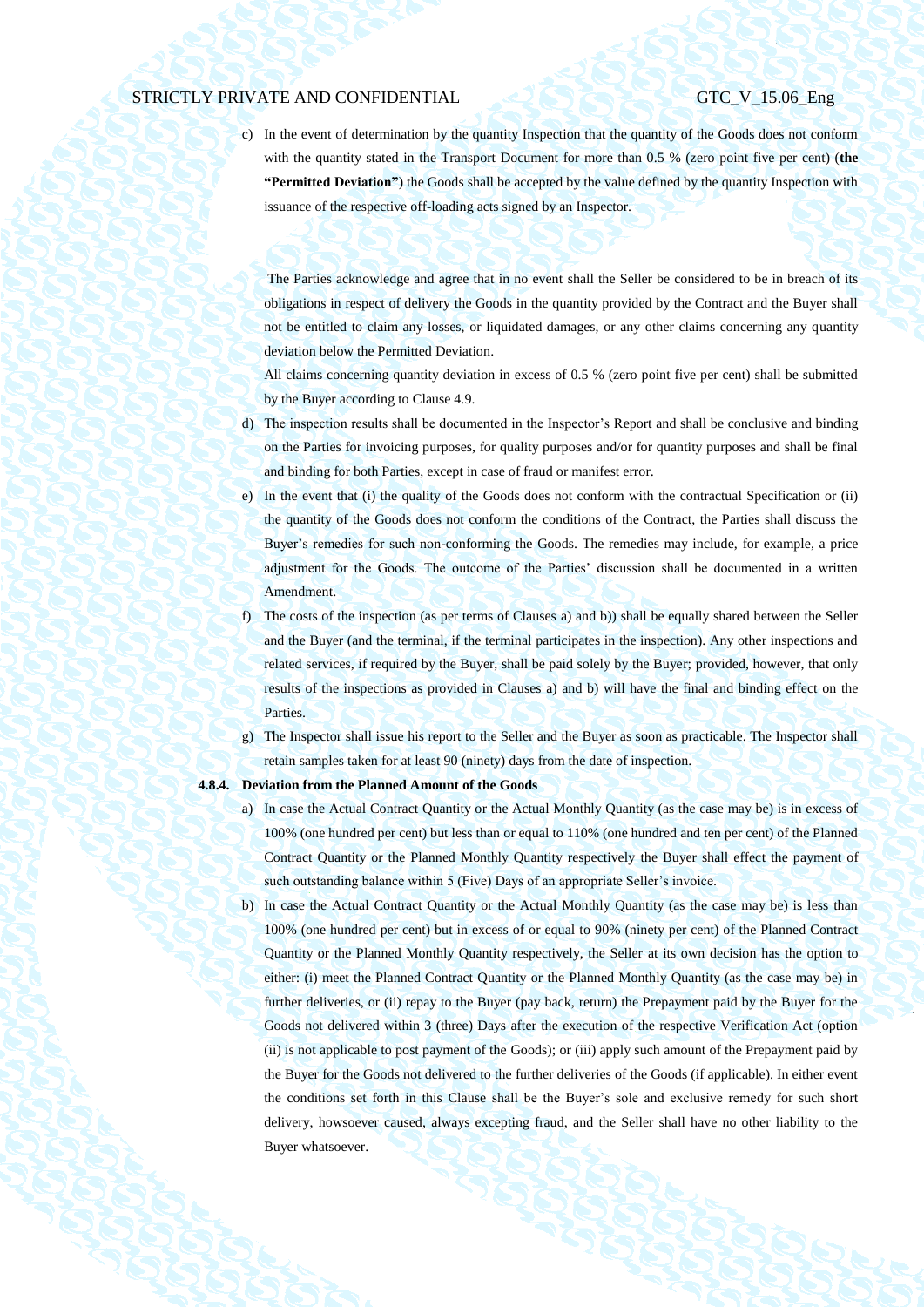c) In the event of determination by the quantity Inspection that the quantity of the Goods does not conform with the quantity stated in the Transport Document for more than 0.5 % (zero point five per cent) (**the "Permitted Deviation"**) the Goods shall be accepted by the value defined by the quantity Inspection with issuance of the respective off-loading acts signed by an Inspector.

The Parties acknowledge and agree that in no event shall the Seller be considered to be in breach of its obligations in respect of delivery the Goods in the quantity provided by the Contract and the Buyer shall not be entitled to claim any losses, or liquidated damages, or any other claims concerning any quantity deviation below the Permitted Deviation.

All claims concerning quantity deviation in excess of 0.5 % (zero point five per cent) shall be submitted by the Buyer according to Clause 4.9.

d) The inspection results shall be documented in the Inspector's Report and shall be conclusive and binding on the Parties for invoicing purposes, for quality purposes and/or for quantity purposes and shall be final and binding for both Parties, except in case of fraud or manifest error.

e) In the event that (i) the quality of the Goods does not conform with the contractual Specification or (ii) the quantity of the Goods does not conform the conditions of the Contract, the Parties shall discuss the Buyer's remedies for such non-conforming the Goods. The remedies may include, for example, a price adjustment for the Goods. The outcome of the Parties' discussion shall be documented in a written Amendment.

f) The costs of the inspection (as per terms of Clauses a) and b)) shall be equally shared between the Seller and the Buyer (and the terminal, if the terminal participates in the inspection). Any other inspections and related services, if required by the Buyer, shall be paid solely by the Buyer; provided, however, that only results of the inspections as provided in Clauses a) and b) will have the final and binding effect on the Parties.

g) The Inspector shall issue his report to the Seller and the Buyer as soon as practicable. The Inspector shall retain samples taken for at least 90 (ninety) days from the date of inspection.

**4.8.4. Deviation from the Planned Amount of the Goods**

a) In case the Actual Contract Quantity or the Actual Monthly Quantity (as the case may be) is in excess of 100% (one hundred per cent) but less than or equal to 110% (one hundred and ten per cent) of the Planned Contract Quantity or the Planned Monthly Quantity respectively the Buyer shall effect the payment of such outstanding balance within 5 (Five) Days of an appropriate Seller's invoice.

b) In case the Actual Contract Quantity or the Actual Monthly Quantity (as the case may be) is less than 100% (one hundred per cent) but in excess of or equal to 90% (ninety per cent) of the Planned Contract Quantity or the Planned Monthly Quantity respectively, the Seller at its own decision has the option to either: (i) meet the Planned Contract Quantity or the Planned Monthly Quantity (as the case may be) in further deliveries, or (ii) repay to the Buyer (pay back, return) the Prepayment paid by the Buyer for the Goods not delivered within 3 (three) Days after the execution of the respective Verification Act (option (ii) is not applicable to post payment of the Goods); or (iii) apply such amount of the Prepayment paid by the Buyer for the Goods not delivered to the further deliveries of the Goods (if applicable). In either event the conditions set forth in this Clause shall be the Buyer's sole and exclusive remedy for such short delivery, howsoever caused, always excepting fraud, and the Seller shall have no other liability to the Buyer whatsoever.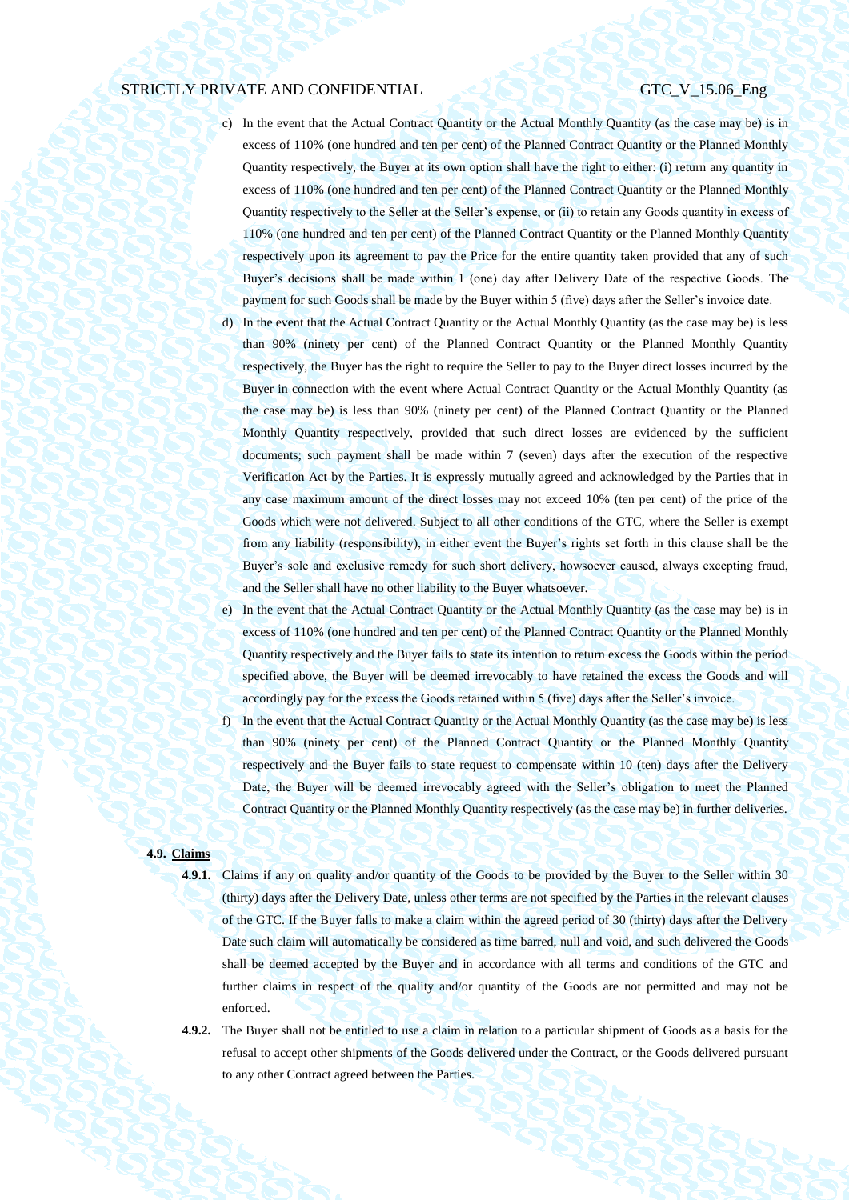c) In the event that the Actual Contract Quantity or the Actual Monthly Quantity (as the case may be) is in excess of 110% (one hundred and ten per cent) of the Planned Contract Quantity or the Planned Monthly Quantity respectively, the Buyer at its own option shall have the right to either: (i) return any quantity in excess of 110% (one hundred and ten per cent) of the Planned Contract Quantity or the Planned Monthly Quantity respectively to the Seller at the Seller's expense, or (ii) to retain any Goods quantity in excess of 110% (one hundred and ten per cent) of the Planned Contract Quantity or the Planned Monthly Quantity respectively upon its agreement to pay the Price for the entire quantity taken provided that any of such Buyer's decisions shall be made within 1 (one) day after Delivery Date of the respective Goods. The payment for such Goods shall be made by the Buyer within 5 (five) days after the Seller's invoice date.

d) In the event that the Actual Contract Quantity or the Actual Monthly Quantity (as the case may be) is less than 90% (ninety per cent) of the Planned Contract Quantity or the Planned Monthly Quantity respectively, the Buyer has the right to require the Seller to pay to the Buyer direct losses incurred by the Buyer in connection with the event where Actual Contract Quantity or the Actual Monthly Quantity (as the case may be) is less than 90% (ninety per cent) of the Planned Contract Quantity or the Planned Monthly Quantity respectively, provided that such direct losses are evidenced by the sufficient documents; such payment shall be made within 7 (seven) days after the execution of the respective Verification Act by the Parties. It is expressly mutually agreed and acknowledged by the Parties that in any case maximum amount of the direct losses may not exceed 10% (ten per cent) of the price of the Goods which were not delivered. Subject to all other conditions of the GTC, where the Seller is exempt from any liability (responsibility), in either event the Buyer's rights set forth in this clause shall be the Buyer's sole and exclusive remedy for such short delivery, howsoever caused, always excepting fraud, and the Seller shall have no other liability to the Buyer whatsoever.

e) In the event that the Actual Contract Quantity or the Actual Monthly Quantity (as the case may be) is in excess of 110% (one hundred and ten per cent) of the Planned Contract Quantity or the Planned Monthly Quantity respectively and the Buyer fails to state its intention to return excess the Goods within the period specified above, the Buyer will be deemed irrevocably to have retained the excess the Goods and will accordingly pay for the excess the Goods retained within 5 (five) days after the Seller's invoice.

f) In the event that the Actual Contract Quantity or the Actual Monthly Quantity (as the case may be) is less than 90% (ninety per cent) of the Planned Contract Quantity or the Planned Monthly Quantity respectively and the Buyer fails to state request to compensate within 10 (ten) days after the Delivery Date, the Buyer will be deemed irrevocably agreed with the Seller's obligation to meet the Planned Contract Quantity or the Planned Monthly Quantity respectively (as the case may be) in further deliveries.

**4.9. <u>Claims</u>**

**4.9.1.** Claims if any on quality and/or quantity of the Goods to be provided by the Buyer to the Seller within 30 (thirty) days after the Delivery Date, unless other terms are not specified by the Parties in the relevant clauses of the GTC. If the Buyer falls to make a claim within the agreed period of 30 (thirty) days after the Delivery Date such claim will automatically be considered as time barred, null and void, and such delivered the Goods shall be deemed accepted by the Buyer and in accordance with all terms and conditions of the GTC and further claims in respect of the quality and/or quantity of the Goods are not permitted and may not be enforced.

**4.9.2.** The Buyer shall not be entitled to use a claim in relation to a particular shipment of Goods as a basis for the refusal to accept other shipments of the Goods delivered under the Contract, or the Goods delivered pursuant to any other Contract agreed between the Parties.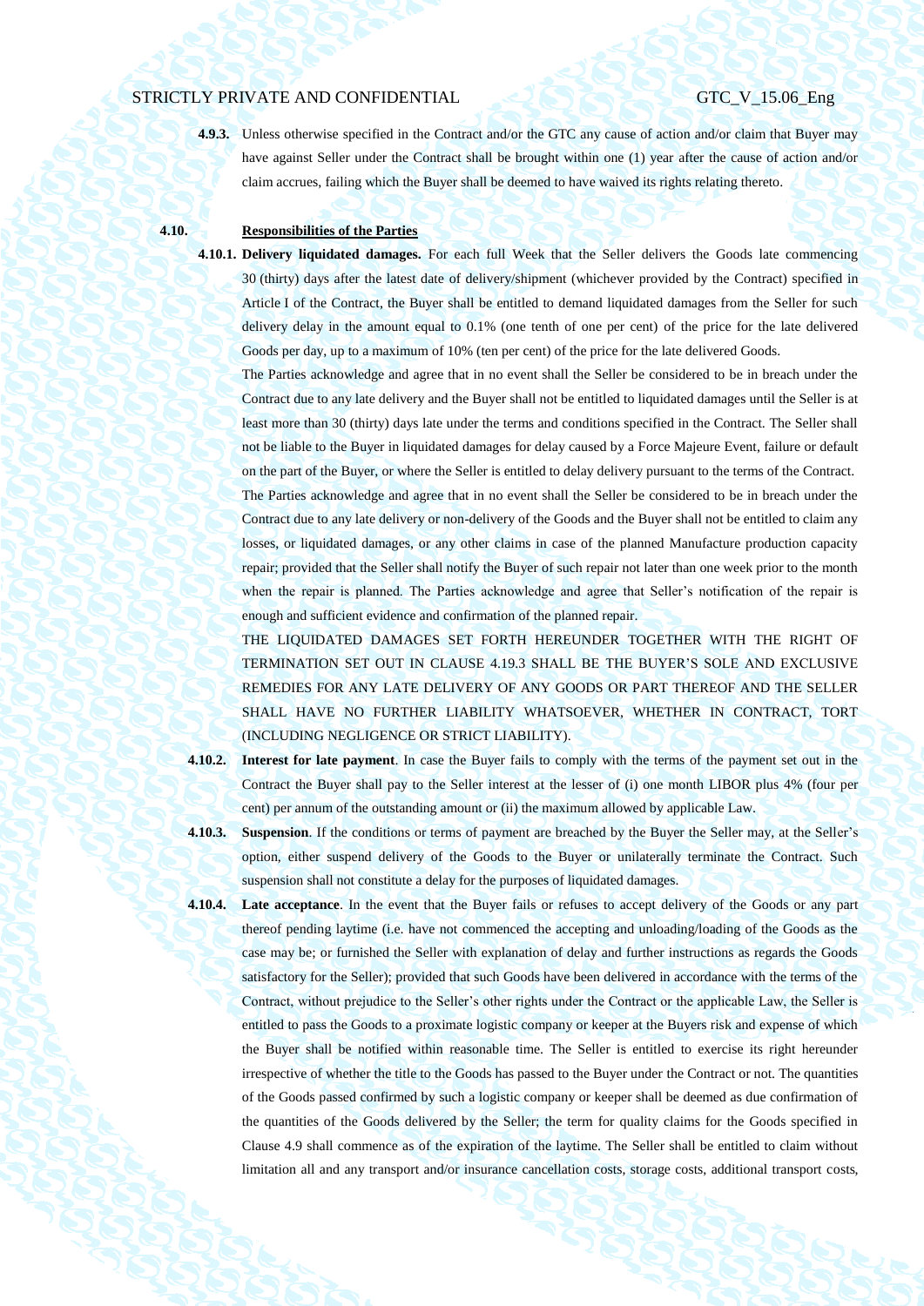**4.9.3.** Unless otherwise specified in the Contract and/or the GTC any cause of action and/or claim that Buyer may have against Seller under the Contract shall be brought within one (1) year after the cause of action and/or claim accrues, failing which the Buyer shall be deemed to have waived its rights relating thereto.

**4.10. Responsibilities of the Parties**

**4.10.1. Delivery liquidated damages.** For each full Week that the Seller delivers the Goods late commencing 30 (thirty) days after the latest date of delivery/shipment (whichever provided by the Contract) specified in Article I of the Contract, the Buyer shall be entitled to demand liquidated damages from the Seller for such delivery delay in the amount equal to 0.1% (one tenth of one per cent) of the price for the late delivered Goods per day, up to a maximum of 10% (ten per cent) of the price for the late delivered Goods.

The Parties acknowledge and agree that in no event shall the Seller be considered to be in breach under the Contract due to any late delivery and the Buyer shall not be entitled to liquidated damages until the Seller is at least more than 30 (thirty) days late under the terms and conditions specified in the Contract. The Seller shall not be liable to the Buyer in liquidated damages for delay caused by a Force Majeure Event, failure or default on the part of the Buyer, or where the Seller is entitled to delay delivery pursuant to the terms of the Contract.

The Parties acknowledge and agree that in no event shall the Seller be considered to be in breach under the Contract due to any late delivery or non-delivery of the Goods and the Buyer shall not be entitled to claim any losses, or liquidated damages, or any other claims in case of the planned Manufacture production capacity repair; provided that the Seller shall notify the Buyer of such repair not later than one week prior to the month when the repair is planned. The Parties acknowledge and agree that Seller's notification of the repair is enough and sufficient evidence and confirmation of the planned repair.

THE LIQUIDATED DAMAGES SET FORTH HEREUNDER TOGETHER WITH THE RIGHT OF TERMINATION SET OUT IN CLAUSE 4.19.3 SHALL BE THE BUYER'S SOLE AND EXCLUSIVE REMEDIES FOR ANY LATE DELIVERY OF ANY GOODS OR PART THEREOF AND THE SELLER SHALL HAVE NO FURTHER LIABILITY WHATSOEVER, WHETHER IN CONTRACT, TORT (INCLUDING NEGLIGENCE OR STRICT LIABILITY).

**4.10.2. Interest for late payment**. In case the Buyer fails to comply with the terms of the payment set out in the Contract the Buyer shall pay to the Seller interest at the lesser of (i) one month LIBOR plus 4% (four per cent) per annum of the outstanding amount or (ii) the maximum allowed by applicable Law.

**4.10.3. Suspension**. If the conditions or terms of payment are breached by the Buyer the Seller may, at the Seller's option, either suspend delivery of the Goods to the Buyer or unilaterally terminate the Contract. Such suspension shall not constitute a delay for the purposes of liquidated damages.

**4.10.4. Late acceptance**. In the event that the Buyer fails or refuses to accept delivery of the Goods or any part thereof pending laytime (i.e. have not commenced the accepting and unloading/loading of the Goods as the case may be; or furnished the Seller with explanation of delay and further instructions as regards the Goods satisfactory for the Seller); provided that such Goods have been delivered in accordance with the terms of the Contract, without prejudice to the Seller's other rights under the Contract or the applicable Law, the Seller is entitled to pass the Goods to a proximate logistic company or keeper at the Buyers risk and expense of which the Buyer shall be notified within reasonable time. The Seller is entitled to exercise its right hereunder irrespective of whether the title to the Goods has passed to the Buyer under the Contract or not. The quantities of the Goods passed confirmed by such a logistic company or keeper shall be deemed as due confirmation of the quantities of the Goods delivered by the Seller; the term for quality claims for the Goods specified in Clause 4.9 shall commence as of the expiration of the laytime. The Seller shall be entitled to claim without limitation all and any transport and/or insurance cancellation costs, storage costs, additional transport costs,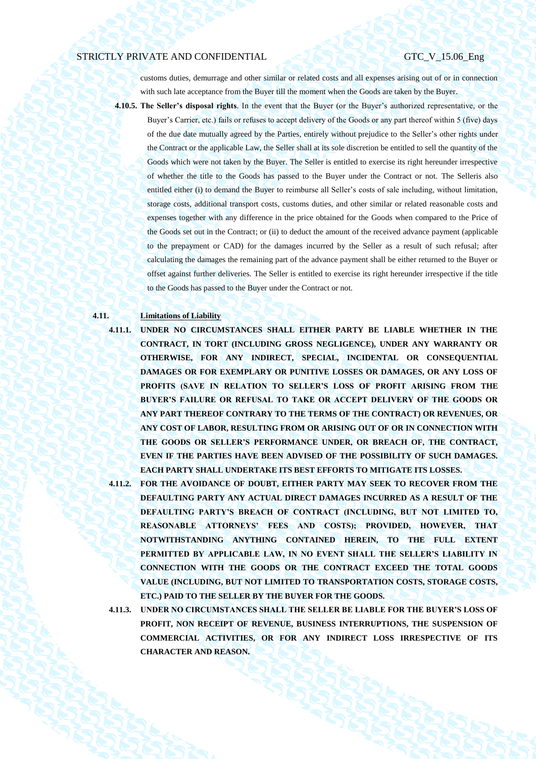customs duties, demurrage and other similar or related costs and all expenses arising out of or in connection with such late acceptance from the Buyer till the moment when the Goods are taken by the Buyer.

**4.10.5. The Seller's disposal rights**. In the event that the Buyer (or the Buyer's authorized representative, or the Buyer's Carrier, etc.) fails or refuses to accept delivery of the Goods or any part thereof within 5 (five) days of the due date mutually agreed by the Parties, entirely without prejudice to the Seller's other rights under the Contract or the applicable Law, the Seller shall at its sole discretion be entitled to sell the quantity of the Goods which were not taken by the Buyer. The Seller is entitled to exercise its right hereunder irrespective of whether the title to the Goods has passed to the Buyer under the Contract or not. The Selleris also entitled either (i) to demand the Buyer to reimburse all Seller's costs of sale including, without limitation, storage costs, additional transport costs, customs duties, and other similar or related reasonable costs and expenses together with any difference in the price obtained for the Goods when compared to the Price of the Goods set out in the Contract; or (ii) to deduct the amount of the received advance payment (applicable to the prepayment or CAD) for the damages incurred by the Seller as a result of such refusal; after calculating the damages the remaining part of the advance payment shall be either returned to the Buyer or offset against further deliveries. The Seller is entitled to exercise its right hereunder irrespective if the title to the Goods has passed to the Buyer under the Contract or not.

**4.11. Limitations of Liability**

**4.11.1. UNDER NO CIRCUMSTANCES SHALL EITHER PARTY BE LIABLE WHETHER IN THE CONTRACT, IN TORT (INCLUDING GROSS NEGLIGENCE), UNDER ANY WARRANTY OR OTHERWISE, FOR ANY INDIRECT, SPECIAL, INCIDENTAL OR CONSEQUENTIAL DAMAGES OR FOR EXEMPLARY OR PUNITIVE LOSSES OR DAMAGES, OR ANY LOSS OF PROFITS (SAVE IN RELATION TO SELLER'S LOSS OF PROFIT ARISING FROM THE BUYER'S FAILURE OR REFUSAL TO TAKE OR ACCEPT DELIVERY OF THE GOODS OR ANY PART THEREOF CONTRARY TO THE TERMS OF THE CONTRACT) OR REVENUES, OR ANY COST OF LABOR, RESULTING FROM OR ARISING OUT OF OR IN CONNECTION WITH THE GOODS OR SELLER'S PERFORMANCE UNDER, OR BREACH OF, THE CONTRACT, EVEN IF THE PARTIES HAVE BEEN ADVISED OF THE POSSIBILITY OF SUCH DAMAGES. EACH PARTY SHALL UNDERTAKE ITS BEST EFFORTS TO MITIGATE ITS LOSSES.**

**4.11.2. FOR THE AVOIDANCE OF DOUBT, EITHER PARTY MAY SEEK TO RECOVER FROM THE DEFAULTING PARTY ANY ACTUAL DIRECT DAMAGES INCURRED AS A RESULT OF THE DEFAULTING PARTY'S BREACH OF CONTRACT (INCLUDING, BUT NOT LIMITED TO, REASONABLE ATTORNEYS' FEES AND COSTS); PROVIDED, HOWEVER, THAT NOTWITHSTANDING ANYTHING CONTAINED HEREIN, TO THE FULL EXTENT PERMITTED BY APPLICABLE LAW, IN NO EVENT SHALL THE SELLER'S LIABILITY IN CONNECTION WITH THE GOODS OR THE CONTRACT EXCEED THE TOTAL GOODS VALUE (INCLUDING, BUT NOT LIMITED TO TRANSPORTATION COSTS, STORAGE COSTS, ETC.) PAID TO THE SELLER BY THE BUYER FOR THE GOODS.**

**4.11.3. UNDER NO CIRCUMSTANCES SHALL THE SELLER BE LIABLE FOR THE BUYER'S LOSS OF PROFIT, NON RECEIPT OF REVENUE, BUSINESS INTERRUPTIONS, THE SUSPENSION OF COMMERCIAL ACTIVITIES, OR FOR ANY INDIRECT LOSS IRRESPECTIVE OF ITS CHARACTER AND REASON.**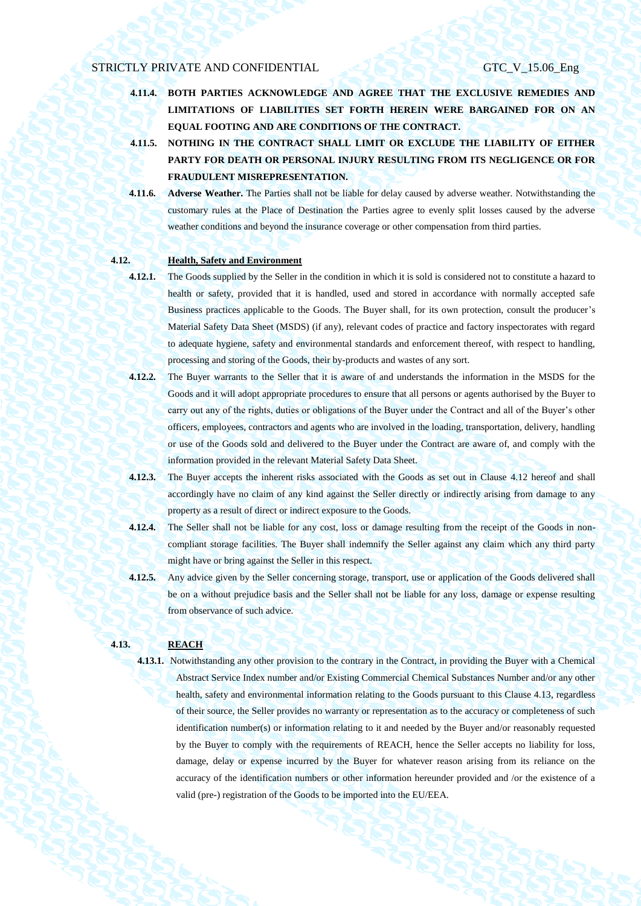**4.11.4. BOTH PARTIES ACKNOWLEDGE AND AGREE THAT THE EXCLUSIVE REMEDIES AND LIMITATIONS OF LIABILITIES SET FORTH HEREIN WERE BARGAINED FOR ON AN EQUAL FOOTING AND ARE CONDITIONS OF THE CONTRACT.**

**4.11.5. NOTHING IN THE CONTRACT SHALL LIMIT OR EXCLUDE THE LIABILITY OF EITHER PARTY FOR DEATH OR PERSONAL INJURY RESULTING FROM ITS NEGLIGENCE OR FOR FRAUDULENT MISREPRESENTATION.**

**4.11.6. Adverse Weather.** The Parties shall not be liable for delay caused by adverse weather. Notwithstanding the customary rules at the Place of Destination the Parties agree to evenly split losses caused by the adverse weather conditions and beyond the insurance coverage or other compensation from third parties.

**4.12. Health, Safety and Environment**

**4.12.1.** The Goods supplied by the Seller in the condition in which it is sold is considered not to constitute a hazard to health or safety, provided that it is handled, used and stored in accordance with normally accepted safe Business practices applicable to the Goods. The Buyer shall, for its own protection, consult the producer's Material Safety Data Sheet (MSDS) (if any), relevant codes of practice and factory inspectorates with regard to adequate hygiene, safety and environmental standards and enforcement thereof, with respect to handling, processing and storing of the Goods, their by-products and wastes of any sort.

**4.12.2.** The Buyer warrants to the Seller that it is aware of and understands the information in the MSDS for the Goods and it will adopt appropriate procedures to ensure that all persons or agents authorised by the Buyer to carry out any of the rights, duties or obligations of the Buyer under the Contract and all of the Buyer's other officers, employees, contractors and agents who are involved in the loading, transportation, delivery, handling or use of the Goods sold and delivered to the Buyer under the Contract are aware of, and comply with the information provided in the relevant Material Safety Data Sheet.

**4.12.3.** The Buyer accepts the inherent risks associated with the Goods as set out in Clause 4.12 hereof and shall accordingly have no claim of any kind against the Seller directly or indirectly arising from damage to any property as a result of direct or indirect exposure to the Goods.

**4.12.4.** The Seller shall not be liable for any cost, loss or damage resulting from the receipt of the Goods in non-compliant storage facilities. The Buyer shall indemnify the Seller against any claim which any third party might have or bring against the Seller in this respect.

**4.12.5.** Any advice given by the Seller concerning storage, transport, use or application of the Goods delivered shall be on a without prejudice basis and the Seller shall not be liable for any loss, damage or expense resulting from observance of such advice.

**4.13. REACH**

**4.13.1.** Notwithstanding any other provision to the contrary in the Contract, in providing the Buyer with a Chemical Abstract Service Index number and/or Existing Commercial Chemical Substances Number and/or any other health, safety and environmental information relating to the Goods pursuant to this Clause 4.13, regardless of their source, the Seller provides no warranty or representation as to the accuracy or completeness of such identification number(s) or information relating to it and needed by the Buyer and/or reasonably requested by the Buyer to comply with the requirements of REACH, hence the Seller accepts no liability for loss, damage, delay or expense incurred by the Buyer for whatever reason arising from its reliance on the accuracy of the identification numbers or other information hereunder provided and /or the existence of a valid (pre-) registration of the Goods to be imported into the EU/EEA.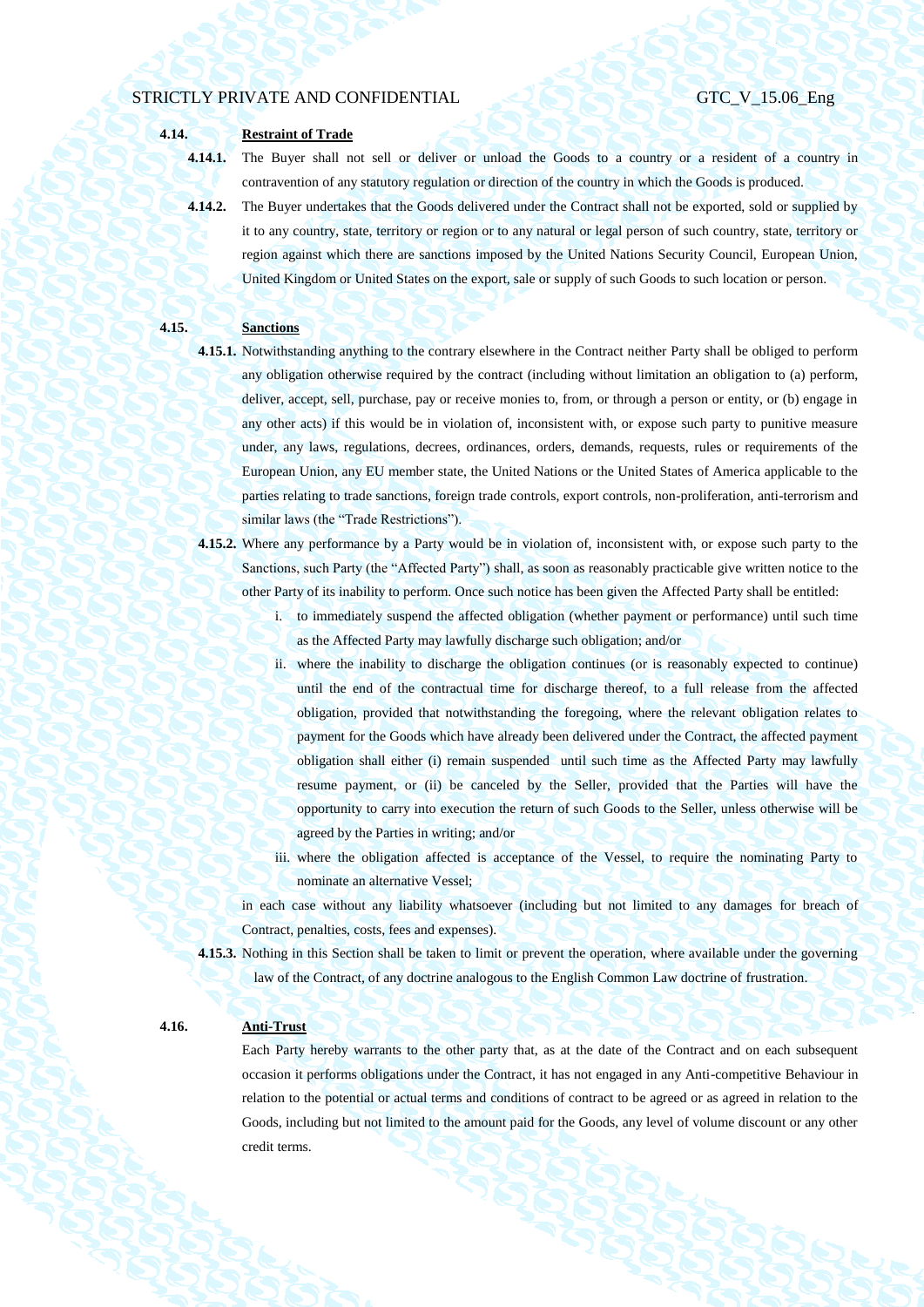**4.14. Restraint of Trade**

**4.14.1.** The Buyer shall not sell or deliver or unload the Goods to a country or a resident of a country in contravention of any statutory regulation or direction of the country in which the Goods is produced.

**4.14.2.** The Buyer undertakes that the Goods delivered under the Contract shall not be exported, sold or supplied by it to any country, state, territory or region or to any natural or legal person of such country, state, territory or region against which there are sanctions imposed by the United Nations Security Council, European Union, United Kingdom or United States on the export, sale or supply of such Goods to such location or person.

**4.15. Sanctions**

**4.15.1.** Notwithstanding anything to the contrary elsewhere in the Contract neither Party shall be obliged to perform any obligation otherwise required by the contract (including without limitation an obligation to (a) perform, deliver, accept, sell, purchase, pay or receive monies to, from, or through a person or entity, or (b) engage in any other acts) if this would be in violation of, inconsistent with, or expose such party to punitive measure under, any laws, regulations, decrees, ordinances, orders, demands, requests, rules or requirements of the European Union, any EU member state, the United Nations or the United States of America applicable to the parties relating to trade sanctions, foreign trade controls, export controls, non-proliferation, anti-terrorism and similar laws (the "Trade Restrictions").

**4.15.2.** Where any performance by a Party would be in violation of, inconsistent with, or expose such party to the Sanctions, such Party (the "Affected Party") shall, as soon as reasonably practicable give written notice to the other Party of its inability to perform. Once such notice has been given the Affected Party shall be entitled:

i. to immediately suspend the affected obligation (whether payment or performance) until such time as the Affected Party may lawfully discharge such obligation; and/or

ii. where the inability to discharge the obligation continues (or is reasonably expected to continue) until the end of the contractual time for discharge thereof, to a full release from the affected obligation, provided that notwithstanding the foregoing, where the relevant obligation relates to payment for the Goods which have already been delivered under the Contract, the affected payment obligation shall either (i) remain suspended until such time as the Affected Party may lawfully resume payment, or (ii) be canceled by the Seller, provided that the Parties will have the opportunity to carry into execution the return of such Goods to the Seller, unless otherwise will be agreed by the Parties in writing; and/or

iii. where the obligation affected is acceptance of the Vessel, to require the nominating Party to nominate an alternative Vessel;

in each case without any liability whatsoever (including but not limited to any damages for breach of Contract, penalties, costs, fees and expenses).

**4.15.3.** Nothing in this Section shall be taken to limit or prevent the operation, where available under the governing law of the Contract, of any doctrine analogous to the English Common Law doctrine of frustration.

**4.16. Anti-Trust**

Each Party hereby warrants to the other party that, as at the date of the Contract and on each subsequent occasion it performs obligations under the Contract, it has not engaged in any Anti-competitive Behaviour in relation to the potential or actual terms and conditions of contract to be agreed or as agreed in relation to the Goods, including but not limited to the amount paid for the Goods, any level of volume discount or any other credit terms.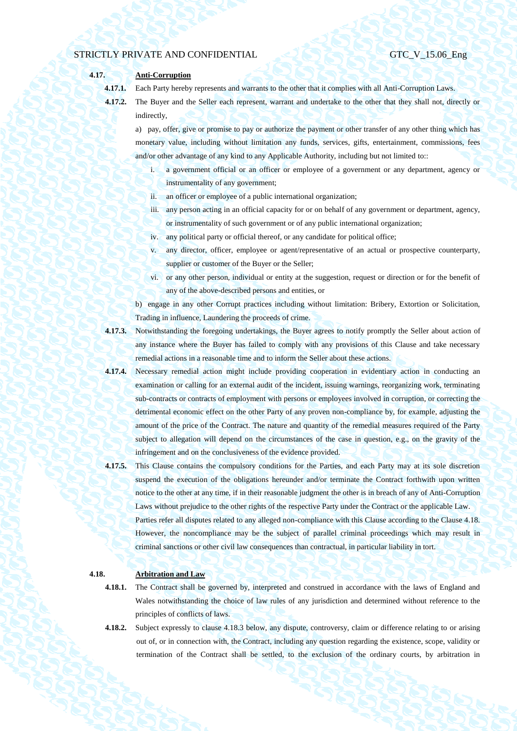**4.17. Anti-Corruption**

**4.17.1.** Each Party hereby represents and warrants to the other that it complies with all Anti-Corruption Laws.

**4.17.2.** The Buyer and the Seller each represent, warrant and undertake to the other that they shall not, directly or indirectly,

a) pay, offer, give or promise to pay or authorize the payment or other transfer of any other thing which has monetary value, including without limitation any funds, services, gifts, entertainment, commissions, fees and/or other advantage of any kind to any Applicable Authority, including but not limited to::

i. a government official or an officer or employee of a government or any department, agency or instrumentality of any government;

ii. an officer or employee of a public international organization;

iii. any person acting in an official capacity for or on behalf of any government or department, agency, or instrumentality of such government or of any public international organization;

iv. any political party or official thereof, or any candidate for political office;

v. any director, officer, employee or agent/representative of an actual or prospective counterparty, supplier or customer of the Buyer or the Seller;

vi. or any other person, individual or entity at the suggestion, request or direction or for the benefit of any of the above-described persons and entities, or

b) engage in any other Corrupt practices including without limitation: Bribery, Extortion or Solicitation, Trading in influence, Laundering the proceeds of crime.

**4.17.3.** Notwithstanding the foregoing undertakings, the Buyer agrees to notify promptly the Seller about action of any instance where the Buyer has failed to comply with any provisions of this Clause and take necessary remedial actions in a reasonable time and to inform the Seller about these actions.

**4.17.4.** Necessary remedial action might include providing cooperation in evidentiary action in conducting an examination or calling for an external audit of the incident, issuing warnings, reorganizing work, terminating sub-contracts or contracts of employment with persons or employees involved in corruption, or correcting the detrimental economic effect on the other Party of any proven non-compliance by, for example, adjusting the amount of the price of the Contract. The nature and quantity of the remedial measures required of the Party subject to allegation will depend on the circumstances of the case in question, e.g., on the gravity of the infringement and on the conclusiveness of the evidence provided.

**4.17.5.** This Clause contains the compulsory conditions for the Parties, and each Party may at its sole discretion suspend the execution of the obligations hereunder and/or terminate the Contract forthwith upon written notice to the other at any time, if in their reasonable judgment the other is in breach of any of Anti-Corruption Laws without prejudice to the other rights of the respective Party under the Contract or the applicable Law.

Parties refer all disputes related to any alleged non-compliance with this Clause according to the Clause 4.18. However, the noncompliance may be the subject of parallel criminal proceedings which may result in criminal sanctions or other civil law consequences than contractual, in particular liability in tort.

**4.18. Arbitration and Law**

**4.18.1.** The Contract shall be governed by, interpreted and construed in accordance with the laws of England and Wales notwithstanding the choice of law rules of any jurisdiction and determined without reference to the principles of conflicts of laws.

**4.18.2.** Subject expressly to clause 4.18.3 below, any dispute, controversy, claim or difference relating to or arising out of, or in connection with, the Contract, including any question regarding the existence, scope, validity or termination of the Contract shall be settled, to the exclusion of the ordinary courts, by arbitration in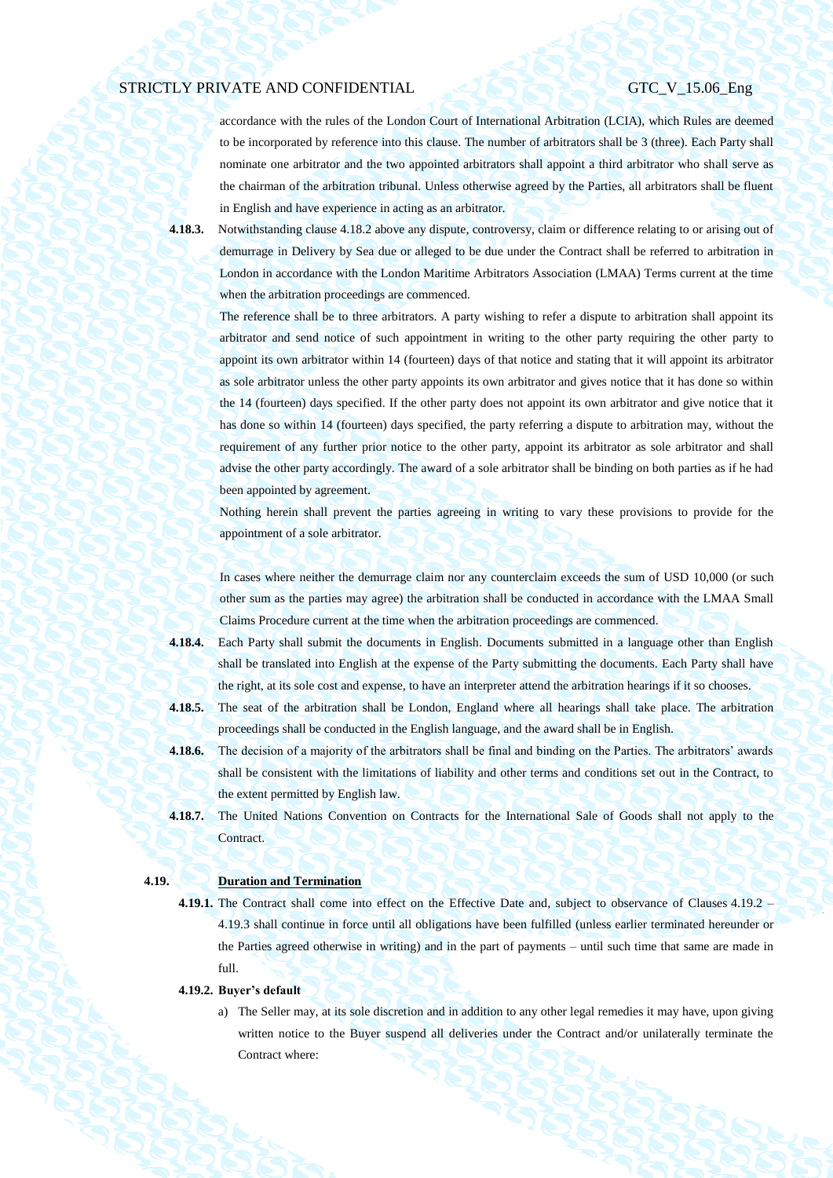accordance with the rules of the London Court of International Arbitration (LCIA), which Rules are deemed to be incorporated by reference into this clause. The number of arbitrators shall be 3 (three). Each Party shall nominate one arbitrator and the two appointed arbitrators shall appoint a third arbitrator who shall serve as the chairman of the arbitration tribunal. Unless otherwise agreed by the Parties, all arbitrators shall be fluent in English and have experience in acting as an arbitrator.

**4.18.3.** Notwithstanding clause 4.18.2 above any dispute, controversy, claim or difference relating to or arising out of demurrage in Delivery by Sea due or alleged to be due under the Contract shall be referred to arbitration in London in accordance with the London Maritime Arbitrators Association (LMAA) Terms current at the time when the arbitration proceedings are commenced.

The reference shall be to three arbitrators. A party wishing to refer a dispute to arbitration shall appoint its arbitrator and send notice of such appointment in writing to the other party requiring the other party to appoint its own arbitrator within 14 (fourteen) days of that notice and stating that it will appoint its arbitrator as sole arbitrator unless the other party appoints its own arbitrator and gives notice that it has done so within the 14 (fourteen) days specified. If the other party does not appoint its own arbitrator and give notice that it has done so within 14 (fourteen) days specified, the party referring a dispute to arbitration may, without the requirement of any further prior notice to the other party, appoint its arbitrator as sole arbitrator and shall advise the other party accordingly. The award of a sole arbitrator shall be binding on both parties as if he had been appointed by agreement.

Nothing herein shall prevent the parties agreeing in writing to vary these provisions to provide for the appointment of a sole arbitrator.

In cases where neither the demurrage claim nor any counterclaim exceeds the sum of USD 10,000 (or such other sum as the parties may agree) the arbitration shall be conducted in accordance with the LMAA Small Claims Procedure current at the time when the arbitration proceedings are commenced.

**4.18.4.** Each Party shall submit the documents in English. Documents submitted in a language other than English shall be translated into English at the expense of the Party submitting the documents. Each Party shall have the right, at its sole cost and expense, to have an interpreter attend the arbitration hearings if it so chooses.

**4.18.5.** The seat of the arbitration shall be London, England where all hearings shall take place. The arbitration proceedings shall be conducted in the English language, and the award shall be in English.

**4.18.6.** The decision of a majority of the arbitrators shall be final and binding on the Parties. The arbitrators' awards shall be consistent with the limitations of liability and other terms and conditions set out in the Contract, to the extent permitted by English law.

**4.18.7.** The United Nations Convention on Contracts for the International Sale of Goods shall not apply to the Contract.

**4.19. <u>Duration and Termination</u>**

**4.19.1.** The Contract shall come into effect on the Effective Date and, subject to observance of Clauses 4.19.2 – 4.19.3 shall continue in force until all obligations have been fulfilled (unless earlier terminated hereunder or the Parties agreed otherwise in writing) and in the part of payments – until such time that same are made in full.

**4.19.2. Buyer's default**

a) The Seller may, at its sole discretion and in addition to any other legal remedies it may have, upon giving written notice to the Buyer suspend all deliveries under the Contract and/or unilaterally terminate the Contract where: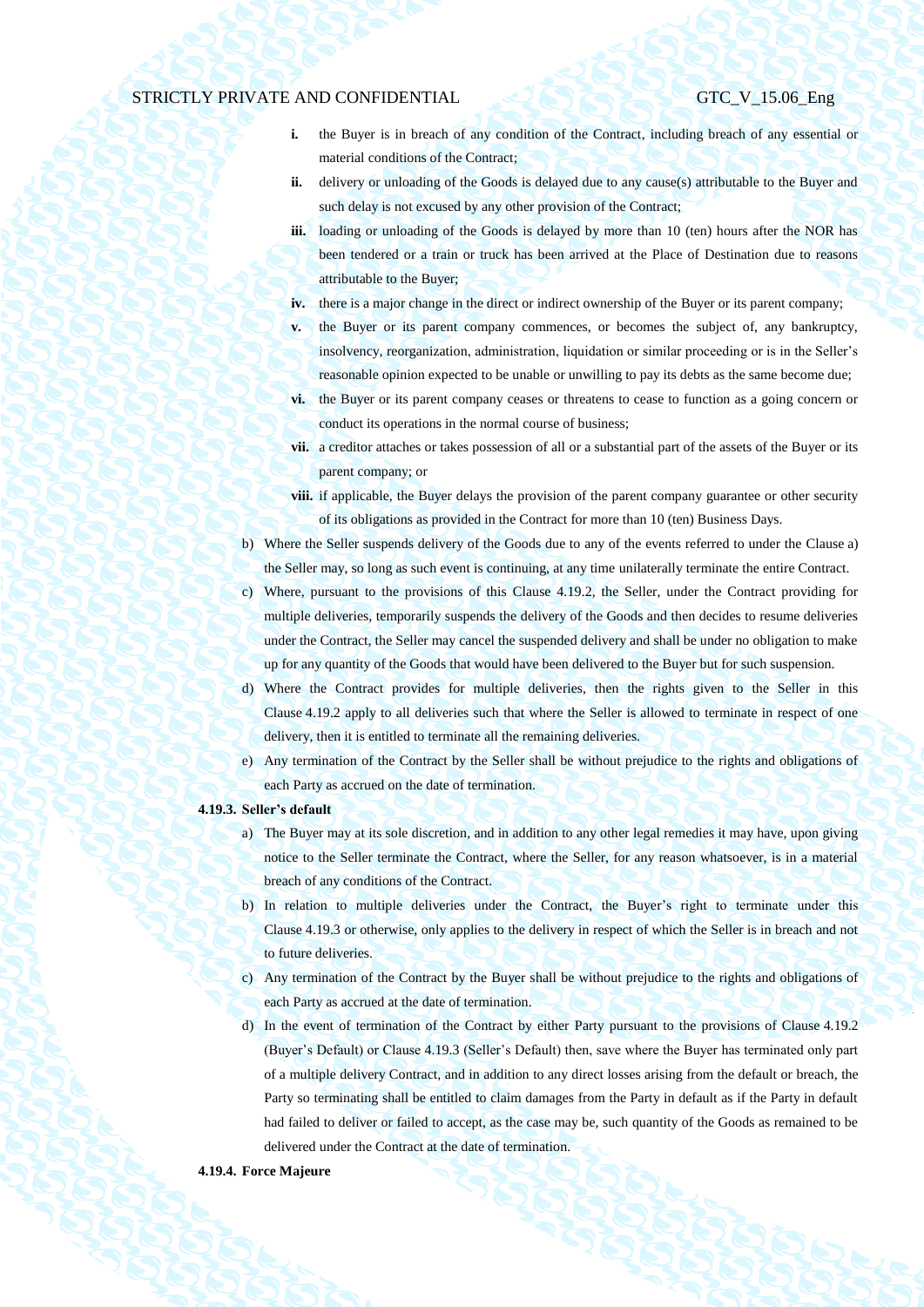i. the Buyer is in breach of any condition of the Contract, including breach of any essential or material conditions of the Contract;

ii. delivery or unloading of the Goods is delayed due to any cause(s) attributable to the Buyer and such delay is not excused by any other provision of the Contract;

iii. loading or unloading of the Goods is delayed by more than 10 (ten) hours after the NOR has been tendered or a train or truck has been arrived at the Place of Destination due to reasons attributable to the Buyer;

iv. there is a major change in the direct or indirect ownership of the Buyer or its parent company;

v. the Buyer or its parent company commences, or becomes the subject of, any bankruptcy, insolvency, reorganization, administration, liquidation or similar proceeding or is in the Seller's reasonable opinion expected to be unable or unwilling to pay its debts as the same become due;

vi. the Buyer or its parent company ceases or threatens to cease to function as a going concern or conduct its operations in the normal course of business;

vii. a creditor attaches or takes possession of all or a substantial part of the assets of the Buyer or its parent company; or

viii. if applicable, the Buyer delays the provision of the parent company guarantee or other security of its obligations as provided in the Contract for more than 10 (ten) Business Days.

b) Where the Seller suspends delivery of the Goods due to any of the events referred to under the Clause a) the Seller may, so long as such event is continuing, at any time unilaterally terminate the entire Contract.

c) Where, pursuant to the provisions of this Clause 4.19.2, the Seller, under the Contract providing for multiple deliveries, temporarily suspends the delivery of the Goods and then decides to resume deliveries under the Contract, the Seller may cancel the suspended delivery and shall be under no obligation to make up for any quantity of the Goods that would have been delivered to the Buyer but for such suspension.

d) Where the Contract provides for multiple deliveries, then the rights given to the Seller in this Clause 4.19.2 apply to all deliveries such that where the Seller is allowed to terminate in respect of one delivery, then it is entitled to terminate all the remaining deliveries.

e) Any termination of the Contract by the Seller shall be without prejudice to the rights and obligations of each Party as accrued on the date of termination.

**4.19.3. Seller's default**

a) The Buyer may at its sole discretion, and in addition to any other legal remedies it may have, upon giving notice to the Seller terminate the Contract, where the Seller, for any reason whatsoever, is in a material breach of any conditions of the Contract.

b) In relation to multiple deliveries under the Contract, the Buyer's right to terminate under this Clause 4.19.3 or otherwise, only applies to the delivery in respect of which the Seller is in breach and not to future deliveries.

c) Any termination of the Contract by the Buyer shall be without prejudice to the rights and obligations of each Party as accrued at the date of termination.

d) In the event of termination of the Contract by either Party pursuant to the provisions of Clause 4.19.2 (Buyer's Default) or Clause 4.19.3 (Seller's Default) then, save where the Buyer has terminated only part of a multiple delivery Contract, and in addition to any direct losses arising from the default or breach, the Party so terminating shall be entitled to claim damages from the Party in default as if the Party in default had failed to deliver or failed to accept, as the case may be, such quantity of the Goods as remained to be delivered under the Contract at the date of termination.

**4.19.4. Force Majeure**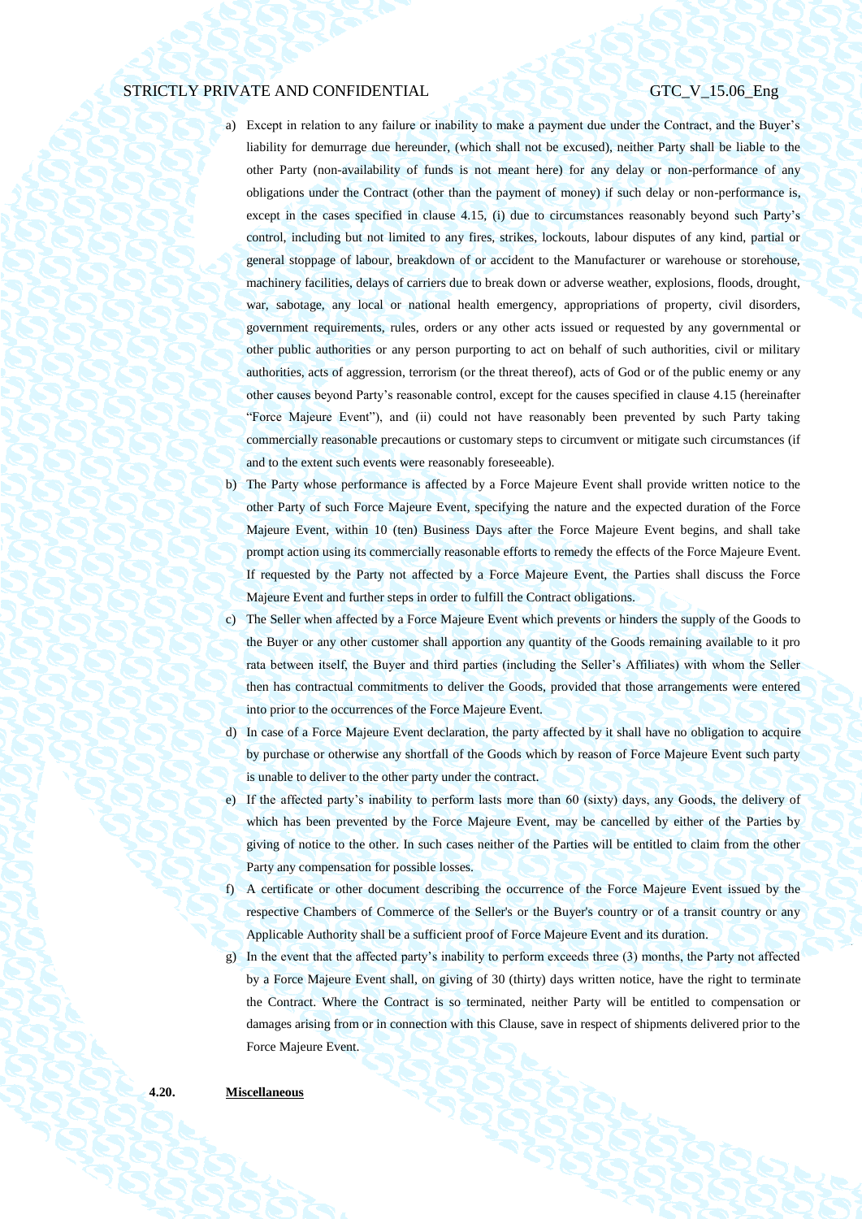a) Except in relation to any failure or inability to make a payment due under the Contract, and the Buyer's liability for demurrage due hereunder, (which shall not be excused), neither Party shall be liable to the other Party (non-availability of funds is not meant here) for any delay or non-performance of any obligations under the Contract (other than the payment of money) if such delay or non-performance is, except in the cases specified in clause 4.15, (i) due to circumstances reasonably beyond such Party's control, including but not limited to any fires, strikes, lockouts, labour disputes of any kind, partial or general stoppage of labour, breakdown of or accident to the Manufacturer or warehouse or storehouse, machinery facilities, delays of carriers due to break down or adverse weather, explosions, floods, drought, war, sabotage, any local or national health emergency, appropriations of property, civil disorders, government requirements, rules, orders or any other acts issued or requested by any governmental or other public authorities or any person purporting to act on behalf of such authorities, civil or military authorities, acts of aggression, terrorism (or the threat thereof), acts of God or of the public enemy or any other causes beyond Party's reasonable control, except for the causes specified in clause 4.15 (hereinafter "Force Majeure Event"), and (ii) could not have reasonably been prevented by such Party taking commercially reasonable precautions or customary steps to circumvent or mitigate such circumstances (if and to the extent such events were reasonably foreseeable).

b) The Party whose performance is affected by a Force Majeure Event shall provide written notice to the other Party of such Force Majeure Event, specifying the nature and the expected duration of the Force Majeure Event, within 10 (ten) Business Days after the Force Majeure Event begins, and shall take prompt action using its commercially reasonable efforts to remedy the effects of the Force Majeure Event. If requested by the Party not affected by a Force Majeure Event, the Parties shall discuss the Force Majeure Event and further steps in order to fulfill the Contract obligations.

c) The Seller when affected by a Force Majeure Event which prevents or hinders the supply of the Goods to the Buyer or any other customer shall apportion any quantity of the Goods remaining available to it pro rata between itself, the Buyer and third parties (including the Seller's Affiliates) with whom the Seller then has contractual commitments to deliver the Goods, provided that those arrangements were entered into prior to the occurrences of the Force Majeure Event.

d) In case of a Force Majeure Event declaration, the party affected by it shall have no obligation to acquire by purchase or otherwise any shortfall of the Goods which by reason of Force Majeure Event such party is unable to deliver to the other party under the contract.

e) If the affected party's inability to perform lasts more than 60 (sixty) days, any Goods, the delivery of which has been prevented by the Force Majeure Event, may be cancelled by either of the Parties by giving of notice to the other. In such cases neither of the Parties will be entitled to claim from the other Party any compensation for possible losses.

f) A certificate or other document describing the occurrence of the Force Majeure Event issued by the respective Chambers of Commerce of the Seller's or the Buyer's country or of a transit country or any Applicable Authority shall be a sufficient proof of Force Majeure Event and its duration.

g) In the event that the affected party's inability to perform exceeds three (3) months, the Party not affected by a Force Majeure Event shall, on giving of 30 (thirty) days written notice, have the right to terminate the Contract. Where the Contract is so terminated, neither Party will be entitled to compensation or damages arising from or in connection with this Clause, save in respect of shipments delivered prior to the Force Majeure Event.

**4.20. Miscellaneous**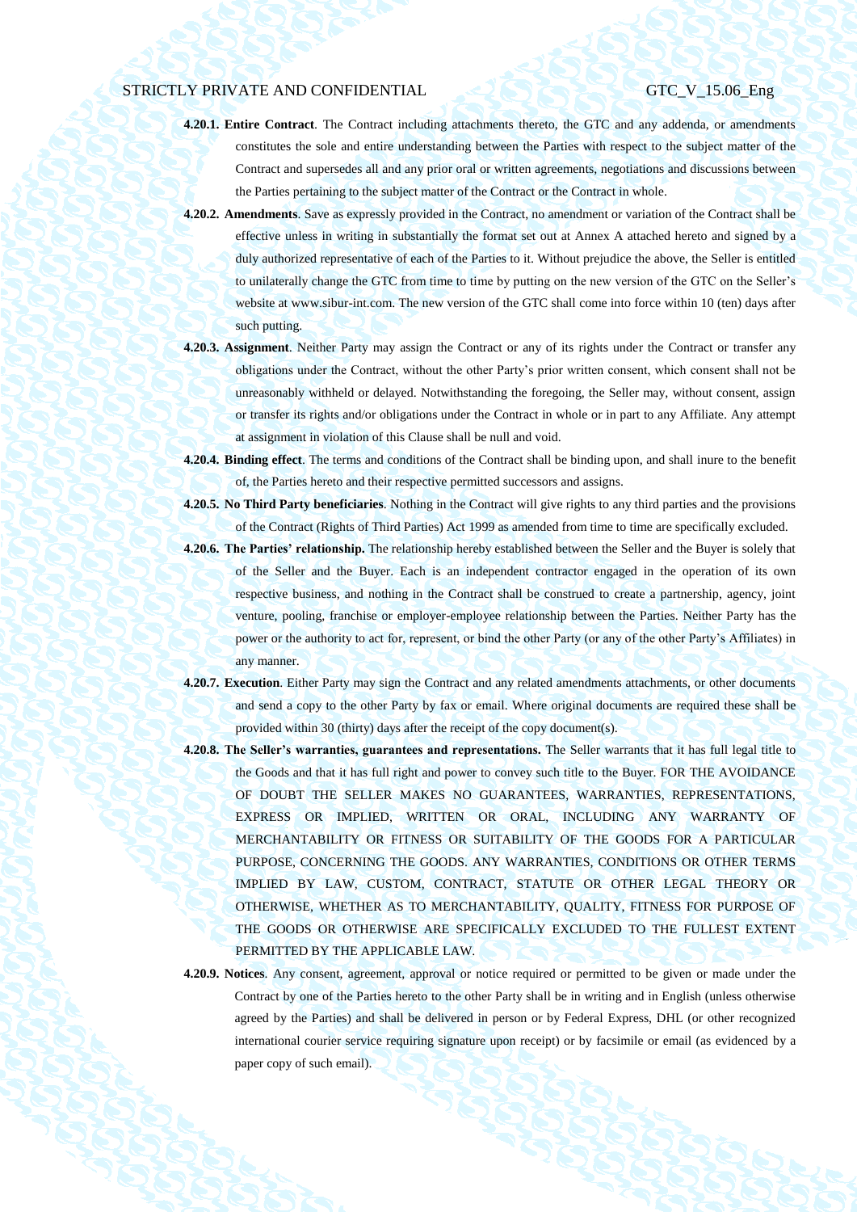**4.20.1. Entire Contract**. The Contract including attachments thereto, the GTC and any addenda, or amendments constitutes the sole and entire understanding between the Parties with respect to the subject matter of the Contract and supersedes all and any prior oral or written agreements, negotiations and discussions between the Parties pertaining to the subject matter of the Contract or the Contract in whole.

**4.20.2. Amendments**. Save as expressly provided in the Contract, no amendment or variation of the Contract shall be effective unless in writing in substantially the format set out at Annex A attached hereto and signed by a duly authorized representative of each of the Parties to it. Without prejudice the above, the Seller is entitled to unilaterally change the GTC from time to time by putting on the new version of the GTC on the Seller's website at www.sibur-int.com. The new version of the GTC shall come into force within 10 (ten) days after such putting.

**4.20.3. Assignment**. Neither Party may assign the Contract or any of its rights under the Contract or transfer any obligations under the Contract, without the other Party's prior written consent, which consent shall not be unreasonably withheld or delayed. Notwithstanding the foregoing, the Seller may, without consent, assign or transfer its rights and/or obligations under the Contract in whole or in part to any Affiliate. Any attempt at assignment in violation of this Clause shall be null and void.

**4.20.4. Binding effect**. The terms and conditions of the Contract shall be binding upon, and shall inure to the benefit of, the Parties hereto and their respective permitted successors and assigns.

**4.20.5. No Third Party beneficiaries**. Nothing in the Contract will give rights to any third parties and the provisions of the Contract (Rights of Third Parties) Act 1999 as amended from time to time are specifically excluded.

**4.20.6. The Parties' relationship.** The relationship hereby established between the Seller and the Buyer is solely that of the Seller and the Buyer. Each is an independent contractor engaged in the operation of its own respective business, and nothing in the Contract shall be construed to create a partnership, agency, joint venture, pooling, franchise or employer-employee relationship between the Parties. Neither Party has the power or the authority to act for, represent, or bind the other Party (or any of the other Party's Affiliates) in any manner.

**4.20.7. Execution**. Either Party may sign the Contract and any related amendments attachments, or other documents and send a copy to the other Party by fax or email. Where original documents are required these shall be provided within 30 (thirty) days after the receipt of the copy document(s).

**4.20.8. The Seller's warranties, guarantees and representations.** The Seller warrants that it has full legal title to the Goods and that it has full right and power to convey such title to the Buyer. FOR THE AVOIDANCE OF DOUBT THE SELLER MAKES NO GUARANTEES, WARRANTIES, REPRESENTATIONS, EXPRESS OR IMPLIED, WRITTEN OR ORAL, INCLUDING ANY WARRANTY OF MERCHANTABILITY OR FITNESS OR SUITABILITY OF THE GOODS FOR A PARTICULAR PURPOSE, CONCERNING THE GOODS. ANY WARRANTIES, CONDITIONS OR OTHER TERMS IMPLIED BY LAW, CUSTOM, CONTRACT, STATUTE OR OTHER LEGAL THEORY OR OTHERWISE, WHETHER AS TO MERCHANTABILITY, QUALITY, FITNESS FOR PURPOSE OF THE GOODS OR OTHERWISE ARE SPECIFICALLY EXCLUDED TO THE FULLEST EXTENT PERMITTED BY THE APPLICABLE LAW.

**4.20.9. Notices**. Any consent, agreement, approval or notice required or permitted to be given or made under the Contract by one of the Parties hereto to the other Party shall be in writing and in English (unless otherwise agreed by the Parties) and shall be delivered in person or by Federal Express, DHL (or other recognized international courier service requiring signature upon receipt) or by facsimile or email (as evidenced by a paper copy of such email).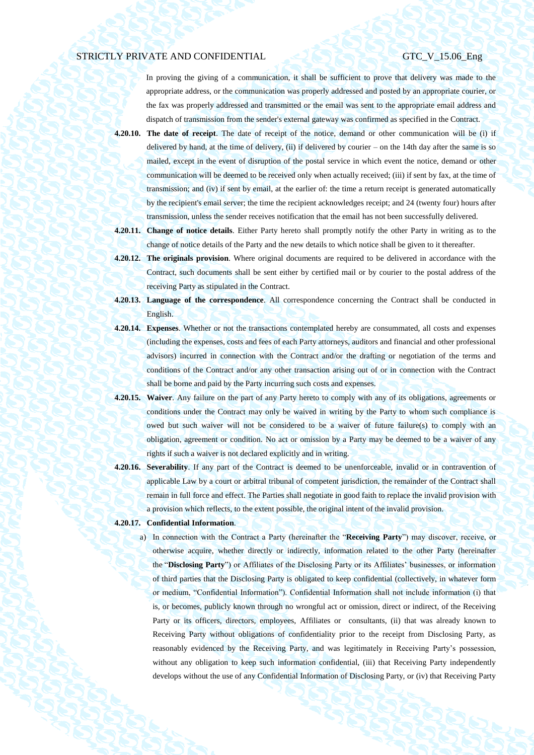In proving the giving of a communication, it shall be sufficient to prove that delivery was made to the appropriate address, or the communication was properly addressed and posted by an appropriate courier, or the fax was properly addressed and transmitted or the email was sent to the appropriate email address and dispatch of transmission from the sender's external gateway was confirmed as specified in the Contract.

**4.20.10. The date of receipt**. The date of receipt of the notice, demand or other communication will be (i) if delivered by hand, at the time of delivery, (ii) if delivered by courier – on the 14th day after the same is so mailed, except in the event of disruption of the postal service in which event the notice, demand or other communication will be deemed to be received only when actually received; (iii) if sent by fax, at the time of transmission; and (iv) if sent by email, at the earlier of: the time a return receipt is generated automatically by the recipient's email server; the time the recipient acknowledges receipt; and 24 (twenty four) hours after transmission, unless the sender receives notification that the email has not been successfully delivered.

**4.20.11. Change of notice details**. Either Party hereto shall promptly notify the other Party in writing as to the change of notice details of the Party and the new details to which notice shall be given to it thereafter.

**4.20.12. The originals provision**. Where original documents are required to be delivered in accordance with the Contract, such documents shall be sent either by certified mail or by courier to the postal address of the receiving Party as stipulated in the Contract.

**4.20.13. Language of the correspondence**. All correspondence concerning the Contract shall be conducted in English.

**4.20.14. Expenses**. Whether or not the transactions contemplated hereby are consummated, all costs and expenses (including the expenses, costs and fees of each Party attorneys, auditors and financial and other professional advisors) incurred in connection with the Contract and/or the drafting or negotiation of the terms and conditions of the Contract and/or any other transaction arising out of or in connection with the Contract shall be borne and paid by the Party incurring such costs and expenses.

**4.20.15. Waiver**. Any failure on the part of any Party hereto to comply with any of its obligations, agreements or conditions under the Contract may only be waived in writing by the Party to whom such compliance is owed but such waiver will not be considered to be a waiver of future failure(s) to comply with an obligation, agreement or condition. No act or omission by a Party may be deemed to be a waiver of any rights if such a waiver is not declared explicitly and in writing.

**4.20.16. Severability**. If any part of the Contract is deemed to be unenforceable, invalid or in contravention of applicable Law by a court or arbitral tribunal of competent jurisdiction, the remainder of the Contract shall remain in full force and effect. The Parties shall negotiate in good faith to replace the invalid provision with a provision which reflects, to the extent possible, the original intent of the invalid provision.

**4.20.17. Confidential Information**.

a) In connection with the Contract a Party (hereinafter the "**Receiving Party**") may discover, receive, or otherwise acquire, whether directly or indirectly, information related to the other Party (hereinafter the "**Disclosing Party**") or Affiliates of the Disclosing Party or its Affiliates' businesses, or information of third parties that the Disclosing Party is obligated to keep confidential (collectively, in whatever form or medium, "Confidential Information"). Confidential Information shall not include information (i) that is, or becomes, publicly known through no wrongful act or omission, direct or indirect, of the Receiving Party or its officers, directors, employees, Affiliates or consultants, (ii) that was already known to Receiving Party without obligations of confidentiality prior to the receipt from Disclosing Party, as reasonably evidenced by the Receiving Party, and was legitimately in Receiving Party's possession, without any obligation to keep such information confidential, (iii) that Receiving Party independently develops without the use of any Confidential Information of Disclosing Party, or (iv) that Receiving Party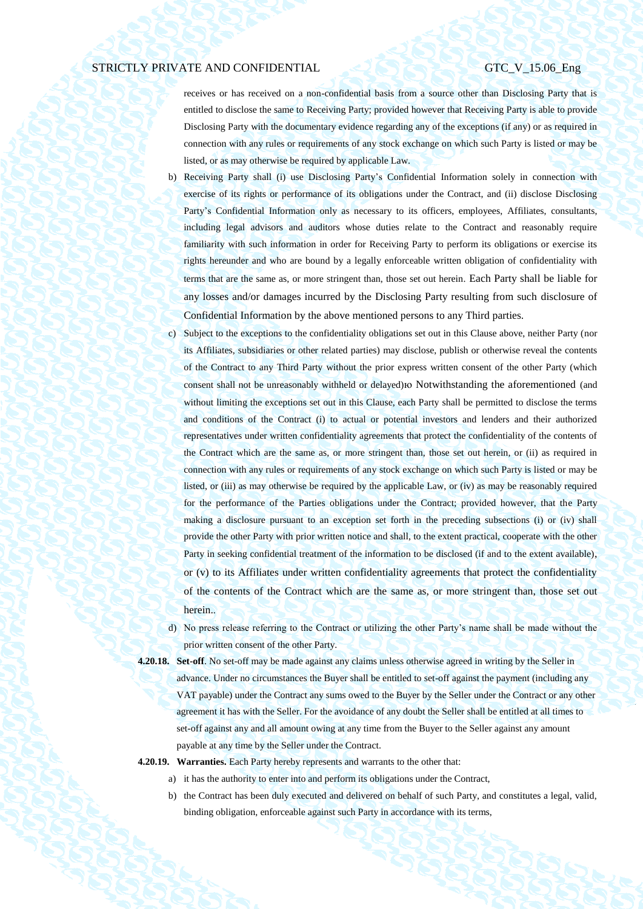receives or has received on a non-confidential basis from a source other than Disclosing Party that is entitled to disclose the same to Receiving Party; provided however that Receiving Party is able to provide Disclosing Party with the documentary evidence regarding any of the exceptions (if any) or as required in connection with any rules or requirements of any stock exchange on which such Party is listed or may be listed, or as may otherwise be required by applicable Law.

b) Receiving Party shall (i) use Disclosing Party's Confidential Information solely in connection with exercise of its rights or performance of its obligations under the Contract, and (ii) disclose Disclosing Party's Confidential Information only as necessary to its officers, employees, Affiliates, consultants, including legal advisors and auditors whose duties relate to the Contract and reasonably require familiarity with such information in order for Receiving Party to perform its obligations or exercise its rights hereunder and who are bound by a legally enforceable written obligation of confidentiality with terms that are the same as, or more stringent than, those set out herein. Each Party shall be liable for any losses and/or damages incurred by the Disclosing Party resulting from such disclosure of Confidential Information by the above mentioned persons to any Third parties.

c) Subject to the exceptions to the confidentiality obligations set out in this Clause above, neither Party (nor its Affiliates, subsidiaries or other related parties) may disclose, publish or otherwise reveal the contents of the Contract to any Third Party without the prior express written consent of the other Party (which consent shall not be unreasonably withheld or delayed)ю Notwithstanding the aforementioned (and without limiting the exceptions set out in this Clause, each Party shall be permitted to disclose the terms and conditions of the Contract (i) to actual or potential investors and lenders and their authorized representatives under written confidentiality agreements that protect the confidentiality of the contents of the Contract which are the same as, or more stringent than, those set out herein, or (ii) as required in connection with any rules or requirements of any stock exchange on which such Party is listed or may be listed, or (iii) as may otherwise be required by the applicable Law, or (iv) as may be reasonably required for the performance of the Parties obligations under the Contract; provided however, that the Party making a disclosure pursuant to an exception set forth in the preceding subsections (i) or (iv) shall provide the other Party with prior written notice and shall, to the extent practical, cooperate with the other Party in seeking confidential treatment of the information to be disclosed (if and to the extent available), or (v) to its Affiliates under written confidentiality agreements that protect the confidentiality of the contents of the Contract which are the same as, or more stringent than, those set out herein..

d) No press release referring to the Contract or utilizing the other Party's name shall be made without the prior written consent of the other Party.

**4.20.18. Set-off**. No set-off may be made against any claims unless otherwise agreed in writing by the Seller in advance. Under no circumstances the Buyer shall be entitled to set-off against the payment (including any VAT payable) under the Contract any sums owed to the Buyer by the Seller under the Contract or any other agreement it has with the Seller. For the avoidance of any doubt the Seller shall be entitled at all times to set-off against any and all amount owing at any time from the Buyer to the Seller against any amount payable at any time by the Seller under the Contract.

**4.20.19. Warranties.** Each Party hereby represents and warrants to the other that:

a) it has the authority to enter into and perform its obligations under the Contract,

b) the Contract has been duly executed and delivered on behalf of such Party, and constitutes a legal, valid, binding obligation, enforceable against such Party in accordance with its terms,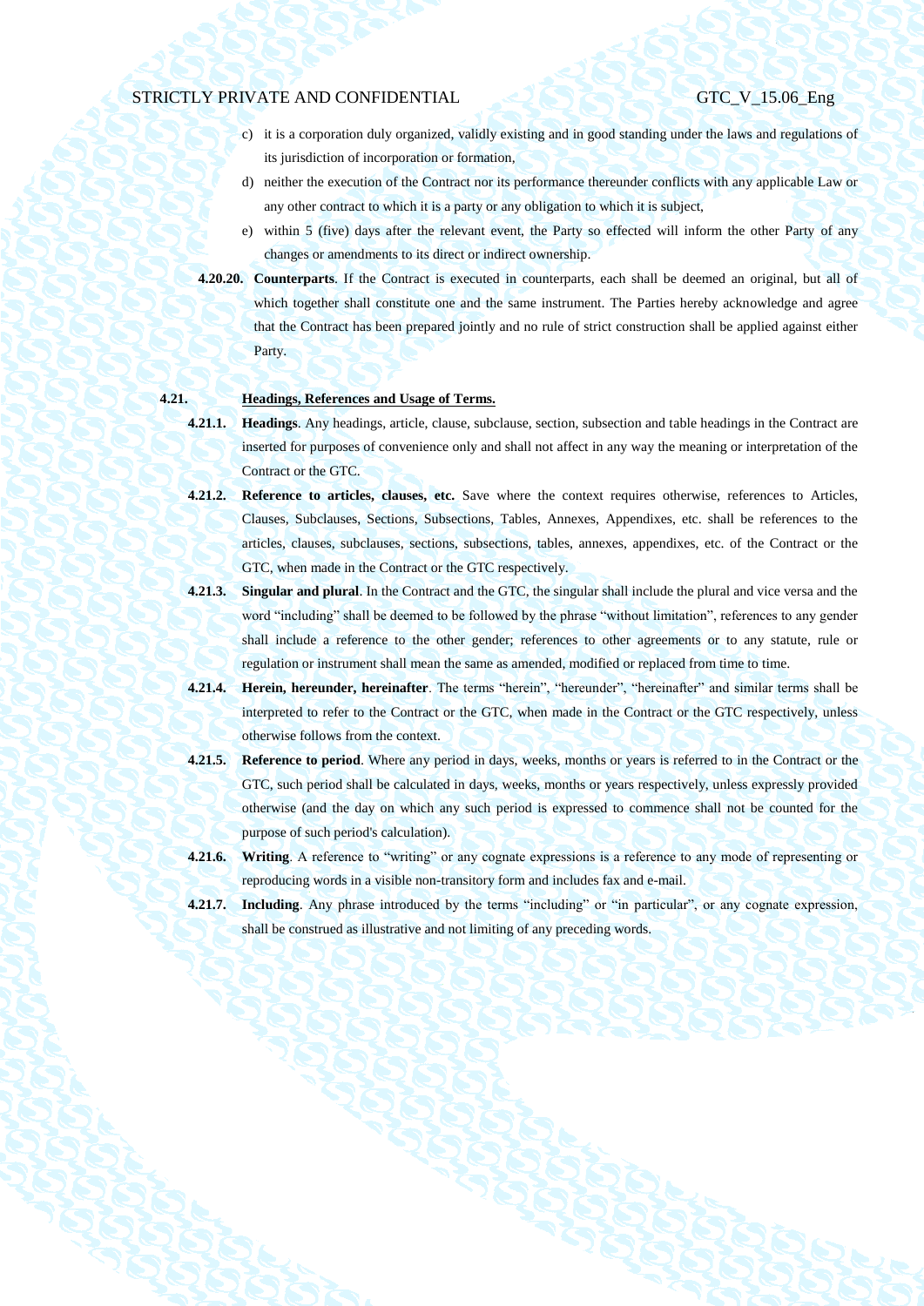c) it is a corporation duly organized, validly existing and in good standing under the laws and regulations of its jurisdiction of incorporation or formation,

d) neither the execution of the Contract nor its performance thereunder conflicts with any applicable Law or any other contract to which it is a party or any obligation to which it is subject,

e) within 5 (five) days after the relevant event, the Party so effected will inform the other Party of any changes or amendments to its direct or indirect ownership.

**4.20.20. Counterparts**. If the Contract is executed in counterparts, each shall be deemed an original, but all of which together shall constitute one and the same instrument. The Parties hereby acknowledge and agree that the Contract has been prepared jointly and no rule of strict construction shall be applied against either Party.

**4.21. Headings, References and Usage of Terms.**

**4.21.1. Headings**. Any headings, article, clause, subclause, section, subsection and table headings in the Contract are inserted for purposes of convenience only and shall not affect in any way the meaning or interpretation of the Contract or the GTC.

**4.21.2. Reference to articles, clauses, etc.** Save where the context requires otherwise, references to Articles, Clauses, Subclauses, Sections, Subsections, Tables, Annexes, Appendixes, etc. shall be references to the articles, clauses, subclauses, sections, subsections, tables, annexes, appendixes, etc. of the Contract or the GTC, when made in the Contract or the GTC respectively.

**4.21.3. Singular and plural**. In the Contract and the GTC, the singular shall include the plural and vice versa and the word "including" shall be deemed to be followed by the phrase "without limitation", references to any gender shall include a reference to the other gender; references to other agreements or to any statute, rule or regulation or instrument shall mean the same as amended, modified or replaced from time to time.

**4.21.4. Herein, hereunder, hereinafter**. The terms "herein", "hereunder", "hereinafter" and similar terms shall be interpreted to refer to the Contract or the GTC, when made in the Contract or the GTC respectively, unless otherwise follows from the context.

**4.21.5. Reference to period**. Where any period in days, weeks, months or years is referred to in the Contract or the GTC, such period shall be calculated in days, weeks, months or years respectively, unless expressly provided otherwise (and the day on which any such period is expressed to commence shall not be counted for the purpose of such period's calculation).

**4.21.6. Writing**. A reference to "writing" or any cognate expressions is a reference to any mode of representing or reproducing words in a visible non-transitory form and includes fax and e-mail.

**4.21.7. Including**. Any phrase introduced by the terms "including" or "in particular", or any cognate expression, shall be construed as illustrative and not limiting of any preceding words.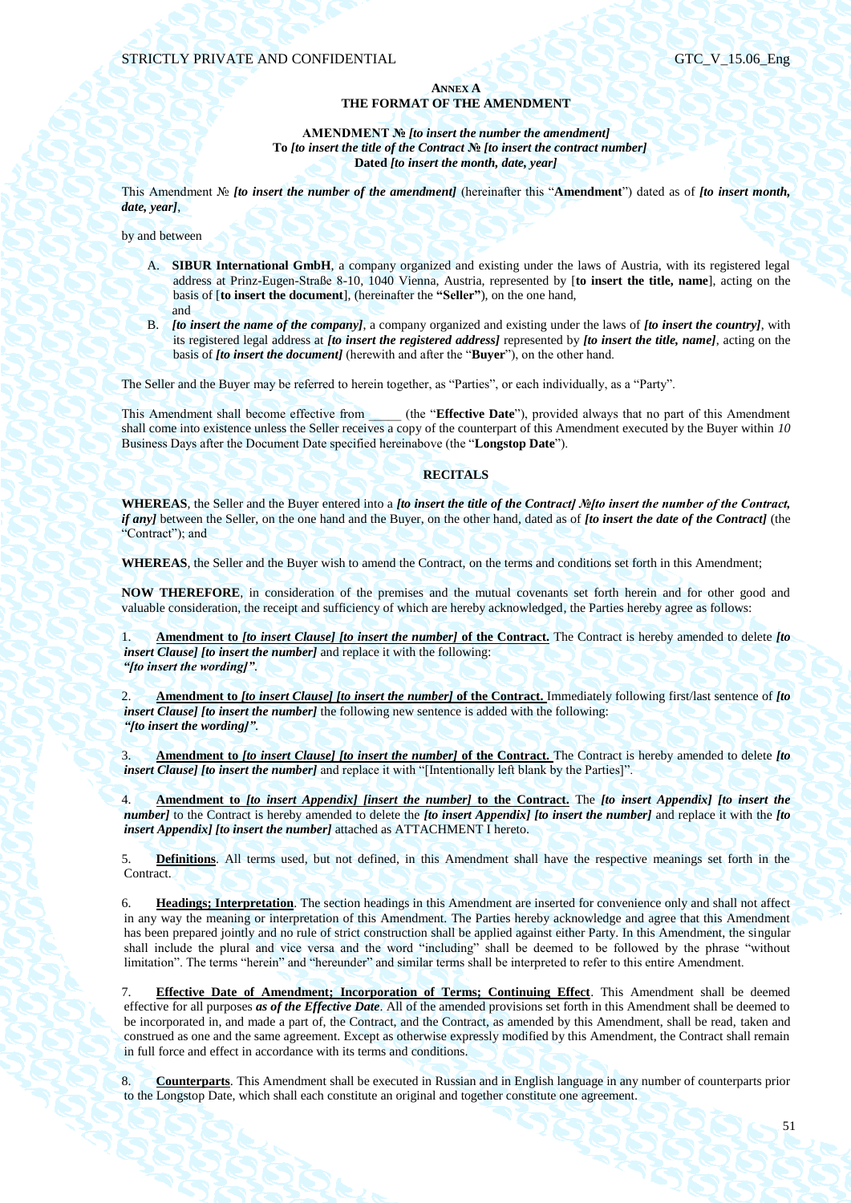**ANNEX A**
**THE FORMAT OF THE AMENDMENT**

**AMENDMENT № *[to insert the number the amendment]***
**To *[to insert the title of the Contract № [to insert the contract number]***
**Dated *[to insert the month, date, year]***

This Amendment № ***[to insert the number of the amendment]*** (hereinafter this "**Amendment**") dated as of ***[to insert month, date, year]***,

by and between

A. **SIBUR International GmbH**, a company organized and existing under the laws of Austria, with its registered legal address at Prinz-Eugen-Straße 8-10, 1040 Vienna, Austria, represented by [**to insert the title, name**], acting on the basis of [**to insert the document**], (hereinafter the **"Seller")**, on the one hand,
and

B. ***[to insert the name of the company]***, a company organized and existing under the laws of ***[to insert the country]***, with its registered legal address at ***[to insert the registered address]*** represented by ***[to insert the title, name]***, acting on the basis of ***[to insert the document]*** (herewith and after the "**Buyer**"), on the other hand.

The Seller and the Buyer may be referred to herein together, as "Parties", or each individually, as a "Party".

This Amendment shall become effective from _____ (the "**Effective Date**"), provided always that no part of this Amendment shall come into existence unless the Seller receives a copy of the counterpart of this Amendment executed by the Buyer within *10* Business Days after the Document Date specified hereinabove (the "**Longstop Date**").

**RECITALS**

**WHEREAS**, the Seller and the Buyer entered into a ***[to insert the title of the Contract] №[to insert the number of the Contract, if any]*** between the Seller, on the one hand and the Buyer, on the other hand, dated as of ***[to insert the date of the Contract]*** (the "Contract"); and

**WHEREAS**, the Seller and the Buyer wish to amend the Contract, on the terms and conditions set forth in this Amendment;

**NOW THEREFORE**, in consideration of the premises and the mutual covenants set forth herein and for other good and valuable consideration, the receipt and sufficiency of which are hereby acknowledged, the Parties hereby agree as follows:

1. **Amendment to *[to insert Clause] [to insert the number]* of the Contract.** The Contract is hereby amended to delete ***[to insert Clause] [to insert the number]*** and replace it with the following:
***"[to insert the wording]"***.

2. **Amendment to *[to insert Clause] [to insert the number]* of the Contract.** Immediately following first/last sentence of ***[to insert Clause] [to insert the number]*** the following new sentence is added with the following:
***"[to insert the wording]"***.

3. **Amendment to *[to insert Clause] [to insert the number]* of the Contract.** The Contract is hereby amended to delete ***[to insert Clause] [to insert the number]*** and replace it with "[Intentionally left blank by the Parties]".

4. **Amendment to *[to insert Appendix] [insert the number]* to the Contract.** The ***[to insert Appendix] [to insert the number]*** to the Contract is hereby amended to delete the ***[to insert Appendix] [to insert the number]*** and replace it with the ***[to insert Appendix] [to insert the number]*** attached as ATTACHMENT I hereto.

5. **Definitions**. All terms used, but not defined, in this Amendment shall have the respective meanings set forth in the Contract.

6. **Headings; Interpretation**. The section headings in this Amendment are inserted for convenience only and shall not affect in any way the meaning or interpretation of this Amendment. The Parties hereby acknowledge and agree that this Amendment has been prepared jointly and no rule of strict construction shall be applied against either Party. In this Amendment, the singular shall include the plural and vice versa and the word "including" shall be deemed to be followed by the phrase "without limitation". The terms "herein" and "hereunder" and similar terms shall be interpreted to refer to this entire Amendment.

7. **Effective Date of Amendment; Incorporation of Terms; Continuing Effect**. This Amendment shall be deemed effective for all purposes ***as of the Effective Date***. All of the amended provisions set forth in this Amendment shall be deemed to be incorporated in, and made a part of, the Contract, and the Contract, as amended by this Amendment, shall be read, taken and construed as one and the same agreement. Except as otherwise expressly modified by this Amendment, the Contract shall remain in full force and effect in accordance with its terms and conditions.

8. **Counterparts**. This Amendment shall be executed in Russian and in English language in any number of counterparts prior to the Longstop Date, which shall each constitute an original and together constitute one agreement.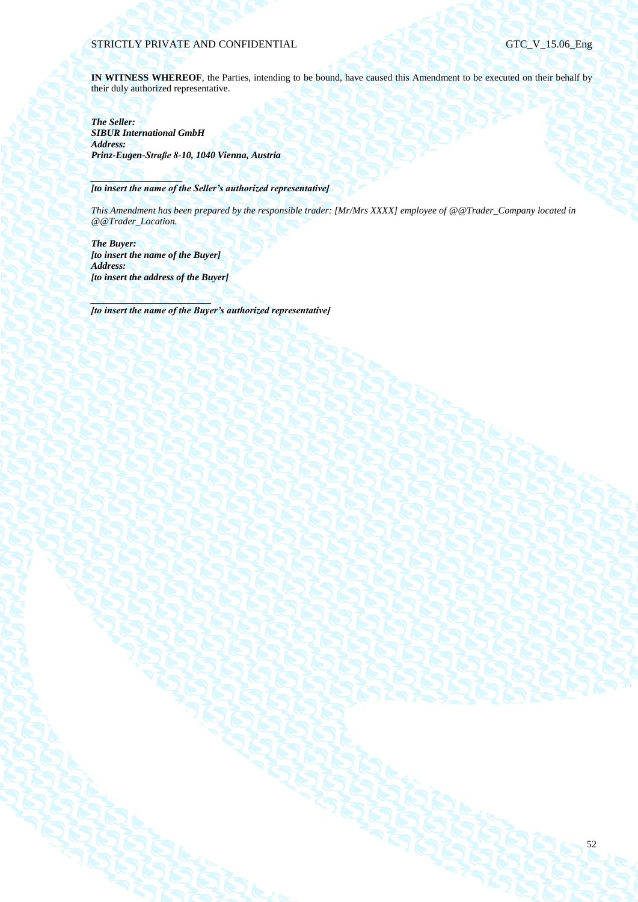**IN WITNESS WHEREOF**, the Parties, intending to be bound, have caused this Amendment to be executed on their behalf by their duly authorized representative.

***The Seller:***
***SIBUR International GmbH***
***Address:***
***Prinz-Eugen-Straße 8-10, 1040 Vienna, Austria***

___________________
***[to insert the name of the Seller's authorized representative]***

*This Amendment has been prepared by the responsible trader: [Mr/Mrs XXXX] employee of @@Trader_Company located in @@Trader_Location.*

***The Buyer:***
***[to insert the name of the Buyer]***
***Address:***
***[to insert the address of the Buyer]***

_________________________
***[to insert the name of the Buyer's authorized representative]***